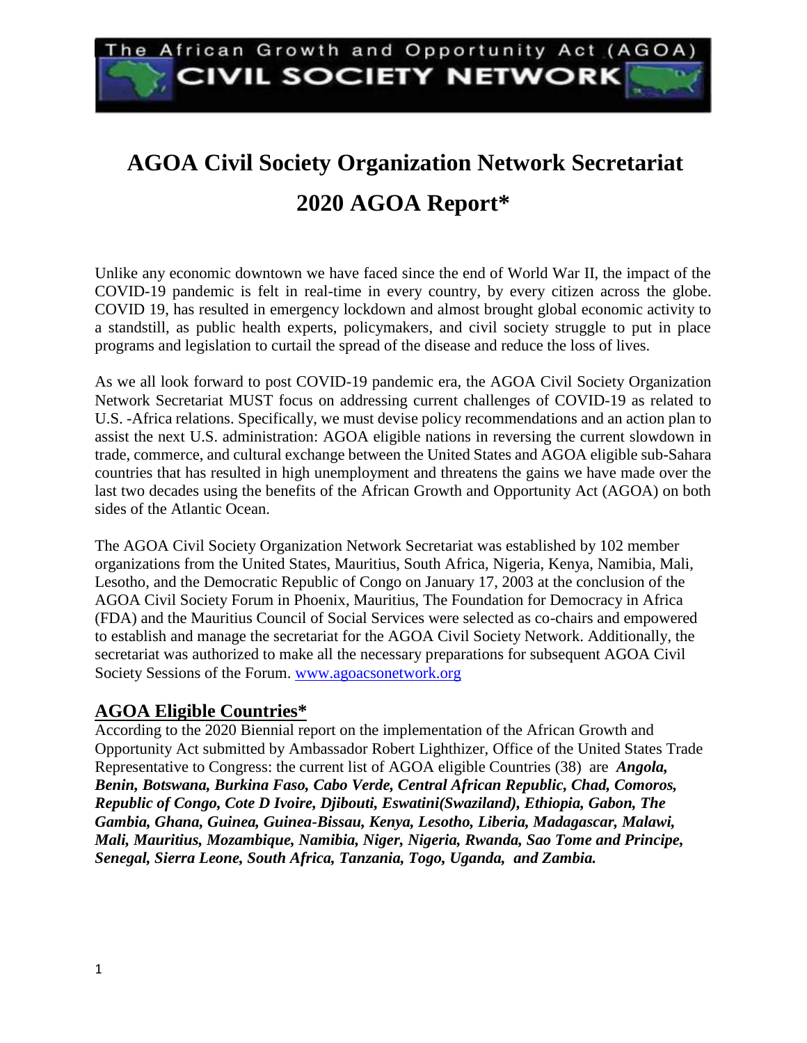The African Growth and Opportunity Act (AGOA)
CIVIL SOCIETY NETWORK

# AGOA Civil Society Organization Network Secretariat

# 2020 AGOA Report*

Unlike any economic downtown we have faced since the end of World War II, the impact of the COVID-19 pandemic is felt in real-time in every country, by every citizen across the globe. COVID 19, has resulted in emergency lockdown and almost brought global economic activity to a standstill, as public health experts, policymakers, and civil society struggle to put in place programs and legislation to curtail the spread of the disease and reduce the loss of lives.

As we all look forward to post COVID-19 pandemic era, the AGOA Civil Society Organization Network Secretariat MUST focus on addressing current challenges of COVID-19 as related to U.S. -Africa relations. Specifically, we must devise policy recommendations and an action plan to assist the next U.S. administration: AGOA eligible nations in reversing the current slowdown in trade, commerce, and cultural exchange between the United States and AGOA eligible sub-Sahara countries that has resulted in high unemployment and threatens the gains we have made over the last two decades using the benefits of the African Growth and Opportunity Act (AGOA) on both sides of the Atlantic Ocean.

The AGOA Civil Society Organization Network Secretariat was established by 102 member organizations from the United States, Mauritius, South Africa, Nigeria, Kenya, Namibia, Mali, Lesotho, and the Democratic Republic of Congo on January 17, 2003 at the conclusion of the AGOA Civil Society Forum in Phoenix, Mauritius, The Foundation for Democracy in Africa (FDA) and the Mauritius Council of Social Services were selected as co-chairs and empowered to establish and manage the secretariat for the AGOA Civil Society Network. Additionally, the secretariat was authorized to make all the necessary preparations for subsequent AGOA Civil Society Sessions of the Forum. www.agoacsonetwork.org

## AGOA Eligible Countries*

According to the 2020 Biennial report on the implementation of the African Growth and Opportunity Act submitted by Ambassador Robert Lighthizer, Office of the United States Trade Representative to Congress: the current list of AGOA eligible Countries (38) are ***Angola, Benin, Botswana, Burkina Faso, Cabo Verde, Central African Republic, Chad, Comoros, Republic of Congo, Cote D Ivoire, Djibouti, Eswatini(Swaziland), Ethiopia, Gabon, The Gambia, Ghana, Guinea, Guinea-Bissau, Kenya, Lesotho, Liberia, Madagascar, Malawi, Mali, Mauritius, Mozambique, Namibia, Niger, Nigeria, Rwanda, Sao Tome and Principe, Senegal, Sierra Leone, South Africa, Tanzania, Togo, Uganda, and Zambia.***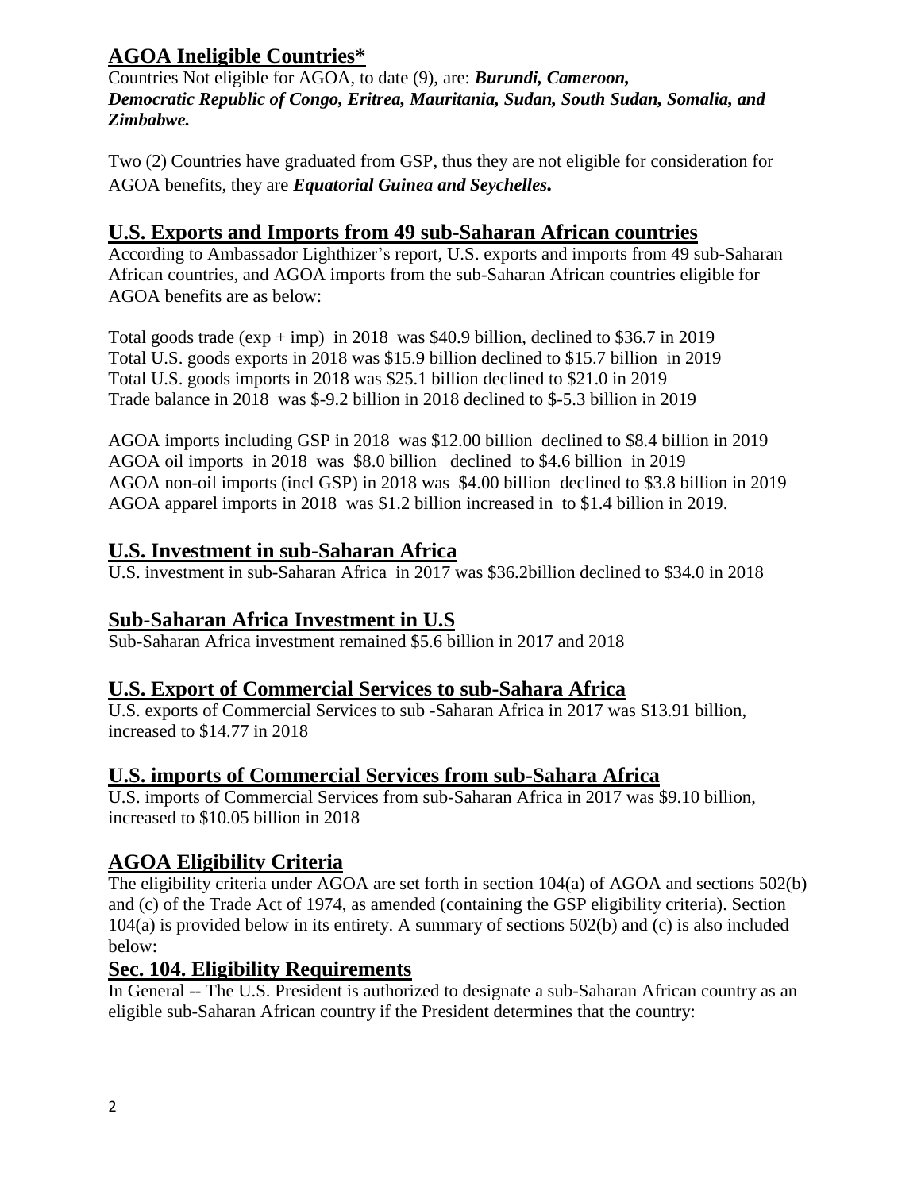## AGOA Ineligible Countries*

Countries Not eligible for AGOA, to date (9), are: ***Burundi, Cameroon, Democratic Republic of Congo, Eritrea, Mauritania, Sudan, South Sudan, Somalia, and Zimbabwe.***

Two (2) Countries have graduated from GSP, thus they are not eligible for consideration for AGOA benefits, they are ***Equatorial Guinea and Seychelles.***

## U.S. Exports and Imports from 49 sub-Saharan African countries

According to Ambassador Lighthizer's report, U.S. exports and imports from 49 sub-Saharan African countries, and AGOA imports from the sub-Saharan African countries eligible for AGOA benefits are as below:

Total goods trade (exp + imp) in 2018 was $40.9 billion, declined to $36.7 in 2019
Total U.S. goods exports in 2018 was $15.9 billion declined to $15.7 billion in 2019
Total U.S. goods imports in 2018 was $25.1 billion declined to $21.0 in 2019
Trade balance in 2018 was $-9.2 billion in 2018 declined to $-5.3 billion in 2019

AGOA imports including GSP in 2018 was $12.00 billion declined to $8.4 billion in 2019
AGOA oil imports in 2018 was $8.0 billion declined to $4.6 billion in 2019
AGOA non-oil imports (incl GSP) in 2018 was $4.00 billion declined to $3.8 billion in 2019
AGOA apparel imports in 2018 was $1.2 billion increased in to $1.4 billion in 2019.

## U.S. Investment in sub-Saharan Africa

U.S. investment in sub-Saharan Africa in 2017 was $36.2billion declined to $34.0 in 2018

## Sub-Saharan Africa Investment in U.S

Sub-Saharan Africa investment remained $5.6 billion in 2017 and 2018

## U.S. Export of Commercial Services to sub-Sahara Africa

U.S. exports of Commercial Services to sub -Saharan Africa in 2017 was $13.91 billion, increased to $14.77 in 2018

## U.S. imports of Commercial Services from sub-Sahara Africa

U.S. imports of Commercial Services from sub-Saharan Africa in 2017 was $9.10 billion, increased to $10.05 billion in 2018

## AGOA Eligibility Criteria

The eligibility criteria under AGOA are set forth in section 104(a) of AGOA and sections 502(b) and (c) of the Trade Act of 1974, as amended (containing the GSP eligibility criteria). Section 104(a) is provided below in its entirety. A summary of sections 502(b) and (c) is also included below:

## Sec. 104. Eligibility Requirements

In General -- The U.S. President is authorized to designate a sub-Saharan African country as an eligible sub-Saharan African country if the President determines that the country: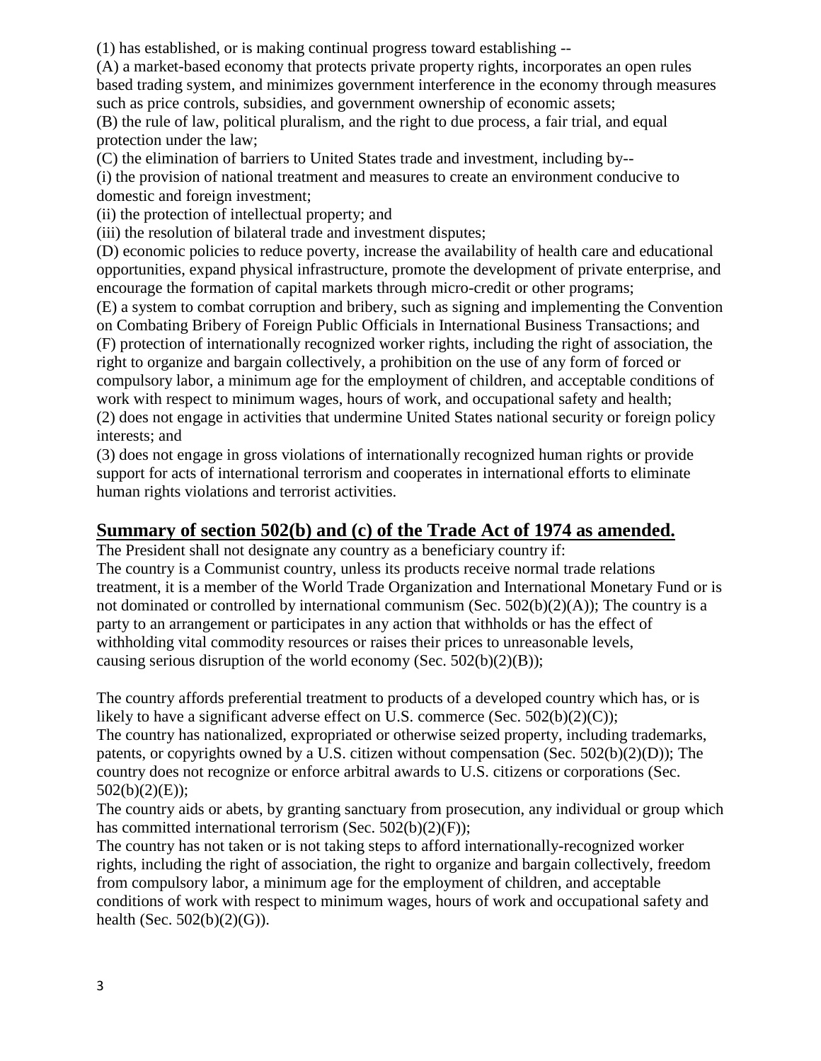(1) has established, or is making continual progress toward establishing --

(A) a market-based economy that protects private property rights, incorporates an open rules based trading system, and minimizes government interference in the economy through measures such as price controls, subsidies, and government ownership of economic assets;

(B) the rule of law, political pluralism, and the right to due process, a fair trial, and equal protection under the law;

(C) the elimination of barriers to United States trade and investment, including by--

(i) the provision of national treatment and measures to create an environment conducive to domestic and foreign investment;

(ii) the protection of intellectual property; and

(iii) the resolution of bilateral trade and investment disputes;

(D) economic policies to reduce poverty, increase the availability of health care and educational opportunities, expand physical infrastructure, promote the development of private enterprise, and encourage the formation of capital markets through micro-credit or other programs;

(E) a system to combat corruption and bribery, such as signing and implementing the Convention on Combating Bribery of Foreign Public Officials in International Business Transactions; and

(F) protection of internationally recognized worker rights, including the right of association, the right to organize and bargain collectively, a prohibition on the use of any form of forced or compulsory labor, a minimum age for the employment of children, and acceptable conditions of work with respect to minimum wages, hours of work, and occupational safety and health;

(2) does not engage in activities that undermine United States national security or foreign policy interests; and

(3) does not engage in gross violations of internationally recognized human rights or provide support for acts of international terrorism and cooperates in international efforts to eliminate human rights violations and terrorist activities.

## **Summary of section 502(b) and (c) of the Trade Act of 1974 as amended.**

The President shall not designate any country as a beneficiary country if:
The country is a Communist country, unless its products receive normal trade relations treatment, it is a member of the World Trade Organization and International Monetary Fund or is not dominated or controlled by international communism (Sec. 502(b)(2)(A)); The country is a party to an arrangement or participates in any action that withholds or has the effect of withholding vital commodity resources or raises their prices to unreasonable levels, causing serious disruption of the world economy (Sec. 502(b)(2)(B));

The country affords preferential treatment to products of a developed country which has, or is likely to have a significant adverse effect on U.S. commerce (Sec. 502(b)(2)(C));
The country has nationalized, expropriated or otherwise seized property, including trademarks, patents, or copyrights owned by a U.S. citizen without compensation (Sec. 502(b)(2)(D)); The country does not recognize or enforce arbitral awards to U.S. citizens or corporations (Sec. 502(b)(2)(E));
The country aids or abets, by granting sanctuary from prosecution, any individual or group which has committed international terrorism (Sec. 502(b)(2)(F));
The country has not taken or is not taking steps to afford internationally-recognized worker rights, including the right of association, the right to organize and bargain collectively, freedom from compulsory labor, a minimum age for the employment of children, and acceptable conditions of work with respect to minimum wages, hours of work and occupational safety and health (Sec. 502(b)(2)(G)).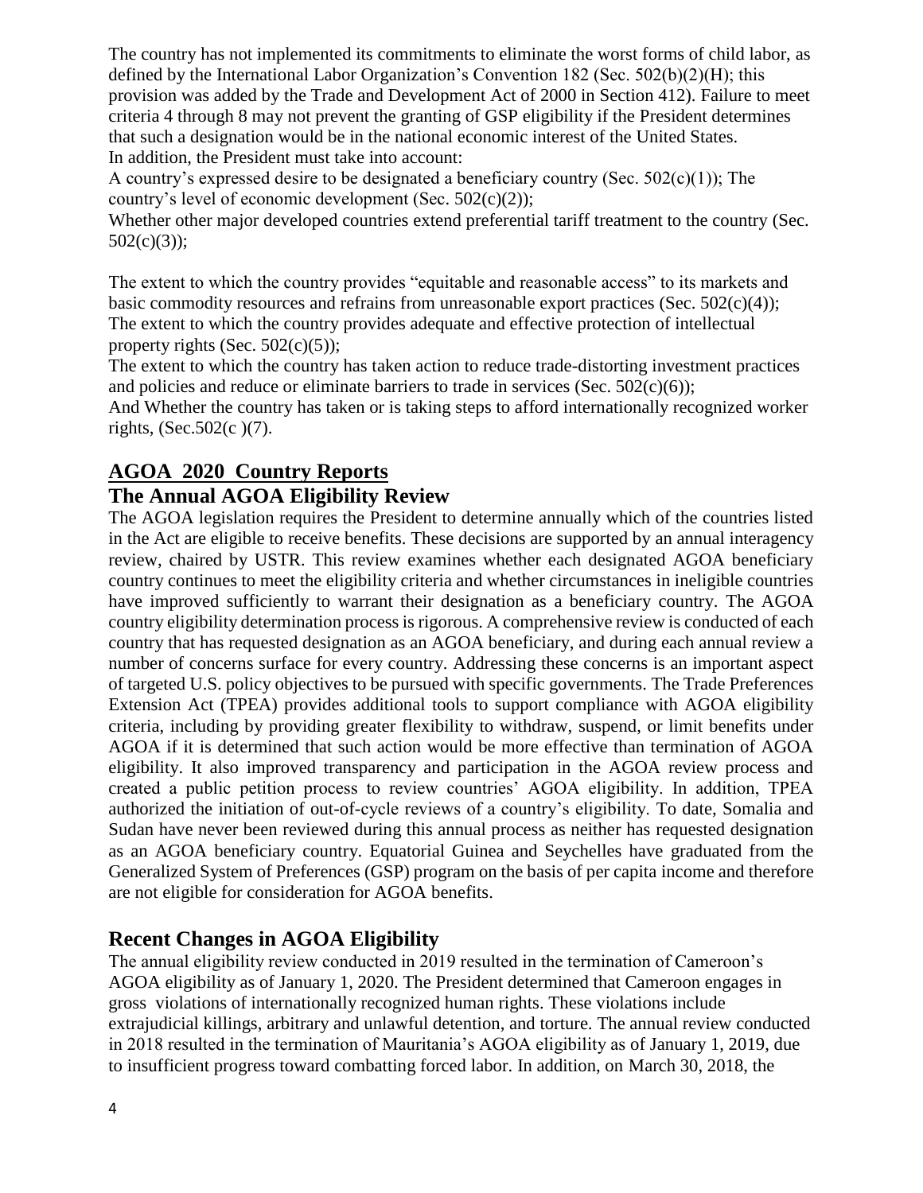The country has not implemented its commitments to eliminate the worst forms of child labor, as defined by the International Labor Organization's Convention 182 (Sec. 502(b)(2)(H); this provision was added by the Trade and Development Act of 2000 in Section 412). Failure to meet criteria 4 through 8 may not prevent the granting of GSP eligibility if the President determines that such a designation would be in the national economic interest of the United States.
In addition, the President must take into account:

A country's expressed desire to be designated a beneficiary country (Sec. 502(c)(1)); The country's level of economic development (Sec. 502(c)(2));

Whether other major developed countries extend preferential tariff treatment to the country (Sec. 502(c)(3));

The extent to which the country provides "equitable and reasonable access" to its markets and basic commodity resources and refrains from unreasonable export practices (Sec. 502(c)(4));
The extent to which the country provides adequate and effective protection of intellectual property rights (Sec. 502(c)(5));
The extent to which the country has taken action to reduce trade-distorting investment practices and policies and reduce or eliminate barriers to trade in services (Sec. 502(c)(6));
And Whether the country has taken or is taking steps to afford internationally recognized worker rights, (Sec.502(c )(7).

## AGOA 2020 Country Reports

## The Annual AGOA Eligibility Review

The AGOA legislation requires the President to determine annually which of the countries listed in the Act are eligible to receive benefits. These decisions are supported by an annual interagency review, chaired by USTR. This review examines whether each designated AGOA beneficiary country continues to meet the eligibility criteria and whether circumstances in ineligible countries have improved sufficiently to warrant their designation as a beneficiary country. The AGOA country eligibility determination process is rigorous. A comprehensive review is conducted of each country that has requested designation as an AGOA beneficiary, and during each annual review a number of concerns surface for every country. Addressing these concerns is an important aspect of targeted U.S. policy objectives to be pursued with specific governments. The Trade Preferences Extension Act (TPEA) provides additional tools to support compliance with AGOA eligibility criteria, including by providing greater flexibility to withdraw, suspend, or limit benefits under AGOA if it is determined that such action would be more effective than termination of AGOA eligibility. It also improved transparency and participation in the AGOA review process and created a public petition process to review countries' AGOA eligibility. In addition, TPEA authorized the initiation of out-of-cycle reviews of a country's eligibility. To date, Somalia and Sudan have never been reviewed during this annual process as neither has requested designation as an AGOA beneficiary country. Equatorial Guinea and Seychelles have graduated from the Generalized System of Preferences (GSP) program on the basis of per capita income and therefore are not eligible for consideration for AGOA benefits.

## Recent Changes in AGOA Eligibility

The annual eligibility review conducted in 2019 resulted in the termination of Cameroon's AGOA eligibility as of January 1, 2020. The President determined that Cameroon engages in gross violations of internationally recognized human rights. These violations include extrajudicial killings, arbitrary and unlawful detention, and torture. The annual review conducted in 2018 resulted in the termination of Mauritania's AGOA eligibility as of January 1, 2019, due to insufficient progress toward combatting forced labor. In addition, on March 30, 2018, the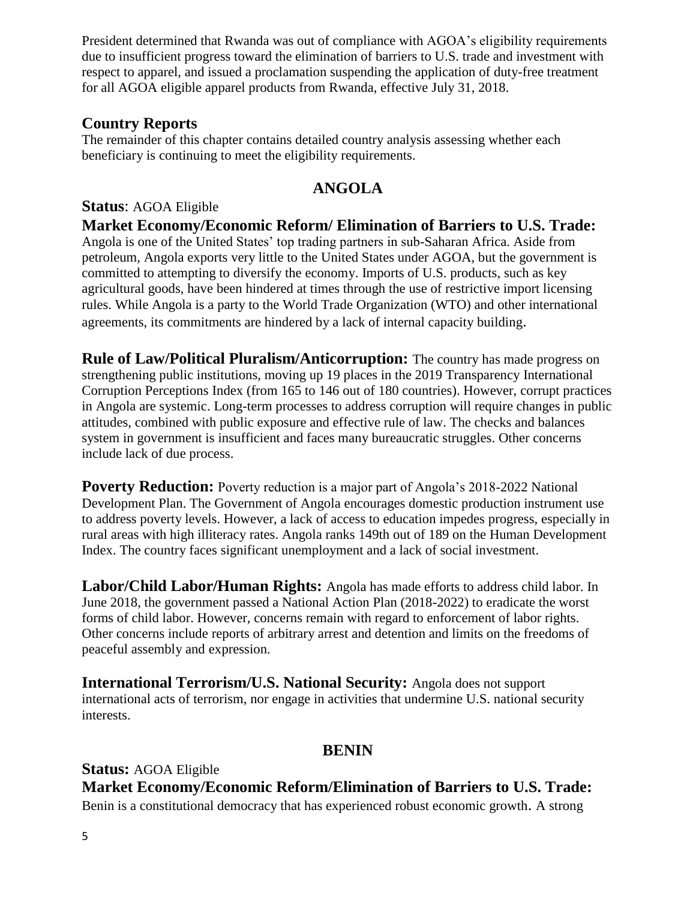President determined that Rwanda was out of compliance with AGOA's eligibility requirements due to insufficient progress toward the elimination of barriers to U.S. trade and investment with respect to apparel, and issued a proclamation suspending the application of duty-free treatment for all AGOA eligible apparel products from Rwanda, effective July 31, 2018.

## Country Reports

The remainder of this chapter contains detailed country analysis assessing whether each beneficiary is continuing to meet the eligibility requirements.

### ANGOLA

**Status**: AGOA Eligible

**Market Economy/Economic Reform/ Elimination of Barriers to U.S. Trade:** Angola is one of the United States' top trading partners in sub-Saharan Africa. Aside from petroleum, Angola exports very little to the United States under AGOA, but the government is committed to attempting to diversify the economy. Imports of U.S. products, such as key agricultural goods, have been hindered at times through the use of restrictive import licensing rules. While Angola is a party to the World Trade Organization (WTO) and other international agreements, its commitments are hindered by a lack of internal capacity building.

**Rule of Law/Political Pluralism/Anticorruption:** The country has made progress on strengthening public institutions, moving up 19 places in the 2019 Transparency International Corruption Perceptions Index (from 165 to 146 out of 180 countries). However, corrupt practices in Angola are systemic. Long-term processes to address corruption will require changes in public attitudes, combined with public exposure and effective rule of law. The checks and balances system in government is insufficient and faces many bureaucratic struggles. Other concerns include lack of due process.

**Poverty Reduction:** Poverty reduction is a major part of Angola's 2018-2022 National Development Plan. The Government of Angola encourages domestic production instrument use to address poverty levels. However, a lack of access to education impedes progress, especially in rural areas with high illiteracy rates. Angola ranks 149th out of 189 on the Human Development Index. The country faces significant unemployment and a lack of social investment.

**Labor/Child Labor/Human Rights:** Angola has made efforts to address child labor. In June 2018, the government passed a National Action Plan (2018-2022) to eradicate the worst forms of child labor. However, concerns remain with regard to enforcement of labor rights. Other concerns include reports of arbitrary arrest and detention and limits on the freedoms of peaceful assembly and expression.

**International Terrorism/U.S. National Security:** Angola does not support international acts of terrorism, nor engage in activities that undermine U.S. national security interests.

### BENIN

**Status:** AGOA Eligible

**Market Economy/Economic Reform/Elimination of Barriers to U.S. Trade:** Benin is a constitutional democracy that has experienced robust economic growth. A strong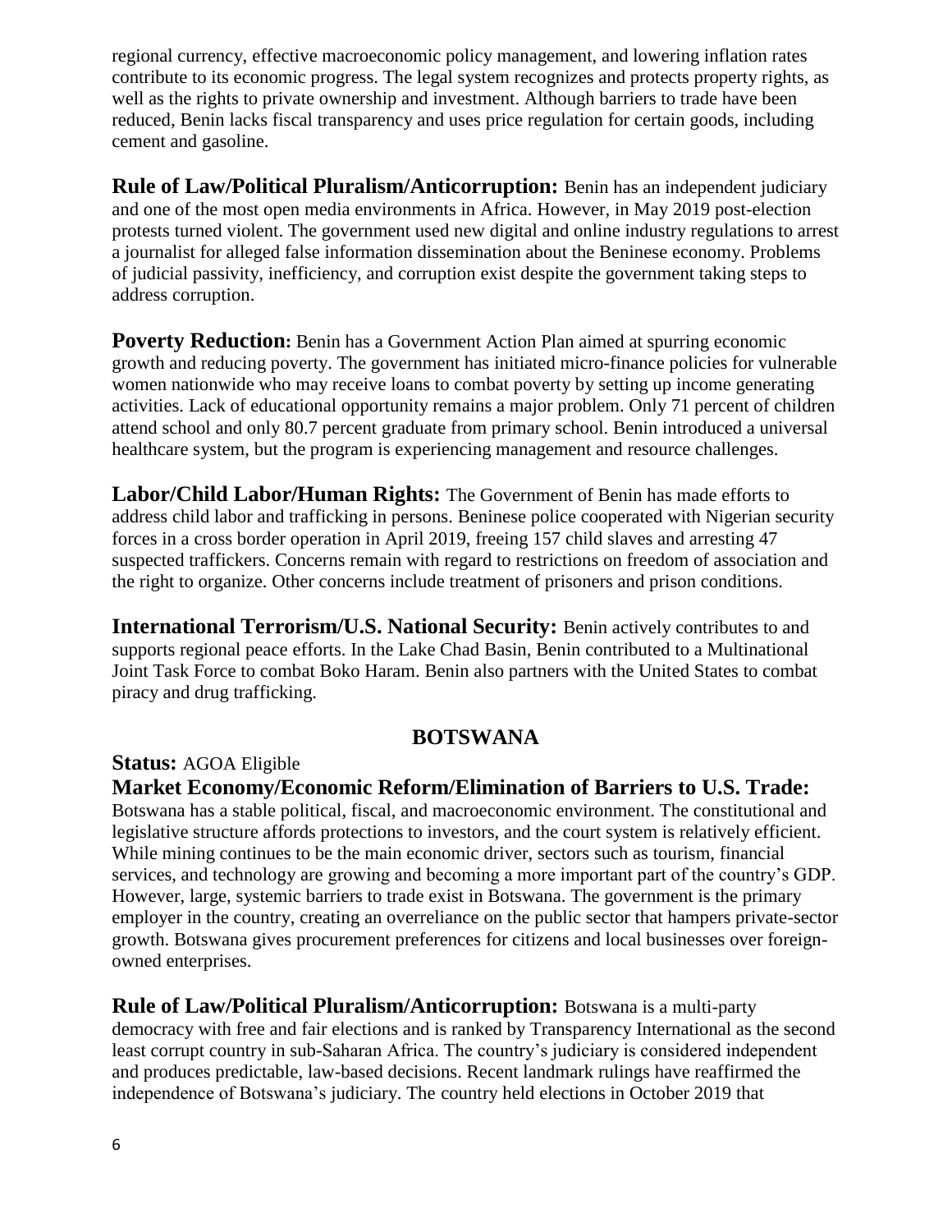regional currency, effective macroeconomic policy management, and lowering inflation rates contribute to its economic progress. The legal system recognizes and protects property rights, as well as the rights to private ownership and investment. Although barriers to trade have been reduced, Benin lacks fiscal transparency and uses price regulation for certain goods, including cement and gasoline.

**Rule of Law/Political Pluralism/Anticorruption:** Benin has an independent judiciary and one of the most open media environments in Africa. However, in May 2019 post-election protests turned violent. The government used new digital and online industry regulations to arrest a journalist for alleged false information dissemination about the Beninese economy. Problems of judicial passivity, inefficiency, and corruption exist despite the government taking steps to address corruption.

**Poverty Reduction:** Benin has a Government Action Plan aimed at spurring economic growth and reducing poverty. The government has initiated micro-finance policies for vulnerable women nationwide who may receive loans to combat poverty by setting up income generating activities. Lack of educational opportunity remains a major problem. Only 71 percent of children attend school and only 80.7 percent graduate from primary school. Benin introduced a universal healthcare system, but the program is experiencing management and resource challenges.

**Labor/Child Labor/Human Rights:** The Government of Benin has made efforts to address child labor and trafficking in persons. Beninese police cooperated with Nigerian security forces in a cross border operation in April 2019, freeing 157 child slaves and arresting 47 suspected traffickers. Concerns remain with regard to restrictions on freedom of association and the right to organize. Other concerns include treatment of prisoners and prison conditions.

**International Terrorism/U.S. National Security:** Benin actively contributes to and supports regional peace efforts. In the Lake Chad Basin, Benin contributed to a Multinational Joint Task Force to combat Boko Haram. Benin also partners with the United States to combat piracy and drug trafficking.

## BOTSWANA

**Status:** AGOA Eligible

**Market Economy/Economic Reform/Elimination of Barriers to U.S. Trade:** Botswana has a stable political, fiscal, and macroeconomic environment. The constitutional and legislative structure affords protections to investors, and the court system is relatively efficient. While mining continues to be the main economic driver, sectors such as tourism, financial services, and technology are growing and becoming a more important part of the country's GDP. However, large, systemic barriers to trade exist in Botswana. The government is the primary employer in the country, creating an overreliance on the public sector that hampers private-sector growth. Botswana gives procurement preferences for citizens and local businesses over foreign-owned enterprises.

**Rule of Law/Political Pluralism/Anticorruption:** Botswana is a multi-party democracy with free and fair elections and is ranked by Transparency International as the second least corrupt country in sub-Saharan Africa. The country's judiciary is considered independent and produces predictable, law-based decisions. Recent landmark rulings have reaffirmed the independence of Botswana's judiciary. The country held elections in October 2019 that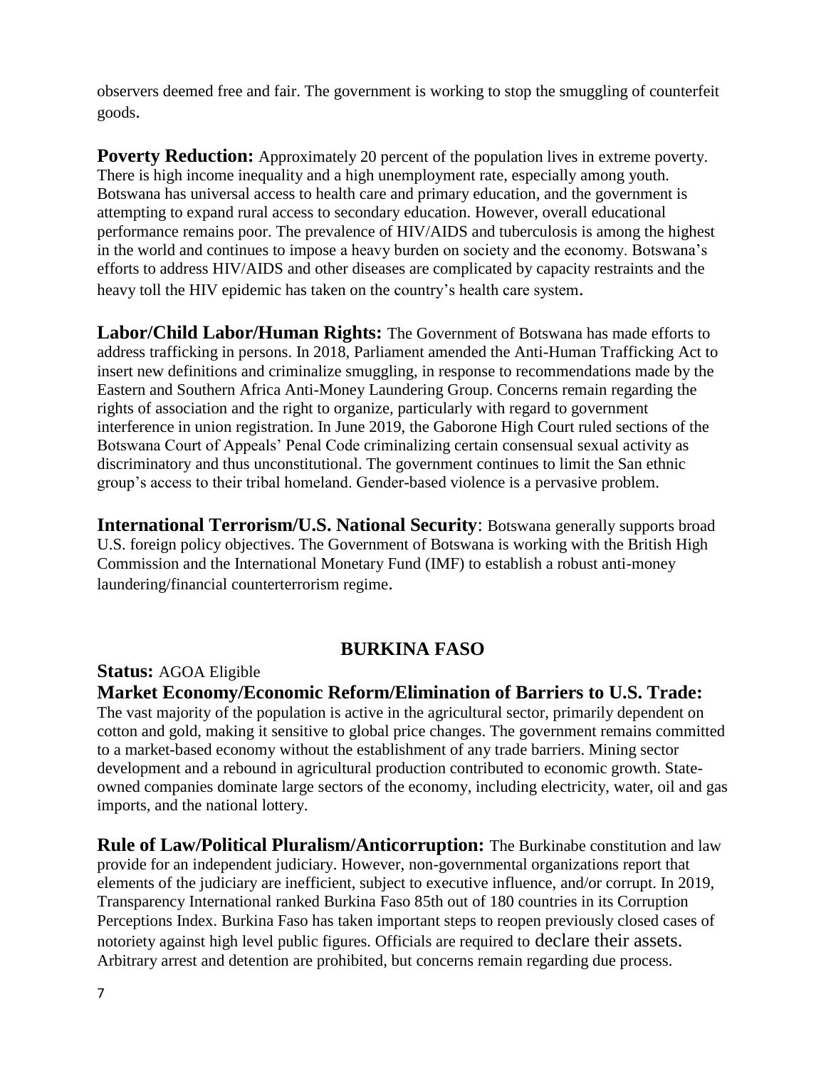observers deemed free and fair. The government is working to stop the smuggling of counterfeit goods.

**Poverty Reduction:** Approximately 20 percent of the population lives in extreme poverty. There is high income inequality and a high unemployment rate, especially among youth. Botswana has universal access to health care and primary education, and the government is attempting to expand rural access to secondary education. However, overall educational performance remains poor. The prevalence of HIV/AIDS and tuberculosis is among the highest in the world and continues to impose a heavy burden on society and the economy. Botswana's efforts to address HIV/AIDS and other diseases are complicated by capacity restraints and the heavy toll the HIV epidemic has taken on the country's health care system.

**Labor/Child Labor/Human Rights:** The Government of Botswana has made efforts to address trafficking in persons. In 2018, Parliament amended the Anti-Human Trafficking Act to insert new definitions and criminalize smuggling, in response to recommendations made by the Eastern and Southern Africa Anti-Money Laundering Group. Concerns remain regarding the rights of association and the right to organize, particularly with regard to government interference in union registration. In June 2019, the Gaborone High Court ruled sections of the Botswana Court of Appeals' Penal Code criminalizing certain consensual sexual activity as discriminatory and thus unconstitutional. The government continues to limit the San ethnic group's access to their tribal homeland. Gender-based violence is a pervasive problem.

**International Terrorism/U.S. National Security**: Botswana generally supports broad U.S. foreign policy objectives. The Government of Botswana is working with the British High Commission and the International Monetary Fund (IMF) to establish a robust anti-money laundering/financial counterterrorism regime.

## BURKINA FASO

**Status:** AGOA Eligible

**Market Economy/Economic Reform/Elimination of Barriers to U.S. Trade:** The vast majority of the population is active in the agricultural sector, primarily dependent on cotton and gold, making it sensitive to global price changes. The government remains committed to a market-based economy without the establishment of any trade barriers. Mining sector development and a rebound in agricultural production contributed to economic growth. State-owned companies dominate large sectors of the economy, including electricity, water, oil and gas imports, and the national lottery.

**Rule of Law/Political Pluralism/Anticorruption:** The Burkinabe constitution and law provide for an independent judiciary. However, non-governmental organizations report that elements of the judiciary are inefficient, subject to executive influence, and/or corrupt. In 2019, Transparency International ranked Burkina Faso 85th out of 180 countries in its Corruption Perceptions Index. Burkina Faso has taken important steps to reopen previously closed cases of notoriety against high level public figures. Officials are required to declare their assets. Arbitrary arrest and detention are prohibited, but concerns remain regarding due process.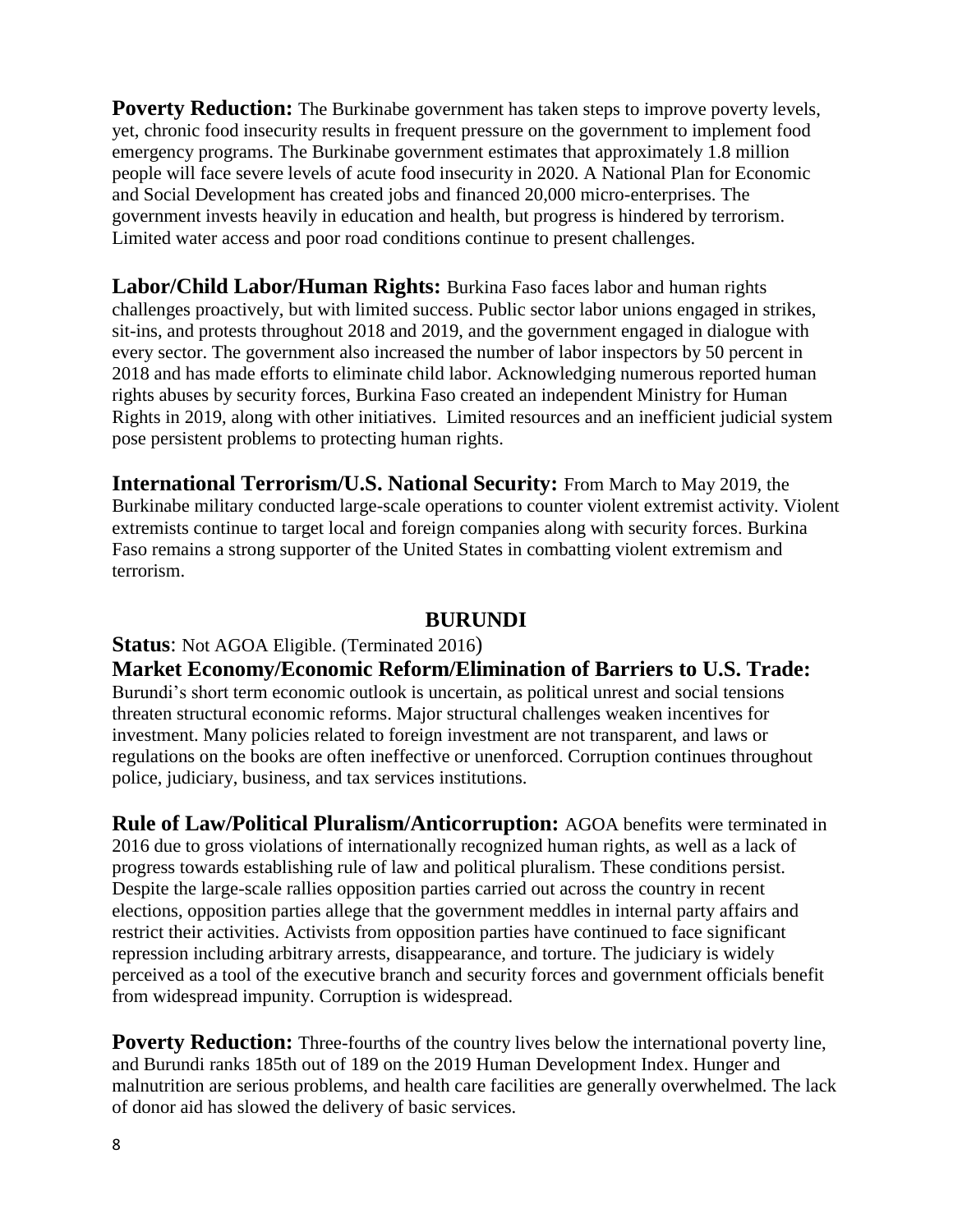**Poverty Reduction:** The Burkinabe government has taken steps to improve poverty levels, yet, chronic food insecurity results in frequent pressure on the government to implement food emergency programs. The Burkinabe government estimates that approximately 1.8 million people will face severe levels of acute food insecurity in 2020. A National Plan for Economic and Social Development has created jobs and financed 20,000 micro-enterprises. The government invests heavily in education and health, but progress is hindered by terrorism. Limited water access and poor road conditions continue to present challenges.

**Labor/Child Labor/Human Rights:** Burkina Faso faces labor and human rights challenges proactively, but with limited success. Public sector labor unions engaged in strikes, sit-ins, and protests throughout 2018 and 2019, and the government engaged in dialogue with every sector. The government also increased the number of labor inspectors by 50 percent in 2018 and has made efforts to eliminate child labor. Acknowledging numerous reported human rights abuses by security forces, Burkina Faso created an independent Ministry for Human Rights in 2019, along with other initiatives. Limited resources and an inefficient judicial system pose persistent problems to protecting human rights.

**International Terrorism/U.S. National Security:** From March to May 2019, the Burkinabe military conducted large-scale operations to counter violent extremist activity. Violent extremists continue to target local and foreign companies along with security forces. Burkina Faso remains a strong supporter of the United States in combatting violent extremism and terrorism.

## BURUNDI

**Status**: Not AGOA Eligible. (Terminated 2016)

**Market Economy/Economic Reform/Elimination of Barriers to U.S. Trade:** Burundi's short term economic outlook is uncertain, as political unrest and social tensions threaten structural economic reforms. Major structural challenges weaken incentives for investment. Many policies related to foreign investment are not transparent, and laws or regulations on the books are often ineffective or unenforced. Corruption continues throughout police, judiciary, business, and tax services institutions.

**Rule of Law/Political Pluralism/Anticorruption:** AGOA benefits were terminated in 2016 due to gross violations of internationally recognized human rights, as well as a lack of progress towards establishing rule of law and political pluralism. These conditions persist. Despite the large-scale rallies opposition parties carried out across the country in recent elections, opposition parties allege that the government meddles in internal party affairs and restrict their activities. Activists from opposition parties have continued to face significant repression including arbitrary arrests, disappearance, and torture. The judiciary is widely perceived as a tool of the executive branch and security forces and government officials benefit from widespread impunity. Corruption is widespread.

**Poverty Reduction:** Three-fourths of the country lives below the international poverty line, and Burundi ranks 185th out of 189 on the 2019 Human Development Index. Hunger and malnutrition are serious problems, and health care facilities are generally overwhelmed. The lack of donor aid has slowed the delivery of basic services.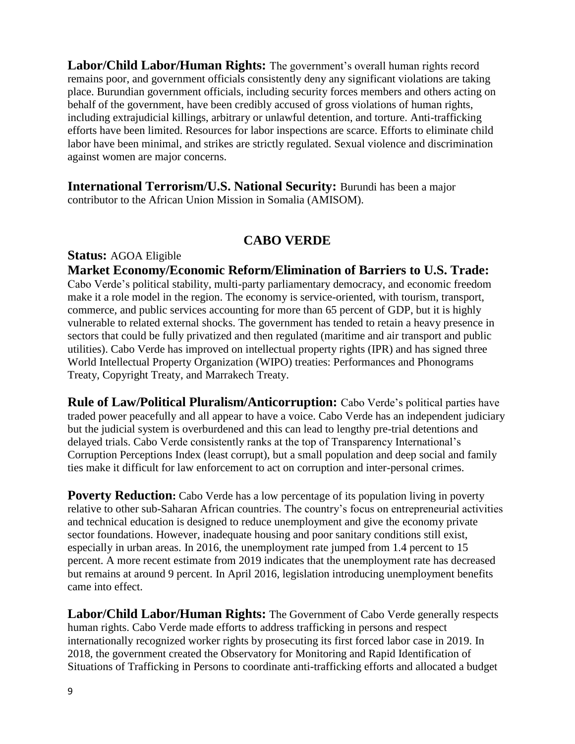**Labor/Child Labor/Human Rights:** The government's overall human rights record remains poor, and government officials consistently deny any significant violations are taking place. Burundian government officials, including security forces members and others acting on behalf of the government, have been credibly accused of gross violations of human rights, including extrajudicial killings, arbitrary or unlawful detention, and torture. Anti-trafficking efforts have been limited. Resources for labor inspections are scarce. Efforts to eliminate child labor have been minimal, and strikes are strictly regulated. Sexual violence and discrimination against women are major concerns.

**International Terrorism/U.S. National Security:** Burundi has been a major contributor to the African Union Mission in Somalia (AMISOM).

## CABO VERDE

**Status:** AGOA Eligible

**Market Economy/Economic Reform/Elimination of Barriers to U.S. Trade:** Cabo Verde's political stability, multi-party parliamentary democracy, and economic freedom make it a role model in the region. The economy is service-oriented, with tourism, transport, commerce, and public services accounting for more than 65 percent of GDP, but it is highly vulnerable to related external shocks. The government has tended to retain a heavy presence in sectors that could be fully privatized and then regulated (maritime and air transport and public utilities). Cabo Verde has improved on intellectual property rights (IPR) and has signed three World Intellectual Property Organization (WIPO) treaties: Performances and Phonograms Treaty, Copyright Treaty, and Marrakech Treaty.

**Rule of Law/Political Pluralism/Anticorruption:** Cabo Verde's political parties have traded power peacefully and all appear to have a voice. Cabo Verde has an independent judiciary but the judicial system is overburdened and this can lead to lengthy pre-trial detentions and delayed trials. Cabo Verde consistently ranks at the top of Transparency International's Corruption Perceptions Index (least corrupt), but a small population and deep social and family ties make it difficult for law enforcement to act on corruption and inter-personal crimes.

**Poverty Reduction:** Cabo Verde has a low percentage of its population living in poverty relative to other sub-Saharan African countries. The country's focus on entrepreneurial activities and technical education is designed to reduce unemployment and give the economy private sector foundations. However, inadequate housing and poor sanitary conditions still exist, especially in urban areas. In 2016, the unemployment rate jumped from 1.4 percent to 15 percent. A more recent estimate from 2019 indicates that the unemployment rate has decreased but remains at around 9 percent. In April 2016, legislation introducing unemployment benefits came into effect.

**Labor/Child Labor/Human Rights:** The Government of Cabo Verde generally respects human rights. Cabo Verde made efforts to address trafficking in persons and respect internationally recognized worker rights by prosecuting its first forced labor case in 2019. In 2018, the government created the Observatory for Monitoring and Rapid Identification of Situations of Trafficking in Persons to coordinate anti-trafficking efforts and allocated a budget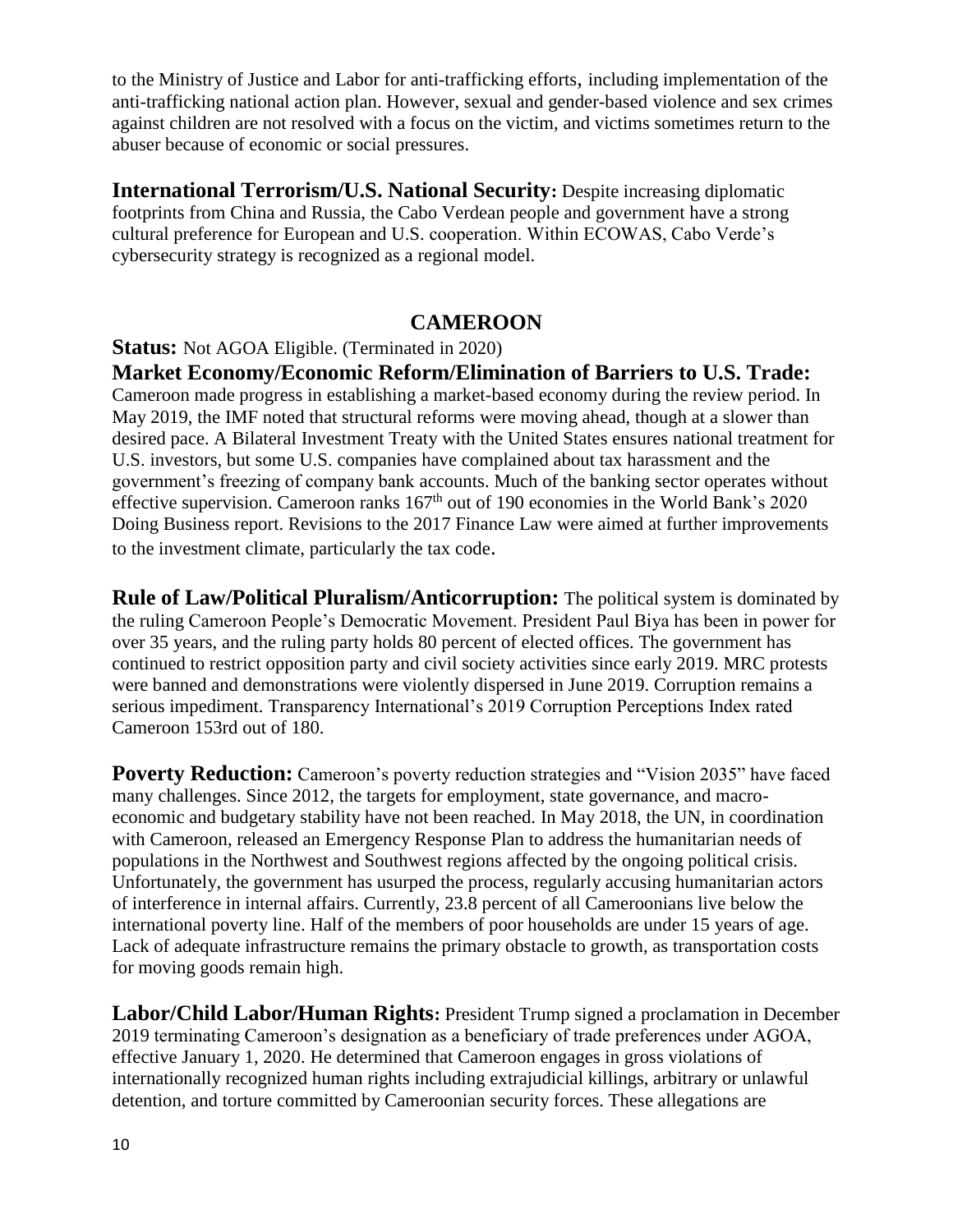to the Ministry of Justice and Labor for anti-trafficking efforts, including implementation of the anti-trafficking national action plan. However, sexual and gender-based violence and sex crimes against children are not resolved with a focus on the victim, and victims sometimes return to the abuser because of economic or social pressures.

**International Terrorism/U.S. National Security:** Despite increasing diplomatic footprints from China and Russia, the Cabo Verdean people and government have a strong cultural preference for European and U.S. cooperation. Within ECOWAS, Cabo Verde's cybersecurity strategy is recognized as a regional model.

## CAMEROON

**Status:** Not AGOA Eligible. (Terminated in 2020)

**Market Economy/Economic Reform/Elimination of Barriers to U.S. Trade:** Cameroon made progress in establishing a market-based economy during the review period. In May 2019, the IMF noted that structural reforms were moving ahead, though at a slower than desired pace. A Bilateral Investment Treaty with the United States ensures national treatment for U.S. investors, but some U.S. companies have complained about tax harassment and the government's freezing of company bank accounts. Much of the banking sector operates without effective supervision. Cameroon ranks 167th out of 190 economies in the World Bank's 2020 Doing Business report. Revisions to the 2017 Finance Law were aimed at further improvements to the investment climate, particularly the tax code.

**Rule of Law/Political Pluralism/Anticorruption:** The political system is dominated by the ruling Cameroon People's Democratic Movement. President Paul Biya has been in power for over 35 years, and the ruling party holds 80 percent of elected offices. The government has continued to restrict opposition party and civil society activities since early 2019. MRC protests were banned and demonstrations were violently dispersed in June 2019. Corruption remains a serious impediment. Transparency International's 2019 Corruption Perceptions Index rated Cameroon 153rd out of 180.

**Poverty Reduction:** Cameroon's poverty reduction strategies and "Vision 2035" have faced many challenges. Since 2012, the targets for employment, state governance, and macro-economic and budgetary stability have not been reached. In May 2018, the UN, in coordination with Cameroon, released an Emergency Response Plan to address the humanitarian needs of populations in the Northwest and Southwest regions affected by the ongoing political crisis. Unfortunately, the government has usurped the process, regularly accusing humanitarian actors of interference in internal affairs. Currently, 23.8 percent of all Cameroonians live below the international poverty line. Half of the members of poor households are under 15 years of age. Lack of adequate infrastructure remains the primary obstacle to growth, as transportation costs for moving goods remain high.

**Labor/Child Labor/Human Rights:** President Trump signed a proclamation in December 2019 terminating Cameroon's designation as a beneficiary of trade preferences under AGOA, effective January 1, 2020. He determined that Cameroon engages in gross violations of internationally recognized human rights including extrajudicial killings, arbitrary or unlawful detention, and torture committed by Cameroonian security forces. These allegations are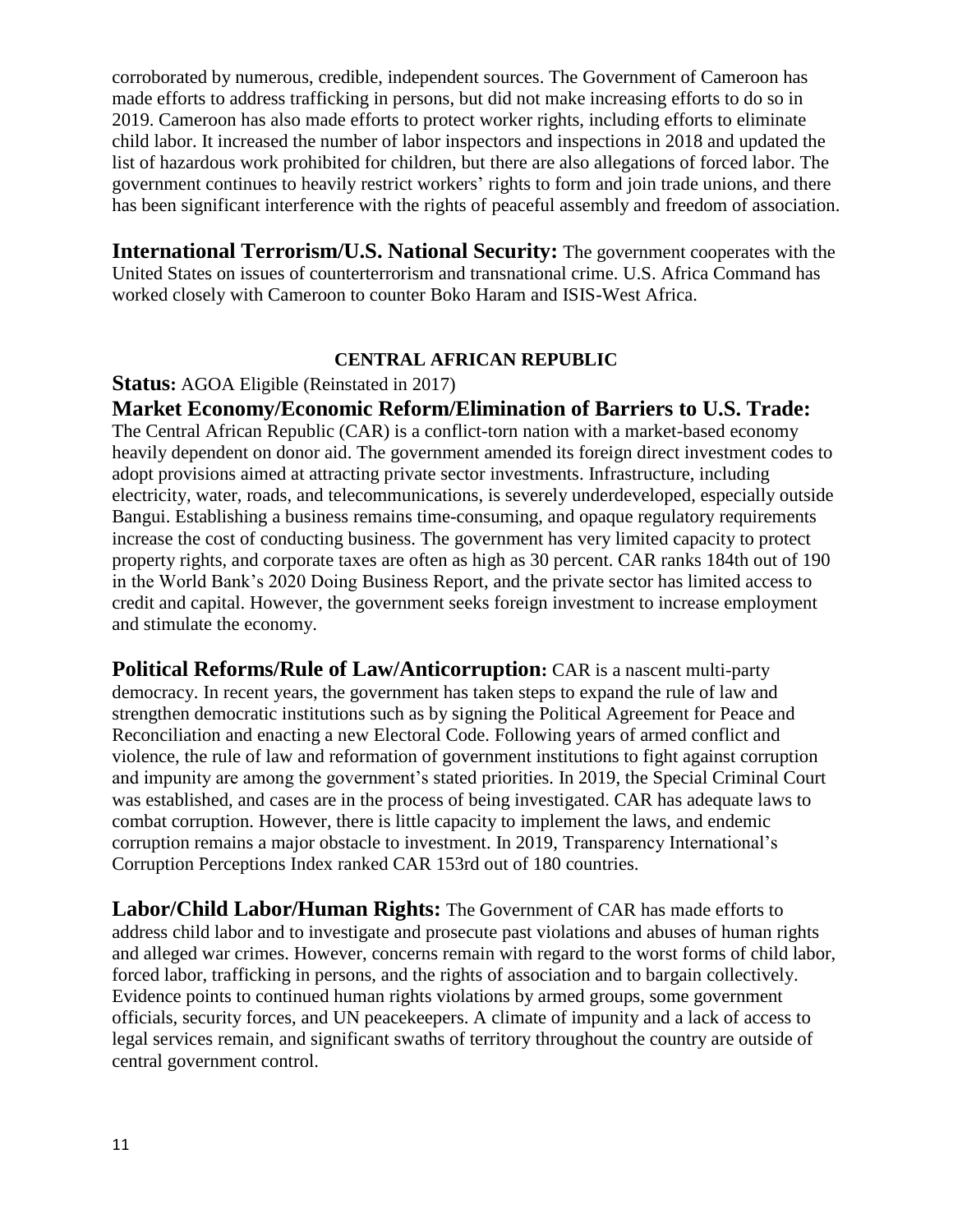corroborated by numerous, credible, independent sources. The Government of Cameroon has made efforts to address trafficking in persons, but did not make increasing efforts to do so in 2019. Cameroon has also made efforts to protect worker rights, including efforts to eliminate child labor. It increased the number of labor inspectors and inspections in 2018 and updated the list of hazardous work prohibited for children, but there are also allegations of forced labor. The government continues to heavily restrict workers' rights to form and join trade unions, and there has been significant interference with the rights of peaceful assembly and freedom of association.

**International Terrorism/U.S. National Security:** The government cooperates with the United States on issues of counterterrorism and transnational crime. U.S. Africa Command has worked closely with Cameroon to counter Boko Haram and ISIS-West Africa.

## CENTRAL AFRICAN REPUBLIC

**Status:** AGOA Eligible (Reinstated in 2017)

**Market Economy/Economic Reform/Elimination of Barriers to U.S. Trade:** The Central African Republic (CAR) is a conflict-torn nation with a market-based economy heavily dependent on donor aid. The government amended its foreign direct investment codes to adopt provisions aimed at attracting private sector investments. Infrastructure, including electricity, water, roads, and telecommunications, is severely underdeveloped, especially outside Bangui. Establishing a business remains time-consuming, and opaque regulatory requirements increase the cost of conducting business. The government has very limited capacity to protect property rights, and corporate taxes are often as high as 30 percent. CAR ranks 184th out of 190 in the World Bank's 2020 Doing Business Report, and the private sector has limited access to credit and capital. However, the government seeks foreign investment to increase employment and stimulate the economy.

**Political Reforms/Rule of Law/Anticorruption:** CAR is a nascent multi-party democracy. In recent years, the government has taken steps to expand the rule of law and strengthen democratic institutions such as by signing the Political Agreement for Peace and Reconciliation and enacting a new Electoral Code. Following years of armed conflict and violence, the rule of law and reformation of government institutions to fight against corruption and impunity are among the government's stated priorities. In 2019, the Special Criminal Court was established, and cases are in the process of being investigated. CAR has adequate laws to combat corruption. However, there is little capacity to implement the laws, and endemic corruption remains a major obstacle to investment. In 2019, Transparency International's Corruption Perceptions Index ranked CAR 153rd out of 180 countries.

**Labor/Child Labor/Human Rights:** The Government of CAR has made efforts to address child labor and to investigate and prosecute past violations and abuses of human rights and alleged war crimes. However, concerns remain with regard to the worst forms of child labor, forced labor, trafficking in persons, and the rights of association and to bargain collectively. Evidence points to continued human rights violations by armed groups, some government officials, security forces, and UN peacekeepers. A climate of impunity and a lack of access to legal services remain, and significant swaths of territory throughout the country are outside of central government control.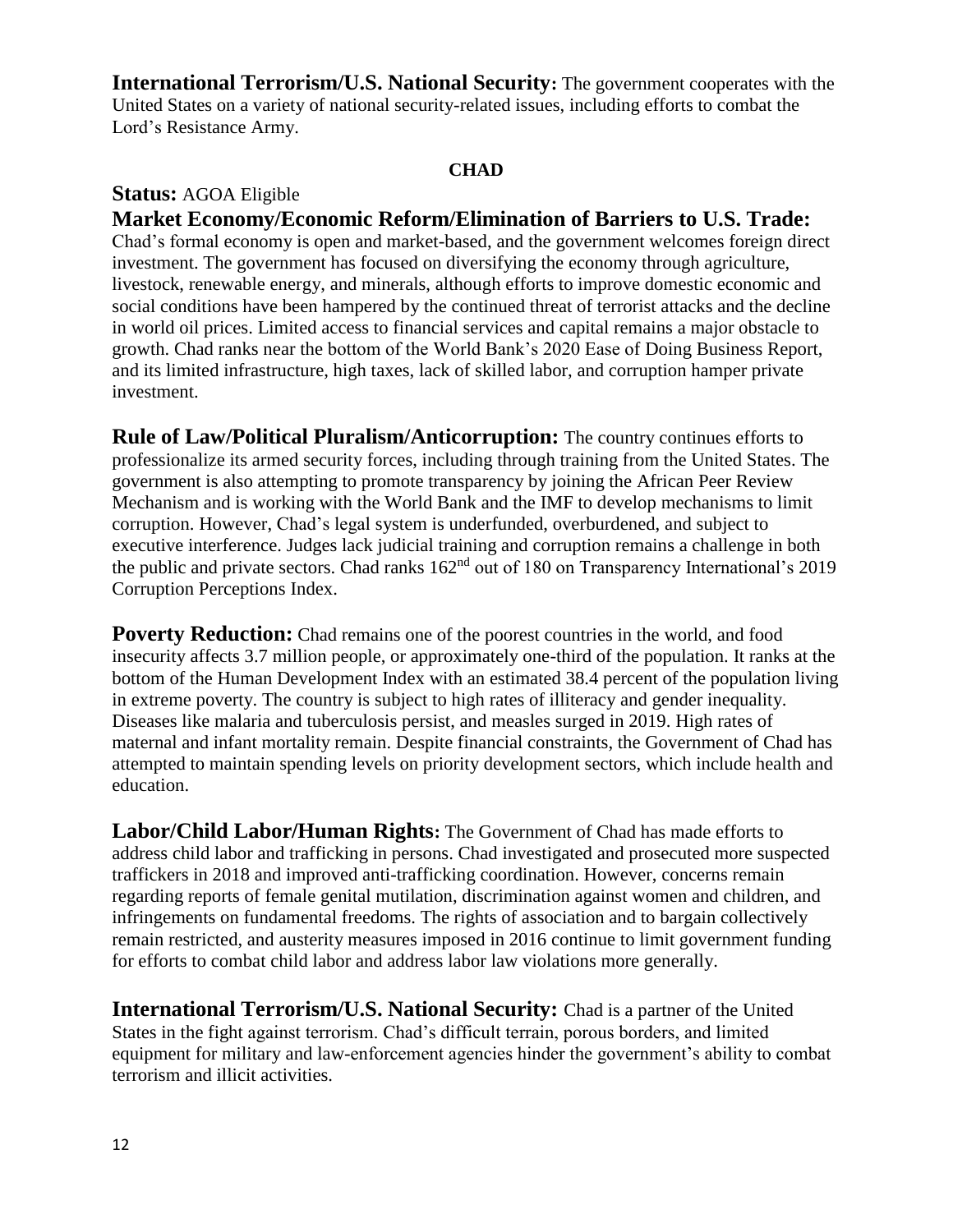**International Terrorism/U.S. National Security:** The government cooperates with the United States on a variety of national security-related issues, including efforts to combat the Lord's Resistance Army.

## CHAD

**Status:** AGOA Eligible

**Market Economy/Economic Reform/Elimination of Barriers to U.S. Trade:** Chad's formal economy is open and market-based, and the government welcomes foreign direct investment. The government has focused on diversifying the economy through agriculture, livestock, renewable energy, and minerals, although efforts to improve domestic economic and social conditions have been hampered by the continued threat of terrorist attacks and the decline in world oil prices. Limited access to financial services and capital remains a major obstacle to growth. Chad ranks near the bottom of the World Bank's 2020 Ease of Doing Business Report, and its limited infrastructure, high taxes, lack of skilled labor, and corruption hamper private investment.

**Rule of Law/Political Pluralism/Anticorruption:** The country continues efforts to professionalize its armed security forces, including through training from the United States. The government is also attempting to promote transparency by joining the African Peer Review Mechanism and is working with the World Bank and the IMF to develop mechanisms to limit corruption. However, Chad's legal system is underfunded, overburdened, and subject to executive interference. Judges lack judicial training and corruption remains a challenge in both the public and private sectors. Chad ranks 162nd out of 180 on Transparency International's 2019 Corruption Perceptions Index.

**Poverty Reduction:** Chad remains one of the poorest countries in the world, and food insecurity affects 3.7 million people, or approximately one-third of the population. It ranks at the bottom of the Human Development Index with an estimated 38.4 percent of the population living in extreme poverty. The country is subject to high rates of illiteracy and gender inequality. Diseases like malaria and tuberculosis persist, and measles surged in 2019. High rates of maternal and infant mortality remain. Despite financial constraints, the Government of Chad has attempted to maintain spending levels on priority development sectors, which include health and education.

**Labor/Child Labor/Human Rights:** The Government of Chad has made efforts to address child labor and trafficking in persons. Chad investigated and prosecuted more suspected traffickers in 2018 and improved anti-trafficking coordination. However, concerns remain regarding reports of female genital mutilation, discrimination against women and children, and infringements on fundamental freedoms. The rights of association and to bargain collectively remain restricted, and austerity measures imposed in 2016 continue to limit government funding for efforts to combat child labor and address labor law violations more generally.

**International Terrorism/U.S. National Security:** Chad is a partner of the United States in the fight against terrorism. Chad's difficult terrain, porous borders, and limited equipment for military and law-enforcement agencies hinder the government's ability to combat terrorism and illicit activities.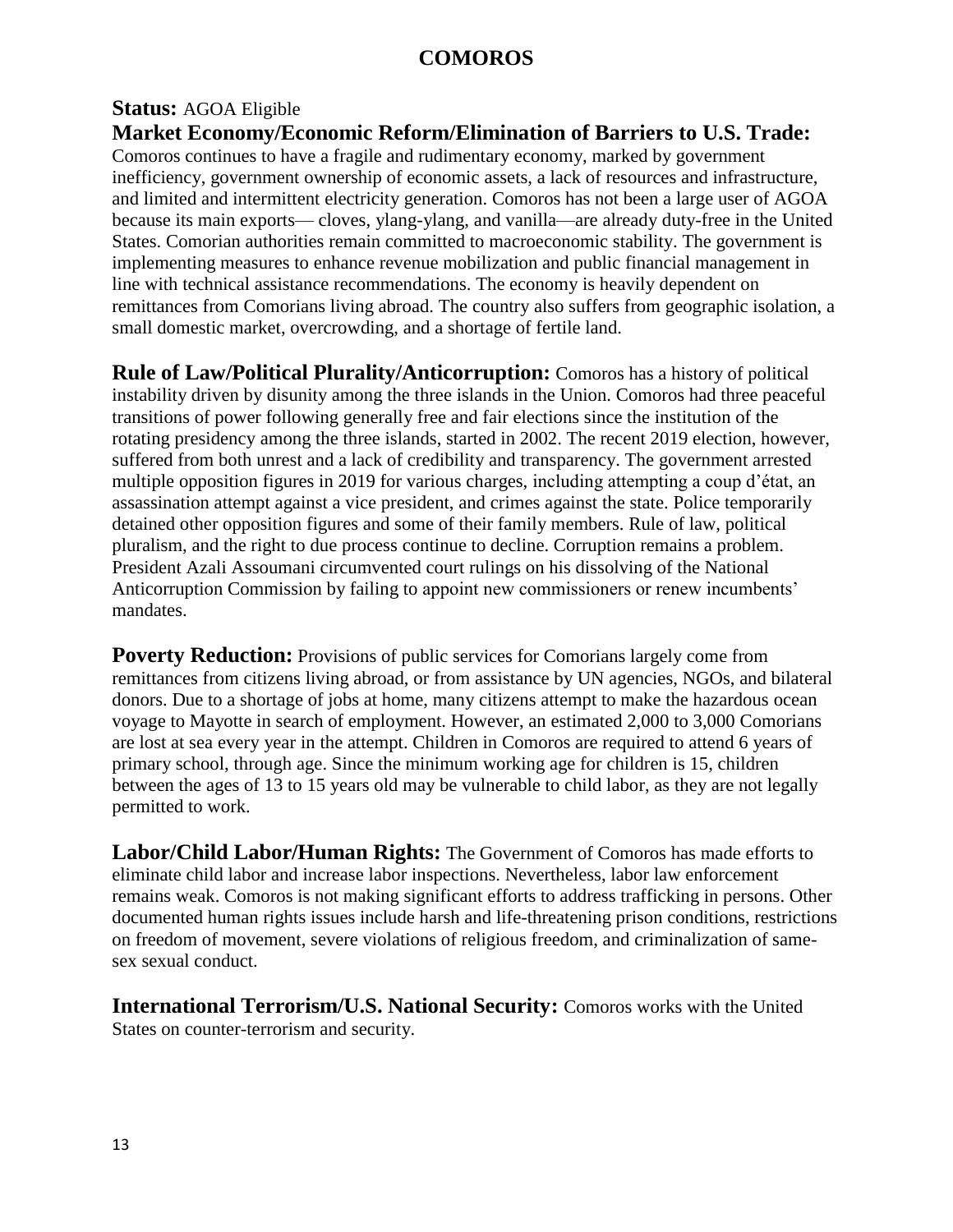# COMOROS

**Status:** AGOA Eligible

**Market Economy/Economic Reform/Elimination of Barriers to U.S. Trade:** Comoros continues to have a fragile and rudimentary economy, marked by government inefficiency, government ownership of economic assets, a lack of resources and infrastructure, and limited and intermittent electricity generation. Comoros has not been a large user of AGOA because its main exports— cloves, ylang-ylang, and vanilla—are already duty-free in the United States. Comorian authorities remain committed to macroeconomic stability. The government is implementing measures to enhance revenue mobilization and public financial management in line with technical assistance recommendations. The economy is heavily dependent on remittances from Comorians living abroad. The country also suffers from geographic isolation, a small domestic market, overcrowding, and a shortage of fertile land.

**Rule of Law/Political Plurality/Anticorruption:** Comoros has a history of political instability driven by disunity among the three islands in the Union. Comoros had three peaceful transitions of power following generally free and fair elections since the institution of the rotating presidency among the three islands, started in 2002. The recent 2019 election, however, suffered from both unrest and a lack of credibility and transparency. The government arrested multiple opposition figures in 2019 for various charges, including attempting a coup d'état, an assassination attempt against a vice president, and crimes against the state. Police temporarily detained other opposition figures and some of their family members. Rule of law, political pluralism, and the right to due process continue to decline. Corruption remains a problem. President Azali Assoumani circumvented court rulings on his dissolving of the National Anticorruption Commission by failing to appoint new commissioners or renew incumbents' mandates.

**Poverty Reduction:** Provisions of public services for Comorians largely come from remittances from citizens living abroad, or from assistance by UN agencies, NGOs, and bilateral donors. Due to a shortage of jobs at home, many citizens attempt to make the hazardous ocean voyage to Mayotte in search of employment. However, an estimated 2,000 to 3,000 Comorians are lost at sea every year in the attempt. Children in Comoros are required to attend 6 years of primary school, through age. Since the minimum working age for children is 15, children between the ages of 13 to 15 years old may be vulnerable to child labor, as they are not legally permitted to work.

**Labor/Child Labor/Human Rights:** The Government of Comoros has made efforts to eliminate child labor and increase labor inspections. Nevertheless, labor law enforcement remains weak. Comoros is not making significant efforts to address trafficking in persons. Other documented human rights issues include harsh and life-threatening prison conditions, restrictions on freedom of movement, severe violations of religious freedom, and criminalization of same-sex sexual conduct.

**International Terrorism/U.S. National Security:** Comoros works with the United States on counter-terrorism and security.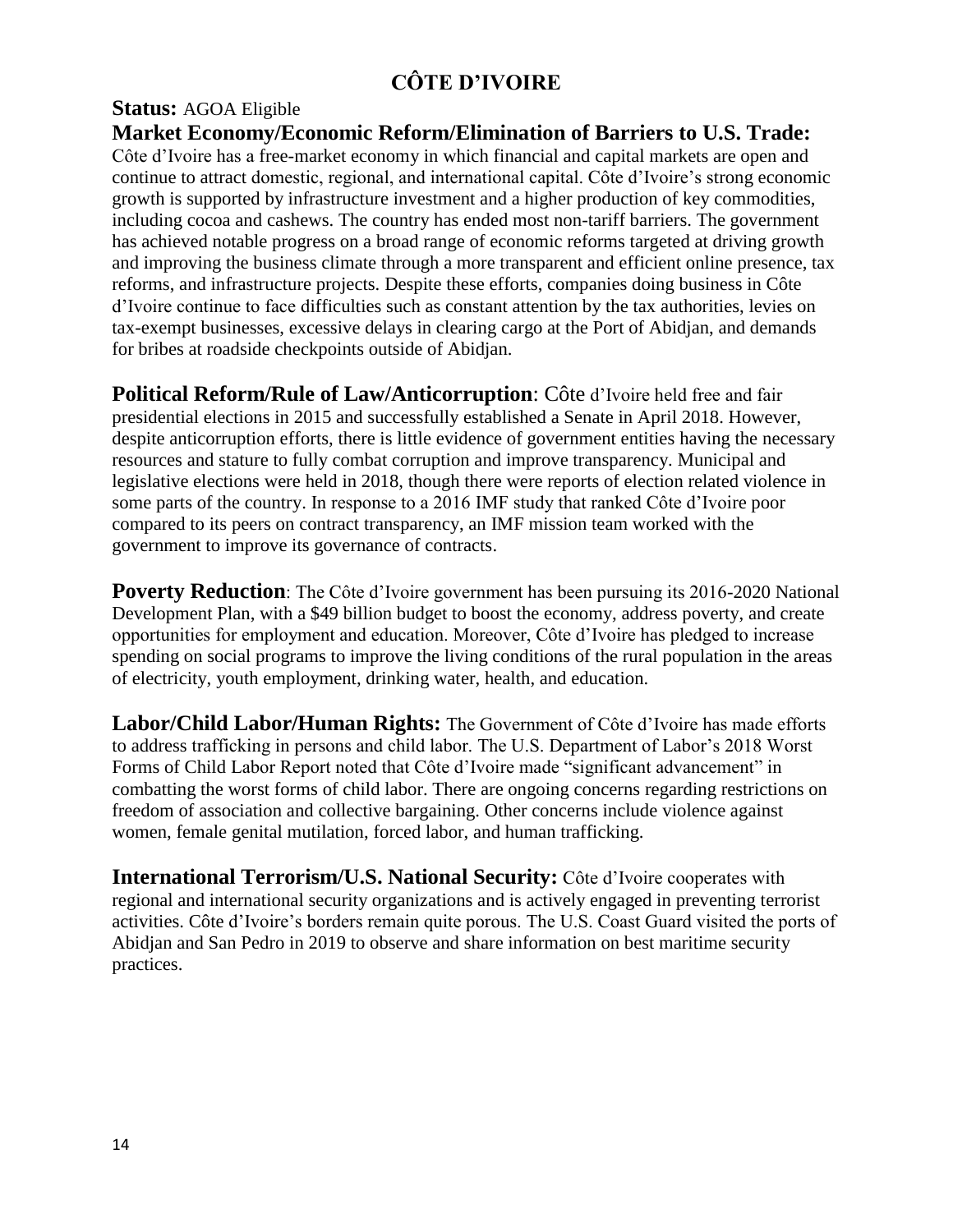# CÔTE D'IVOIRE

**Status:** AGOA Eligible

**Market Economy/Economic Reform/Elimination of Barriers to U.S. Trade:** Côte d'Ivoire has a free-market economy in which financial and capital markets are open and continue to attract domestic, regional, and international capital. Côte d'Ivoire's strong economic growth is supported by infrastructure investment and a higher production of key commodities, including cocoa and cashews. The country has ended most non-tariff barriers. The government has achieved notable progress on a broad range of economic reforms targeted at driving growth and improving the business climate through a more transparent and efficient online presence, tax reforms, and infrastructure projects. Despite these efforts, companies doing business in Côte d'Ivoire continue to face difficulties such as constant attention by the tax authorities, levies on tax-exempt businesses, excessive delays in clearing cargo at the Port of Abidjan, and demands for bribes at roadside checkpoints outside of Abidjan.

**Political Reform/Rule of Law/Anticorruption**: Côte d'Ivoire held free and fair presidential elections in 2015 and successfully established a Senate in April 2018. However, despite anticorruption efforts, there is little evidence of government entities having the necessary resources and stature to fully combat corruption and improve transparency. Municipal and legislative elections were held in 2018, though there were reports of election related violence in some parts of the country. In response to a 2016 IMF study that ranked Côte d'Ivoire poor compared to its peers on contract transparency, an IMF mission team worked with the government to improve its governance of contracts.

**Poverty Reduction**: The Côte d'Ivoire government has been pursuing its 2016-2020 National Development Plan, with a $49 billion budget to boost the economy, address poverty, and create opportunities for employment and education. Moreover, Côte d'Ivoire has pledged to increase spending on social programs to improve the living conditions of the rural population in the areas of electricity, youth employment, drinking water, health, and education.

**Labor/Child Labor/Human Rights:** The Government of Côte d'Ivoire has made efforts to address trafficking in persons and child labor. The U.S. Department of Labor's 2018 Worst Forms of Child Labor Report noted that Côte d'Ivoire made "significant advancement" in combatting the worst forms of child labor. There are ongoing concerns regarding restrictions on freedom of association and collective bargaining. Other concerns include violence against women, female genital mutilation, forced labor, and human trafficking.

**International Terrorism/U.S. National Security:** Côte d'Ivoire cooperates with regional and international security organizations and is actively engaged in preventing terrorist activities. Côte d'Ivoire's borders remain quite porous. The U.S. Coast Guard visited the ports of Abidjan and San Pedro in 2019 to observe and share information on best maritime security practices.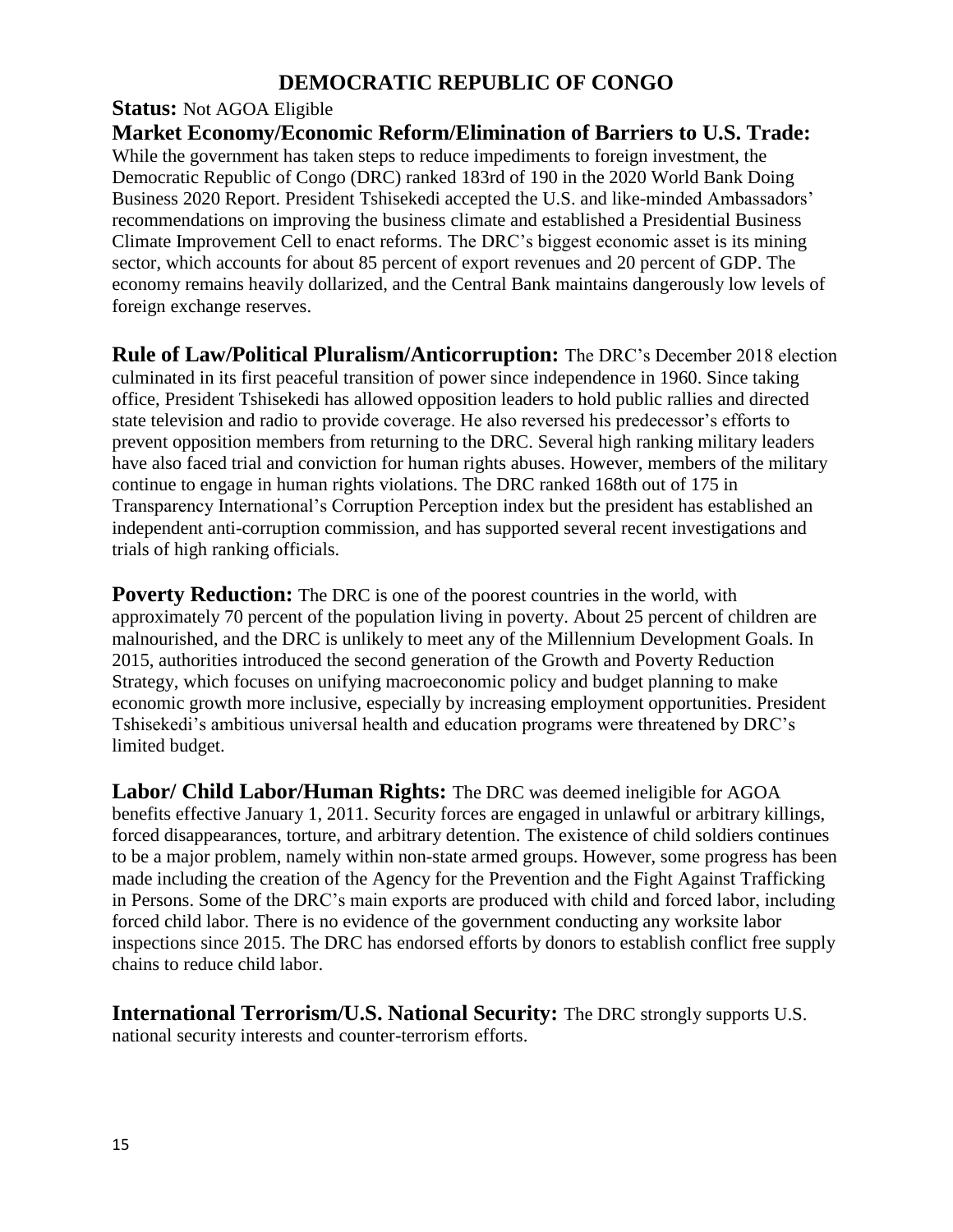# DEMOCRATIC REPUBLIC OF CONGO

**Status:** Not AGOA Eligible

**Market Economy/Economic Reform/Elimination of Barriers to U.S. Trade:** While the government has taken steps to reduce impediments to foreign investment, the Democratic Republic of Congo (DRC) ranked 183rd of 190 in the 2020 World Bank Doing Business 2020 Report. President Tshisekedi accepted the U.S. and like-minded Ambassadors' recommendations on improving the business climate and established a Presidential Business Climate Improvement Cell to enact reforms. The DRC's biggest economic asset is its mining sector, which accounts for about 85 percent of export revenues and 20 percent of GDP. The economy remains heavily dollarized, and the Central Bank maintains dangerously low levels of foreign exchange reserves.

**Rule of Law/Political Pluralism/Anticorruption:** The DRC's December 2018 election culminated in its first peaceful transition of power since independence in 1960. Since taking office, President Tshisekedi has allowed opposition leaders to hold public rallies and directed state television and radio to provide coverage. He also reversed his predecessor's efforts to prevent opposition members from returning to the DRC. Several high ranking military leaders have also faced trial and conviction for human rights abuses. However, members of the military continue to engage in human rights violations. The DRC ranked 168th out of 175 in Transparency International's Corruption Perception index but the president has established an independent anti-corruption commission, and has supported several recent investigations and trials of high ranking officials.

**Poverty Reduction:** The DRC is one of the poorest countries in the world, with approximately 70 percent of the population living in poverty. About 25 percent of children are malnourished, and the DRC is unlikely to meet any of the Millennium Development Goals. In 2015, authorities introduced the second generation of the Growth and Poverty Reduction Strategy, which focuses on unifying macroeconomic policy and budget planning to make economic growth more inclusive, especially by increasing employment opportunities. President Tshisekedi's ambitious universal health and education programs were threatened by DRC's limited budget.

**Labor/ Child Labor/Human Rights:** The DRC was deemed ineligible for AGOA benefits effective January 1, 2011. Security forces are engaged in unlawful or arbitrary killings, forced disappearances, torture, and arbitrary detention. The existence of child soldiers continues to be a major problem, namely within non-state armed groups. However, some progress has been made including the creation of the Agency for the Prevention and the Fight Against Trafficking in Persons. Some of the DRC's main exports are produced with child and forced labor, including forced child labor. There is no evidence of the government conducting any worksite labor inspections since 2015. The DRC has endorsed efforts by donors to establish conflict free supply chains to reduce child labor.

**International Terrorism/U.S. National Security:** The DRC strongly supports U.S. national security interests and counter-terrorism efforts.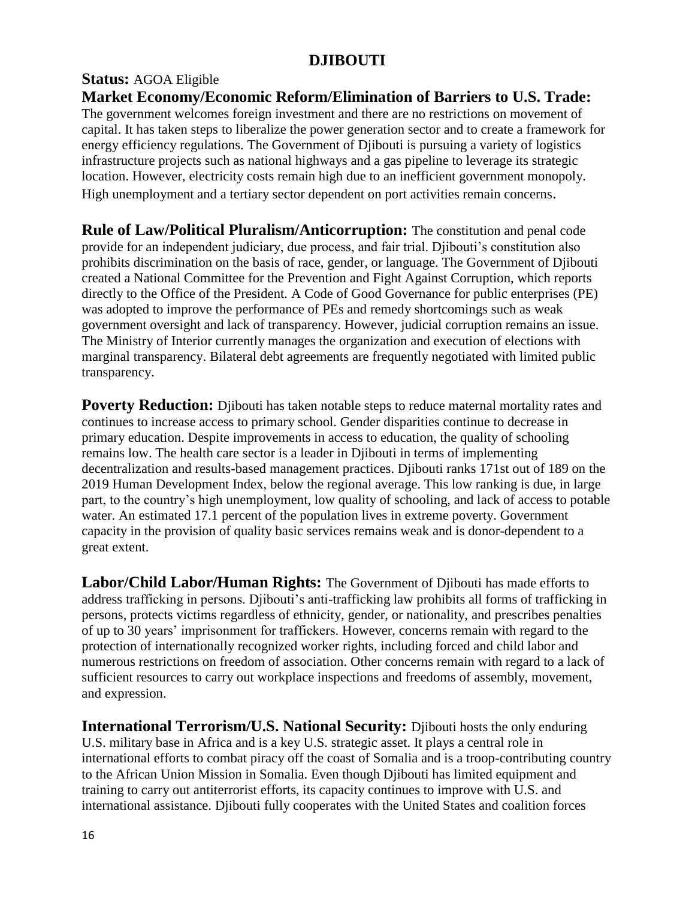# DJIBOUTI

**Status:** AGOA Eligible

**Market Economy/Economic Reform/Elimination of Barriers to U.S. Trade:** The government welcomes foreign investment and there are no restrictions on movement of capital. It has taken steps to liberalize the power generation sector and to create a framework for energy efficiency regulations. The Government of Djibouti is pursuing a variety of logistics infrastructure projects such as national highways and a gas pipeline to leverage its strategic location. However, electricity costs remain high due to an inefficient government monopoly. High unemployment and a tertiary sector dependent on port activities remain concerns.

**Rule of Law/Political Pluralism/Anticorruption:** The constitution and penal code provide for an independent judiciary, due process, and fair trial. Djibouti's constitution also prohibits discrimination on the basis of race, gender, or language. The Government of Djibouti created a National Committee for the Prevention and Fight Against Corruption, which reports directly to the Office of the President. A Code of Good Governance for public enterprises (PE) was adopted to improve the performance of PEs and remedy shortcomings such as weak government oversight and lack of transparency. However, judicial corruption remains an issue. The Ministry of Interior currently manages the organization and execution of elections with marginal transparency. Bilateral debt agreements are frequently negotiated with limited public transparency.

**Poverty Reduction:** Djibouti has taken notable steps to reduce maternal mortality rates and continues to increase access to primary school. Gender disparities continue to decrease in primary education. Despite improvements in access to education, the quality of schooling remains low. The health care sector is a leader in Djibouti in terms of implementing decentralization and results-based management practices. Djibouti ranks 171st out of 189 on the 2019 Human Development Index, below the regional average. This low ranking is due, in large part, to the country's high unemployment, low quality of schooling, and lack of access to potable water. An estimated 17.1 percent of the population lives in extreme poverty. Government capacity in the provision of quality basic services remains weak and is donor-dependent to a great extent.

**Labor/Child Labor/Human Rights:** The Government of Djibouti has made efforts to address trafficking in persons. Djibouti's anti-trafficking law prohibits all forms of trafficking in persons, protects victims regardless of ethnicity, gender, or nationality, and prescribes penalties of up to 30 years' imprisonment for traffickers. However, concerns remain with regard to the protection of internationally recognized worker rights, including forced and child labor and numerous restrictions on freedom of association. Other concerns remain with regard to a lack of sufficient resources to carry out workplace inspections and freedoms of assembly, movement, and expression.

**International Terrorism/U.S. National Security:** Djibouti hosts the only enduring U.S. military base in Africa and is a key U.S. strategic asset. It plays a central role in international efforts to combat piracy off the coast of Somalia and is a troop-contributing country to the African Union Mission in Somalia. Even though Djibouti has limited equipment and training to carry out antiterrorist efforts, its capacity continues to improve with U.S. and international assistance. Djibouti fully cooperates with the United States and coalition forces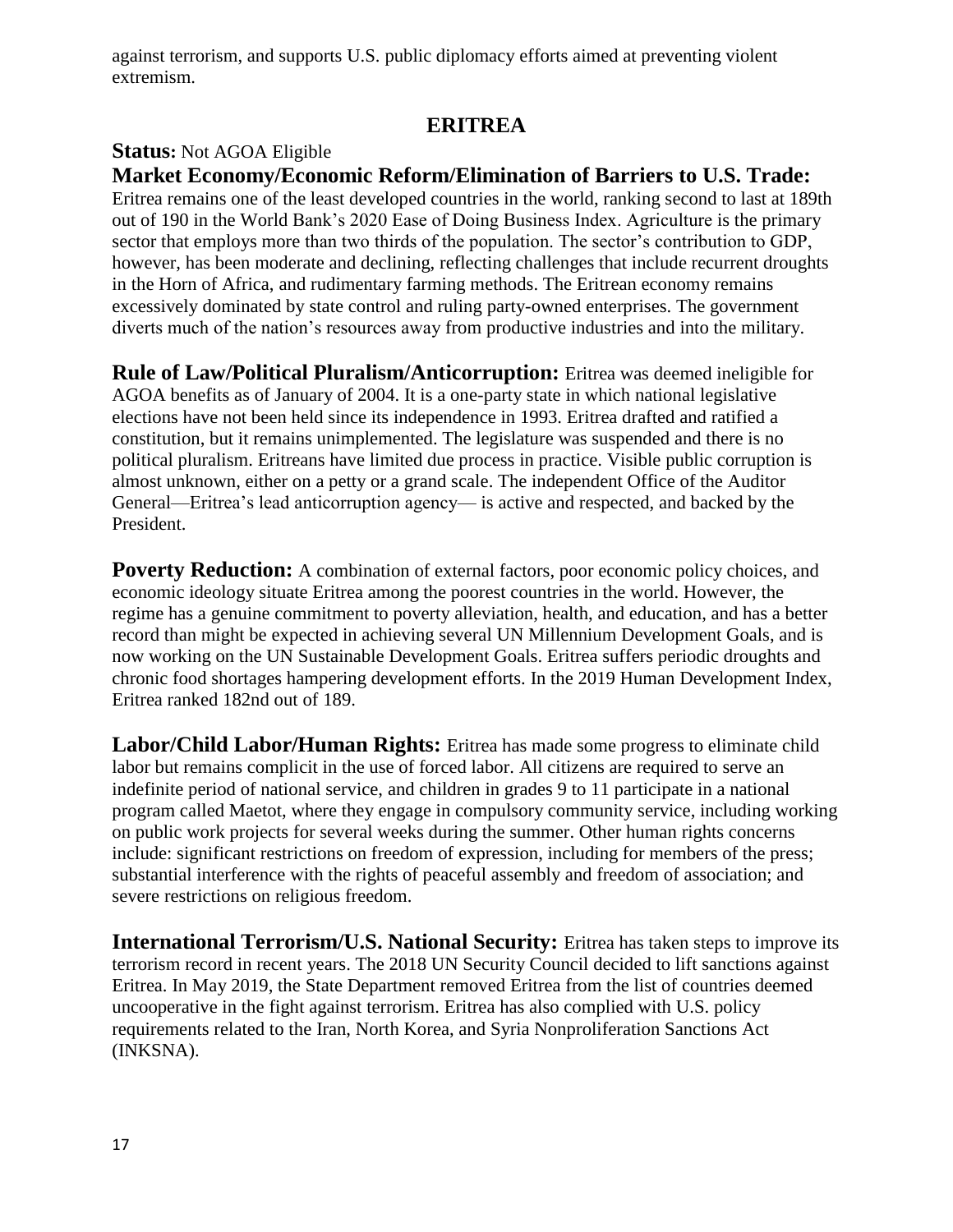against terrorism, and supports U.S. public diplomacy efforts aimed at preventing violent extremism.

## ERITREA

**Status:** Not AGOA Eligible

**Market Economy/Economic Reform/Elimination of Barriers to U.S. Trade:** Eritrea remains one of the least developed countries in the world, ranking second to last at 189th out of 190 in the World Bank's 2020 Ease of Doing Business Index. Agriculture is the primary sector that employs more than two thirds of the population. The sector's contribution to GDP, however, has been moderate and declining, reflecting challenges that include recurrent droughts in the Horn of Africa, and rudimentary farming methods. The Eritrean economy remains excessively dominated by state control and ruling party-owned enterprises. The government diverts much of the nation's resources away from productive industries and into the military.

**Rule of Law/Political Pluralism/Anticorruption:** Eritrea was deemed ineligible for AGOA benefits as of January of 2004. It is a one-party state in which national legislative elections have not been held since its independence in 1993. Eritrea drafted and ratified a constitution, but it remains unimplemented. The legislature was suspended and there is no political pluralism. Eritreans have limited due process in practice. Visible public corruption is almost unknown, either on a petty or a grand scale. The independent Office of the Auditor General—Eritrea's lead anticorruption agency— is active and respected, and backed by the President.

**Poverty Reduction:** A combination of external factors, poor economic policy choices, and economic ideology situate Eritrea among the poorest countries in the world. However, the regime has a genuine commitment to poverty alleviation, health, and education, and has a better record than might be expected in achieving several UN Millennium Development Goals, and is now working on the UN Sustainable Development Goals. Eritrea suffers periodic droughts and chronic food shortages hampering development efforts. In the 2019 Human Development Index, Eritrea ranked 182nd out of 189.

**Labor/Child Labor/Human Rights:** Eritrea has made some progress to eliminate child labor but remains complicit in the use of forced labor. All citizens are required to serve an indefinite period of national service, and children in grades 9 to 11 participate in a national program called Maetot, where they engage in compulsory community service, including working on public work projects for several weeks during the summer. Other human rights concerns include: significant restrictions on freedom of expression, including for members of the press; substantial interference with the rights of peaceful assembly and freedom of association; and severe restrictions on religious freedom.

**International Terrorism/U.S. National Security:** Eritrea has taken steps to improve its terrorism record in recent years. The 2018 UN Security Council decided to lift sanctions against Eritrea. In May 2019, the State Department removed Eritrea from the list of countries deemed uncooperative in the fight against terrorism. Eritrea has also complied with U.S. policy requirements related to the Iran, North Korea, and Syria Nonproliferation Sanctions Act (INKSNA).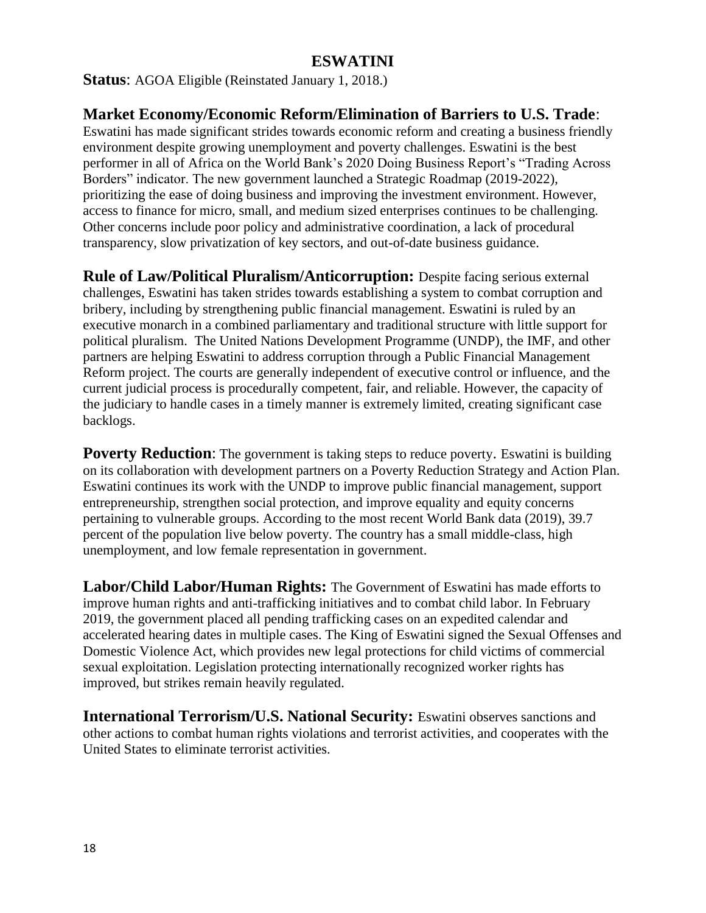## ESWATINI

**Status**: AGOA Eligible (Reinstated January 1, 2018.)

**Market Economy/Economic Reform/Elimination of Barriers to U.S. Trade**: Eswatini has made significant strides towards economic reform and creating a business friendly environment despite growing unemployment and poverty challenges. Eswatini is the best performer in all of Africa on the World Bank's 2020 Doing Business Report's "Trading Across Borders" indicator. The new government launched a Strategic Roadmap (2019-2022), prioritizing the ease of doing business and improving the investment environment. However, access to finance for micro, small, and medium sized enterprises continues to be challenging. Other concerns include poor policy and administrative coordination, a lack of procedural transparency, slow privatization of key sectors, and out-of-date business guidance.

**Rule of Law/Political Pluralism/Anticorruption:** Despite facing serious external challenges, Eswatini has taken strides towards establishing a system to combat corruption and bribery, including by strengthening public financial management. Eswatini is ruled by an executive monarch in a combined parliamentary and traditional structure with little support for political pluralism. The United Nations Development Programme (UNDP), the IMF, and other partners are helping Eswatini to address corruption through a Public Financial Management Reform project. The courts are generally independent of executive control or influence, and the current judicial process is procedurally competent, fair, and reliable. However, the capacity of the judiciary to handle cases in a timely manner is extremely limited, creating significant case backlogs.

**Poverty Reduction**: The government is taking steps to reduce poverty. Eswatini is building on its collaboration with development partners on a Poverty Reduction Strategy and Action Plan. Eswatini continues its work with the UNDP to improve public financial management, support entrepreneurship, strengthen social protection, and improve equality and equity concerns pertaining to vulnerable groups. According to the most recent World Bank data (2019), 39.7 percent of the population live below poverty. The country has a small middle-class, high unemployment, and low female representation in government.

**Labor/Child Labor/Human Rights:** The Government of Eswatini has made efforts to improve human rights and anti-trafficking initiatives and to combat child labor. In February 2019, the government placed all pending trafficking cases on an expedited calendar and accelerated hearing dates in multiple cases. The King of Eswatini signed the Sexual Offenses and Domestic Violence Act, which provides new legal protections for child victims of commercial sexual exploitation. Legislation protecting internationally recognized worker rights has improved, but strikes remain heavily regulated.

**International Terrorism/U.S. National Security:** Eswatini observes sanctions and other actions to combat human rights violations and terrorist activities, and cooperates with the United States to eliminate terrorist activities.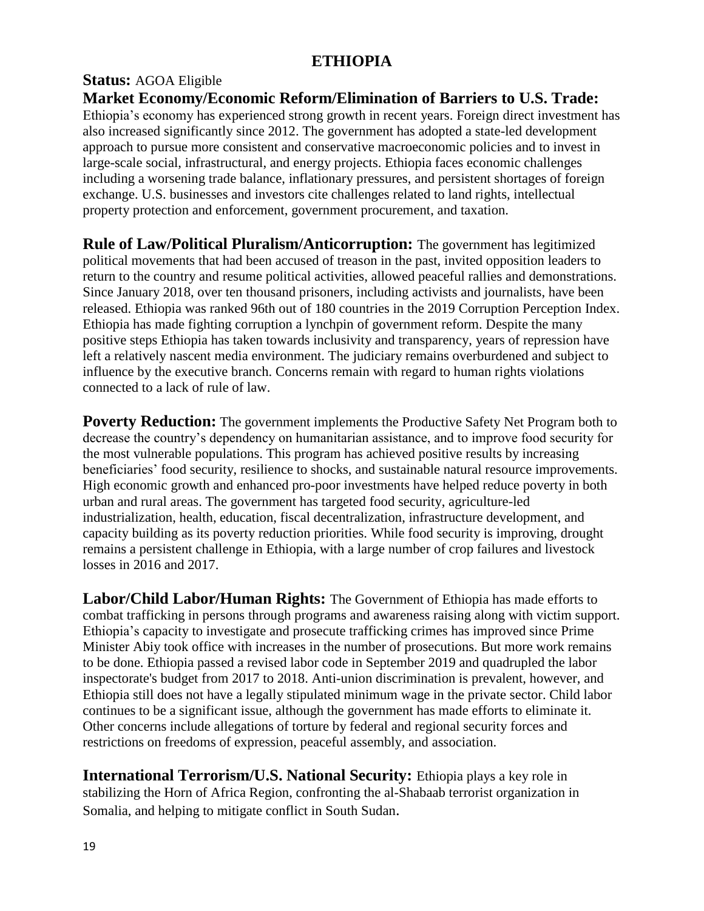# ETHIOPIA

**Status:** AGOA Eligible

**Market Economy/Economic Reform/Elimination of Barriers to U.S. Trade:** Ethiopia's economy has experienced strong growth in recent years. Foreign direct investment has also increased significantly since 2012. The government has adopted a state-led development approach to pursue more consistent and conservative macroeconomic policies and to invest in large-scale social, infrastructural, and energy projects. Ethiopia faces economic challenges including a worsening trade balance, inflationary pressures, and persistent shortages of foreign exchange. U.S. businesses and investors cite challenges related to land rights, intellectual property protection and enforcement, government procurement, and taxation.

**Rule of Law/Political Pluralism/Anticorruption:** The government has legitimized political movements that had been accused of treason in the past, invited opposition leaders to return to the country and resume political activities, allowed peaceful rallies and demonstrations. Since January 2018, over ten thousand prisoners, including activists and journalists, have been released. Ethiopia was ranked 96th out of 180 countries in the 2019 Corruption Perception Index. Ethiopia has made fighting corruption a lynchpin of government reform. Despite the many positive steps Ethiopia has taken towards inclusivity and transparency, years of repression have left a relatively nascent media environment. The judiciary remains overburdened and subject to influence by the executive branch. Concerns remain with regard to human rights violations connected to a lack of rule of law.

**Poverty Reduction:** The government implements the Productive Safety Net Program both to decrease the country's dependency on humanitarian assistance, and to improve food security for the most vulnerable populations. This program has achieved positive results by increasing beneficiaries' food security, resilience to shocks, and sustainable natural resource improvements. High economic growth and enhanced pro-poor investments have helped reduce poverty in both urban and rural areas. The government has targeted food security, agriculture-led industrialization, health, education, fiscal decentralization, infrastructure development, and capacity building as its poverty reduction priorities. While food security is improving, drought remains a persistent challenge in Ethiopia, with a large number of crop failures and livestock losses in 2016 and 2017.

**Labor/Child Labor/Human Rights:** The Government of Ethiopia has made efforts to combat trafficking in persons through programs and awareness raising along with victim support. Ethiopia's capacity to investigate and prosecute trafficking crimes has improved since Prime Minister Abiy took office with increases in the number of prosecutions. But more work remains to be done. Ethiopia passed a revised labor code in September 2019 and quadrupled the labor inspectorate's budget from 2017 to 2018. Anti-union discrimination is prevalent, however, and Ethiopia still does not have a legally stipulated minimum wage in the private sector. Child labor continues to be a significant issue, although the government has made efforts to eliminate it. Other concerns include allegations of torture by federal and regional security forces and restrictions on freedoms of expression, peaceful assembly, and association.

**International Terrorism/U.S. National Security:** Ethiopia plays a key role in stabilizing the Horn of Africa Region, confronting the al-Shabaab terrorist organization in Somalia, and helping to mitigate conflict in South Sudan.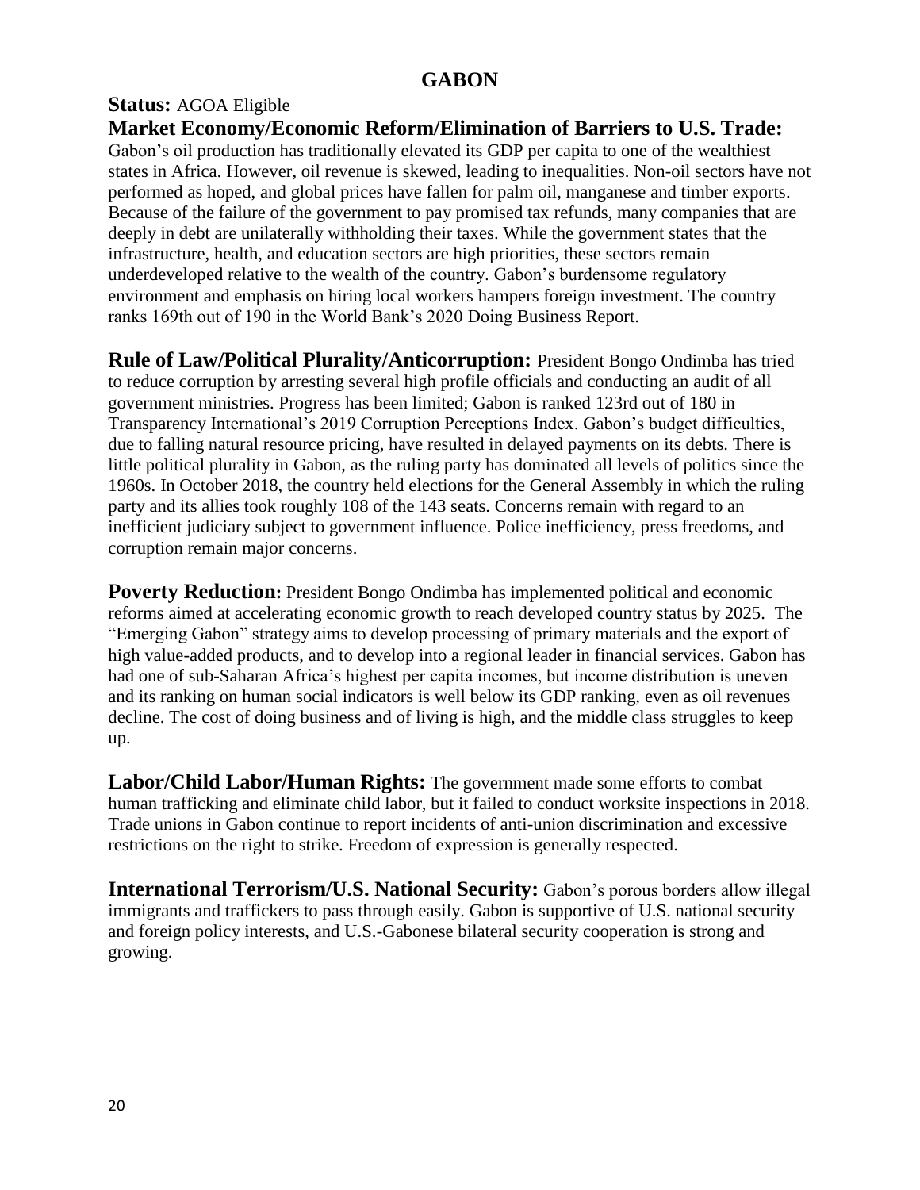# GABON

**Status:** AGOA Eligible

**Market Economy/Economic Reform/Elimination of Barriers to U.S. Trade:** Gabon's oil production has traditionally elevated its GDP per capita to one of the wealthiest states in Africa. However, oil revenue is skewed, leading to inequalities. Non-oil sectors have not performed as hoped, and global prices have fallen for palm oil, manganese and timber exports. Because of the failure of the government to pay promised tax refunds, many companies that are deeply in debt are unilaterally withholding their taxes. While the government states that the infrastructure, health, and education sectors are high priorities, these sectors remain underdeveloped relative to the wealth of the country. Gabon's burdensome regulatory environment and emphasis on hiring local workers hampers foreign investment. The country ranks 169th out of 190 in the World Bank's 2020 Doing Business Report.

**Rule of Law/Political Plurality/Anticorruption:** President Bongo Ondimba has tried to reduce corruption by arresting several high profile officials and conducting an audit of all government ministries. Progress has been limited; Gabon is ranked 123rd out of 180 in Transparency International's 2019 Corruption Perceptions Index. Gabon's budget difficulties, due to falling natural resource pricing, have resulted in delayed payments on its debts. There is little political plurality in Gabon, as the ruling party has dominated all levels of politics since the 1960s. In October 2018, the country held elections for the General Assembly in which the ruling party and its allies took roughly 108 of the 143 seats. Concerns remain with regard to an inefficient judiciary subject to government influence. Police inefficiency, press freedoms, and corruption remain major concerns.

**Poverty Reduction:** President Bongo Ondimba has implemented political and economic reforms aimed at accelerating economic growth to reach developed country status by 2025. The "Emerging Gabon" strategy aims to develop processing of primary materials and the export of high value-added products, and to develop into a regional leader in financial services. Gabon has had one of sub-Saharan Africa's highest per capita incomes, but income distribution is uneven and its ranking on human social indicators is well below its GDP ranking, even as oil revenues decline. The cost of doing business and of living is high, and the middle class struggles to keep up.

**Labor/Child Labor/Human Rights:** The government made some efforts to combat human trafficking and eliminate child labor, but it failed to conduct worksite inspections in 2018. Trade unions in Gabon continue to report incidents of anti-union discrimination and excessive restrictions on the right to strike. Freedom of expression is generally respected.

**International Terrorism/U.S. National Security:** Gabon's porous borders allow illegal immigrants and traffickers to pass through easily. Gabon is supportive of U.S. national security and foreign policy interests, and U.S.-Gabonese bilateral security cooperation is strong and growing.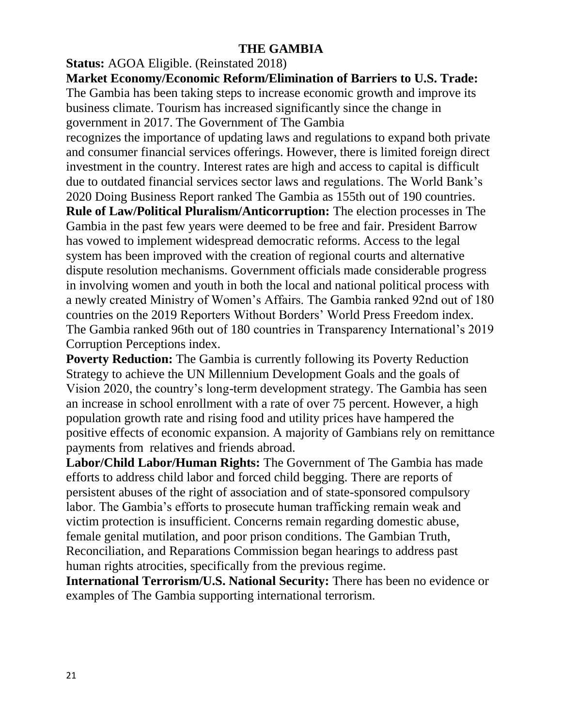# THE GAMBIA

**Status:** AGOA Eligible. (Reinstated 2018)

**Market Economy/Economic Reform/Elimination of Barriers to U.S. Trade:** The Gambia has been taking steps to increase economic growth and improve its business climate. Tourism has increased significantly since the change in government in 2017. The Government of The Gambia recognizes the importance of updating laws and regulations to expand both private and consumer financial services offerings. However, there is limited foreign direct investment in the country. Interest rates are high and access to capital is difficult due to outdated financial services sector laws and regulations. The World Bank's 2020 Doing Business Report ranked The Gambia as 155th out of 190 countries.

**Rule of Law/Political Pluralism/Anticorruption:** The election processes in The Gambia in the past few years were deemed to be free and fair. President Barrow has vowed to implement widespread democratic reforms. Access to the legal system has been improved with the creation of regional courts and alternative dispute resolution mechanisms. Government officials made considerable progress in involving women and youth in both the local and national political process with a newly created Ministry of Women's Affairs. The Gambia ranked 92nd out of 180 countries on the 2019 Reporters Without Borders' World Press Freedom index. The Gambia ranked 96th out of 180 countries in Transparency International's 2019 Corruption Perceptions index.

**Poverty Reduction:** The Gambia is currently following its Poverty Reduction Strategy to achieve the UN Millennium Development Goals and the goals of Vision 2020, the country's long-term development strategy. The Gambia has seen an increase in school enrollment with a rate of over 75 percent. However, a high population growth rate and rising food and utility prices have hampered the positive effects of economic expansion. A majority of Gambians rely on remittance payments from relatives and friends abroad.

**Labor/Child Labor/Human Rights:** The Government of The Gambia has made efforts to address child labor and forced child begging. There are reports of persistent abuses of the right of association and of state-sponsored compulsory labor. The Gambia's efforts to prosecute human trafficking remain weak and victim protection is insufficient. Concerns remain regarding domestic abuse, female genital mutilation, and poor prison conditions. The Gambian Truth, Reconciliation, and Reparations Commission began hearings to address past human rights atrocities, specifically from the previous regime.

**International Terrorism/U.S. National Security:** There has been no evidence or examples of The Gambia supporting international terrorism.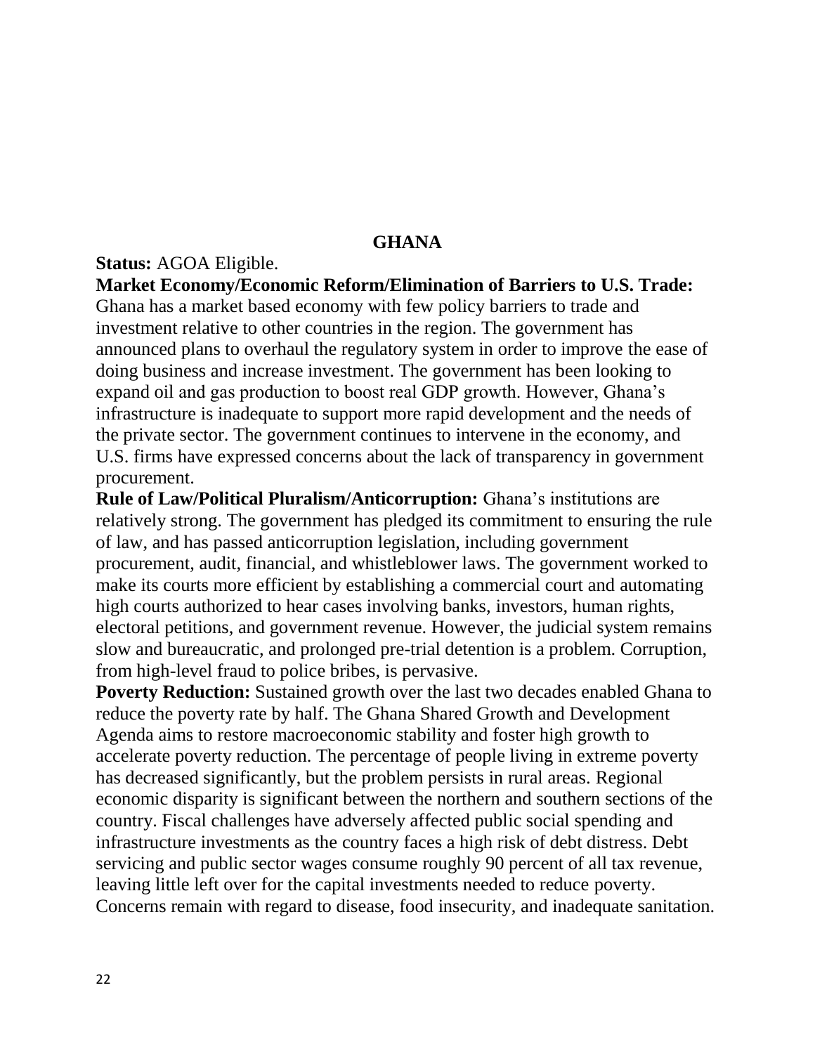## GHANA

**Status:** AGOA Eligible.

**Market Economy/Economic Reform/Elimination of Barriers to U.S. Trade:** Ghana has a market based economy with few policy barriers to trade and investment relative to other countries in the region. The government has announced plans to overhaul the regulatory system in order to improve the ease of doing business and increase investment. The government has been looking to expand oil and gas production to boost real GDP growth. However, Ghana's infrastructure is inadequate to support more rapid development and the needs of the private sector. The government continues to intervene in the economy, and U.S. firms have expressed concerns about the lack of transparency in government procurement.

**Rule of Law/Political Pluralism/Anticorruption:** Ghana's institutions are relatively strong. The government has pledged its commitment to ensuring the rule of law, and has passed anticorruption legislation, including government procurement, audit, financial, and whistleblower laws. The government worked to make its courts more efficient by establishing a commercial court and automating high courts authorized to hear cases involving banks, investors, human rights, electoral petitions, and government revenue. However, the judicial system remains slow and bureaucratic, and prolonged pre-trial detention is a problem. Corruption, from high-level fraud to police bribes, is pervasive.

**Poverty Reduction:** Sustained growth over the last two decades enabled Ghana to reduce the poverty rate by half. The Ghana Shared Growth and Development Agenda aims to restore macroeconomic stability and foster high growth to accelerate poverty reduction. The percentage of people living in extreme poverty has decreased significantly, but the problem persists in rural areas. Regional economic disparity is significant between the northern and southern sections of the country. Fiscal challenges have adversely affected public social spending and infrastructure investments as the country faces a high risk of debt distress. Debt servicing and public sector wages consume roughly 90 percent of all tax revenue, leaving little left over for the capital investments needed to reduce poverty. Concerns remain with regard to disease, food insecurity, and inadequate sanitation.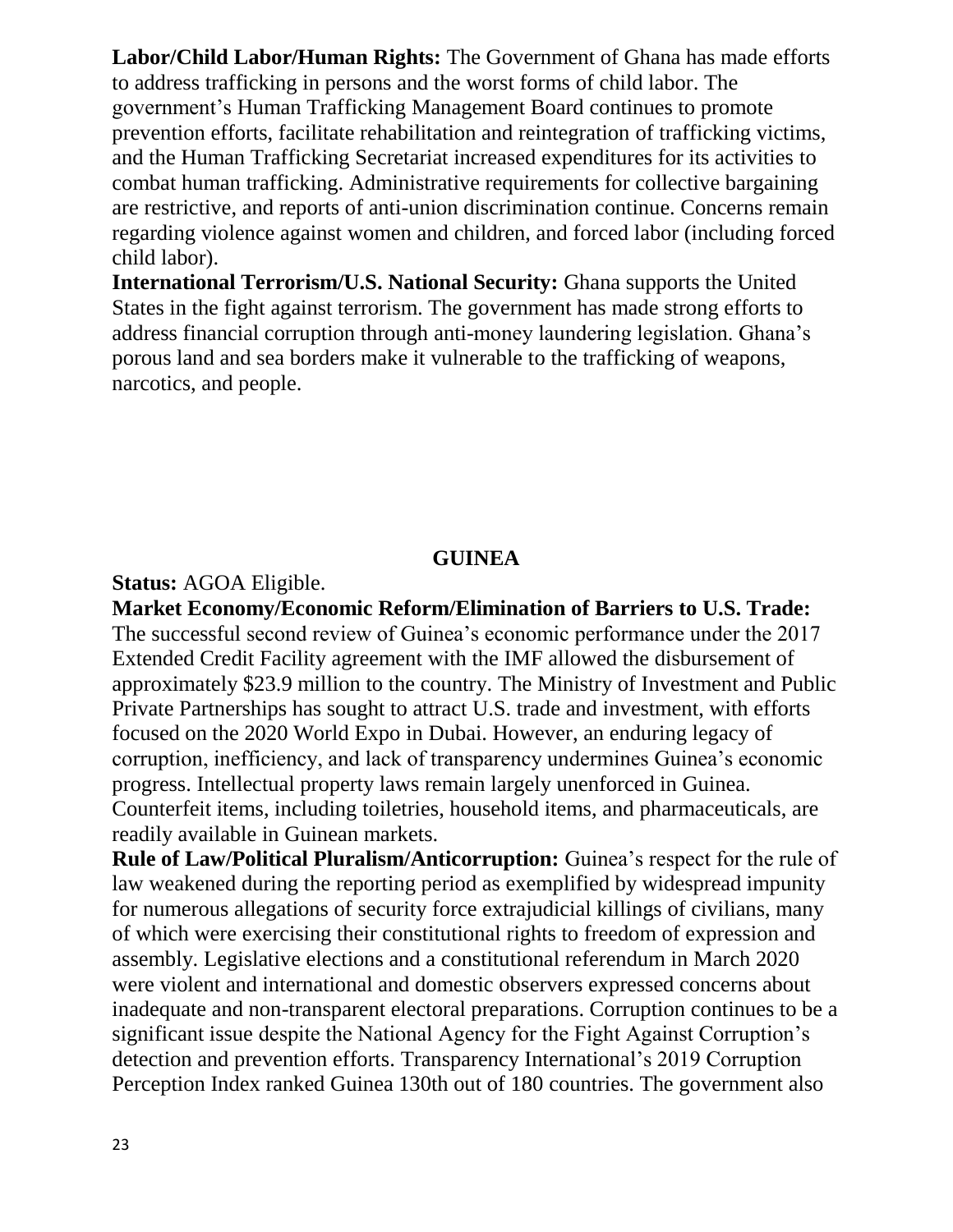**Labor/Child Labor/Human Rights:** The Government of Ghana has made efforts to address trafficking in persons and the worst forms of child labor. The government's Human Trafficking Management Board continues to promote prevention efforts, facilitate rehabilitation and reintegration of trafficking victims, and the Human Trafficking Secretariat increased expenditures for its activities to combat human trafficking. Administrative requirements for collective bargaining are restrictive, and reports of anti-union discrimination continue. Concerns remain regarding violence against women and children, and forced labor (including forced child labor).

**International Terrorism/U.S. National Security:** Ghana supports the United States in the fight against terrorism. The government has made strong efforts to address financial corruption through anti-money laundering legislation. Ghana's porous land and sea borders make it vulnerable to the trafficking of weapons, narcotics, and people.

## GUINEA

**Status:** AGOA Eligible.

**Market Economy/Economic Reform/Elimination of Barriers to U.S. Trade:** The successful second review of Guinea's economic performance under the 2017 Extended Credit Facility agreement with the IMF allowed the disbursement of approximately $23.9 million to the country. The Ministry of Investment and Public Private Partnerships has sought to attract U.S. trade and investment, with efforts focused on the 2020 World Expo in Dubai. However, an enduring legacy of corruption, inefficiency, and lack of transparency undermines Guinea's economic progress. Intellectual property laws remain largely unenforced in Guinea. Counterfeit items, including toiletries, household items, and pharmaceuticals, are readily available in Guinean markets.

**Rule of Law/Political Pluralism/Anticorruption:** Guinea's respect for the rule of law weakened during the reporting period as exemplified by widespread impunity for numerous allegations of security force extrajudicial killings of civilians, many of which were exercising their constitutional rights to freedom of expression and assembly. Legislative elections and a constitutional referendum in March 2020 were violent and international and domestic observers expressed concerns about inadequate and non-transparent electoral preparations. Corruption continues to be a significant issue despite the National Agency for the Fight Against Corruption's detection and prevention efforts. Transparency International's 2019 Corruption Perception Index ranked Guinea 130th out of 180 countries. The government also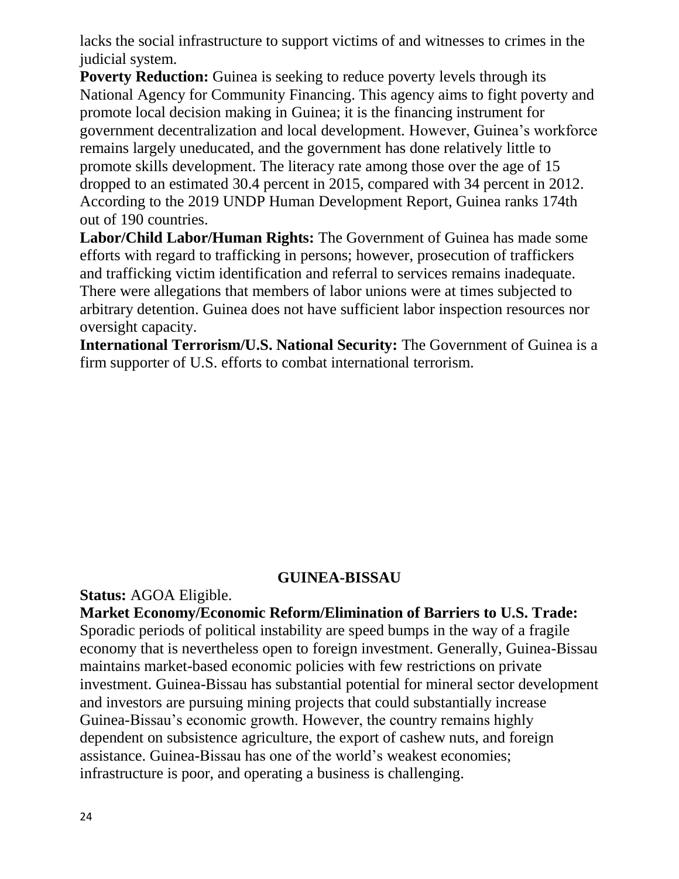lacks the social infrastructure to support victims of and witnesses to crimes in the judicial system.

**Poverty Reduction:** Guinea is seeking to reduce poverty levels through its National Agency for Community Financing. This agency aims to fight poverty and promote local decision making in Guinea; it is the financing instrument for government decentralization and local development. However, Guinea's workforce remains largely uneducated, and the government has done relatively little to promote skills development. The literacy rate among those over the age of 15 dropped to an estimated 30.4 percent in 2015, compared with 34 percent in 2012. According to the 2019 UNDP Human Development Report, Guinea ranks 174th out of 190 countries.

**Labor/Child Labor/Human Rights:** The Government of Guinea has made some efforts with regard to trafficking in persons; however, prosecution of traffickers and trafficking victim identification and referral to services remains inadequate. There were allegations that members of labor unions were at times subjected to arbitrary detention. Guinea does not have sufficient labor inspection resources nor oversight capacity.

**International Terrorism/U.S. National Security:** The Government of Guinea is a firm supporter of U.S. efforts to combat international terrorism.

## GUINEA-BISSAU

**Status:** AGOA Eligible.

**Market Economy/Economic Reform/Elimination of Barriers to U.S. Trade:** Sporadic periods of political instability are speed bumps in the way of a fragile economy that is nevertheless open to foreign investment. Generally, Guinea-Bissau maintains market-based economic policies with few restrictions on private investment. Guinea-Bissau has substantial potential for mineral sector development and investors are pursuing mining projects that could substantially increase Guinea-Bissau's economic growth. However, the country remains highly dependent on subsistence agriculture, the export of cashew nuts, and foreign assistance. Guinea-Bissau has one of the world's weakest economies; infrastructure is poor, and operating a business is challenging.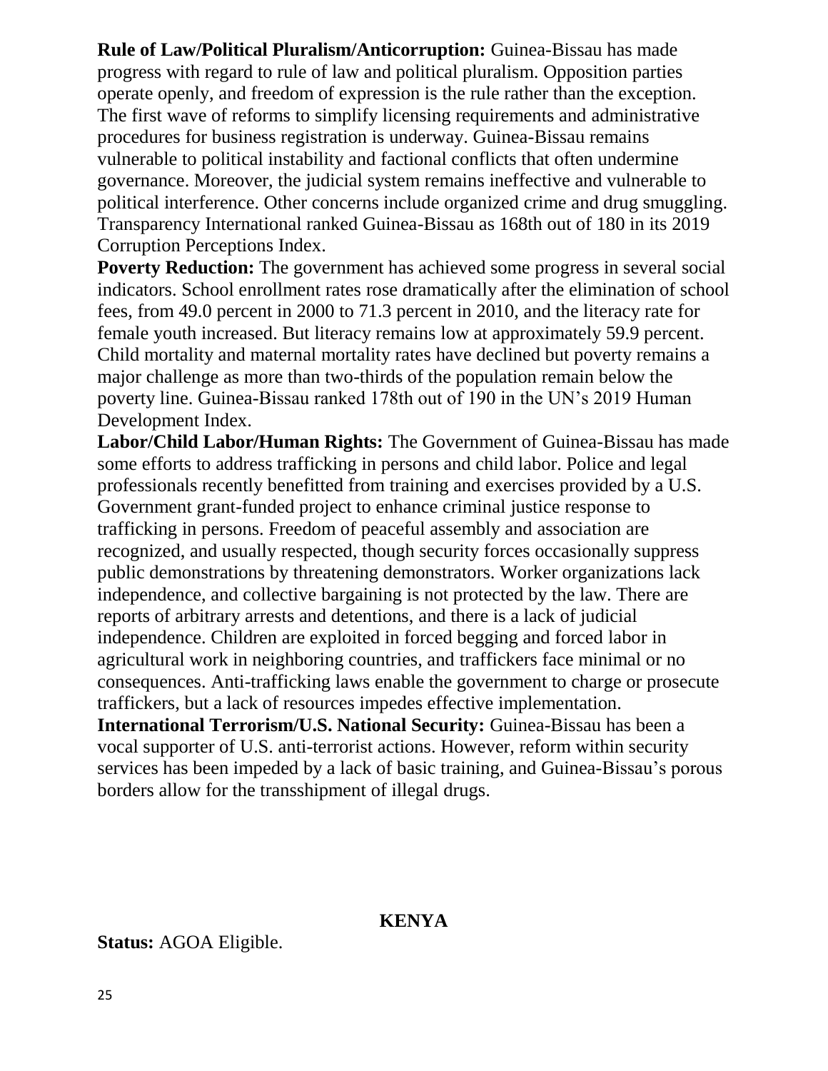**Rule of Law/Political Pluralism/Anticorruption:** Guinea-Bissau has made progress with regard to rule of law and political pluralism. Opposition parties operate openly, and freedom of expression is the rule rather than the exception. The first wave of reforms to simplify licensing requirements and administrative procedures for business registration is underway. Guinea-Bissau remains vulnerable to political instability and factional conflicts that often undermine governance. Moreover, the judicial system remains ineffective and vulnerable to political interference. Other concerns include organized crime and drug smuggling. Transparency International ranked Guinea-Bissau as 168th out of 180 in its 2019 Corruption Perceptions Index.

**Poverty Reduction:** The government has achieved some progress in several social indicators. School enrollment rates rose dramatically after the elimination of school fees, from 49.0 percent in 2000 to 71.3 percent in 2010, and the literacy rate for female youth increased. But literacy remains low at approximately 59.9 percent. Child mortality and maternal mortality rates have declined but poverty remains a major challenge as more than two-thirds of the population remain below the poverty line. Guinea-Bissau ranked 178th out of 190 in the UN's 2019 Human Development Index.

**Labor/Child Labor/Human Rights:** The Government of Guinea-Bissau has made some efforts to address trafficking in persons and child labor. Police and legal professionals recently benefitted from training and exercises provided by a U.S. Government grant-funded project to enhance criminal justice response to trafficking in persons. Freedom of peaceful assembly and association are recognized, and usually respected, though security forces occasionally suppress public demonstrations by threatening demonstrators. Worker organizations lack independence, and collective bargaining is not protected by the law. There are reports of arbitrary arrests and detentions, and there is a lack of judicial independence. Children are exploited in forced begging and forced labor in agricultural work in neighboring countries, and traffickers face minimal or no consequences. Anti-trafficking laws enable the government to charge or prosecute traffickers, but a lack of resources impedes effective implementation.

**International Terrorism/U.S. National Security:** Guinea-Bissau has been a vocal supporter of U.S. anti-terrorist actions. However, reform within security services has been impeded by a lack of basic training, and Guinea-Bissau's porous borders allow for the transshipment of illegal drugs.

## KENYA

**Status:** AGOA Eligible.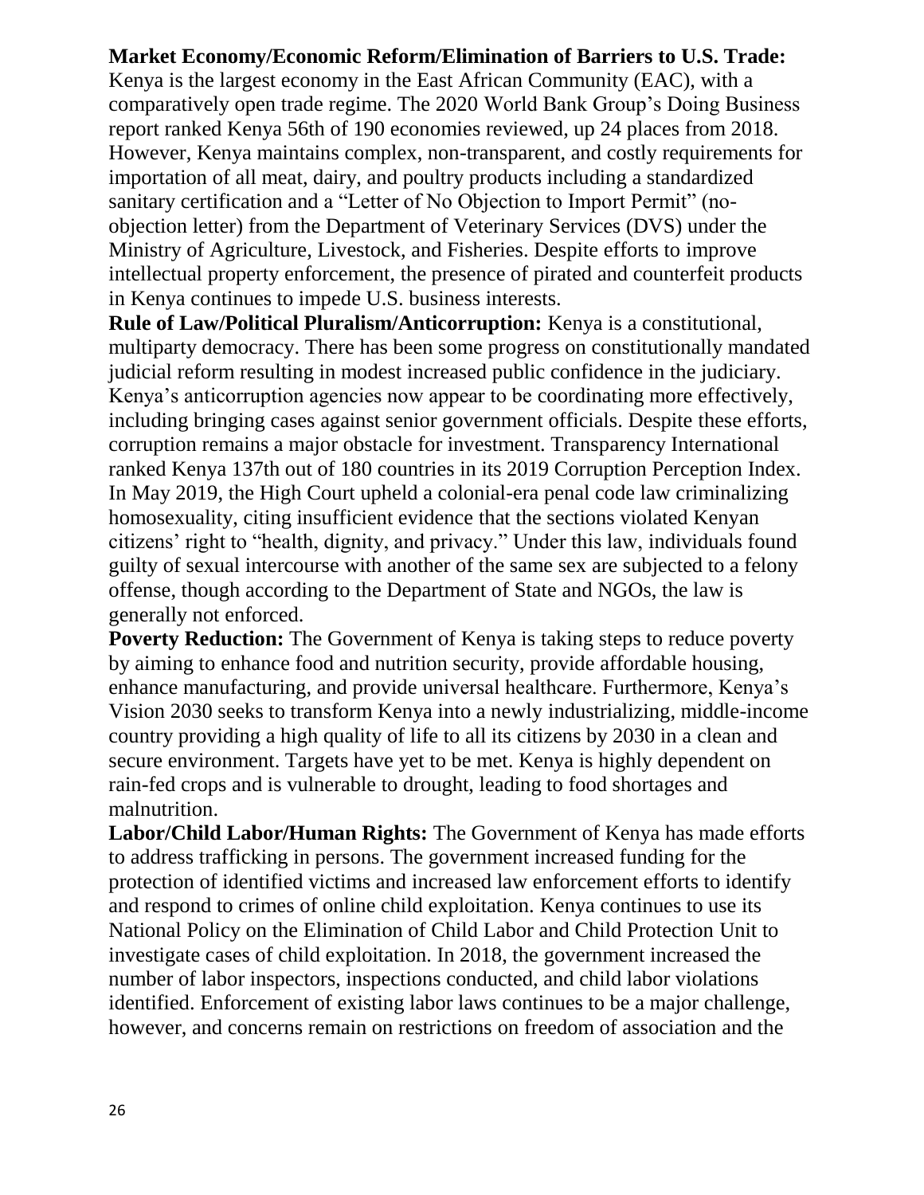**Market Economy/Economic Reform/Elimination of Barriers to U.S. Trade:** Kenya is the largest economy in the East African Community (EAC), with a comparatively open trade regime. The 2020 World Bank Group's Doing Business report ranked Kenya 56th of 190 economies reviewed, up 24 places from 2018. However, Kenya maintains complex, non-transparent, and costly requirements for importation of all meat, dairy, and poultry products including a standardized sanitary certification and a "Letter of No Objection to Import Permit" (no-objection letter) from the Department of Veterinary Services (DVS) under the Ministry of Agriculture, Livestock, and Fisheries. Despite efforts to improve intellectual property enforcement, the presence of pirated and counterfeit products in Kenya continues to impede U.S. business interests.

**Rule of Law/Political Pluralism/Anticorruption:** Kenya is a constitutional, multiparty democracy. There has been some progress on constitutionally mandated judicial reform resulting in modest increased public confidence in the judiciary. Kenya's anticorruption agencies now appear to be coordinating more effectively, including bringing cases against senior government officials. Despite these efforts, corruption remains a major obstacle for investment. Transparency International ranked Kenya 137th out of 180 countries in its 2019 Corruption Perception Index. In May 2019, the High Court upheld a colonial-era penal code law criminalizing homosexuality, citing insufficient evidence that the sections violated Kenyan citizens' right to "health, dignity, and privacy." Under this law, individuals found guilty of sexual intercourse with another of the same sex are subjected to a felony offense, though according to the Department of State and NGOs, the law is generally not enforced.

**Poverty Reduction:** The Government of Kenya is taking steps to reduce poverty by aiming to enhance food and nutrition security, provide affordable housing, enhance manufacturing, and provide universal healthcare. Furthermore, Kenya's Vision 2030 seeks to transform Kenya into a newly industrializing, middle-income country providing a high quality of life to all its citizens by 2030 in a clean and secure environment. Targets have yet to be met. Kenya is highly dependent on rain-fed crops and is vulnerable to drought, leading to food shortages and malnutrition.

**Labor/Child Labor/Human Rights:** The Government of Kenya has made efforts to address trafficking in persons. The government increased funding for the protection of identified victims and increased law enforcement efforts to identify and respond to crimes of online child exploitation. Kenya continues to use its National Policy on the Elimination of Child Labor and Child Protection Unit to investigate cases of child exploitation. In 2018, the government increased the number of labor inspectors, inspections conducted, and child labor violations identified. Enforcement of existing labor laws continues to be a major challenge, however, and concerns remain on restrictions on freedom of association and the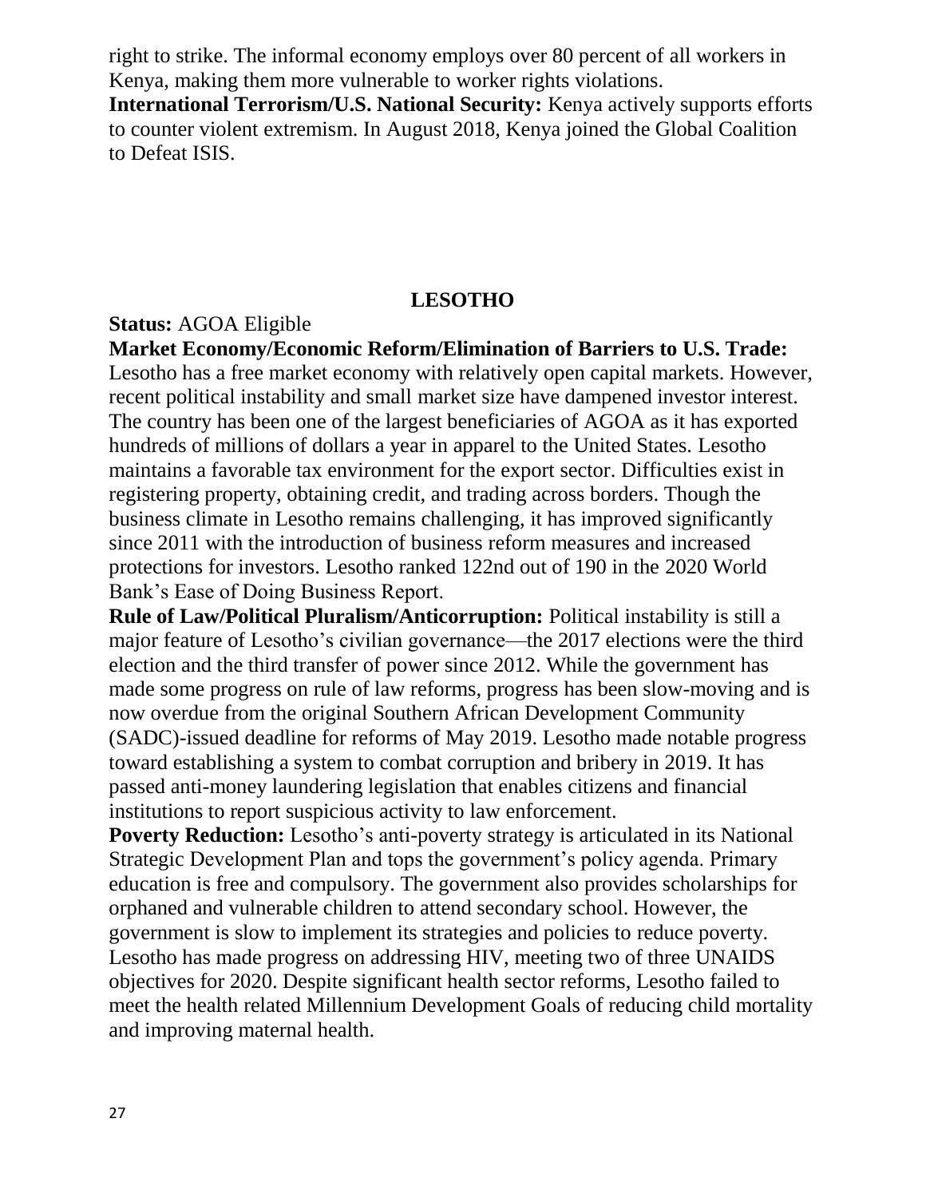right to strike. The informal economy employs over 80 percent of all workers in Kenya, making them more vulnerable to worker rights violations.

**International Terrorism/U.S. National Security:** Kenya actively supports efforts to counter violent extremism. In August 2018, Kenya joined the Global Coalition to Defeat ISIS.

## LESOTHO

**Status:** AGOA Eligible

**Market Economy/Economic Reform/Elimination of Barriers to U.S. Trade:** Lesotho has a free market economy with relatively open capital markets. However, recent political instability and small market size have dampened investor interest. The country has been one of the largest beneficiaries of AGOA as it has exported hundreds of millions of dollars a year in apparel to the United States. Lesotho maintains a favorable tax environment for the export sector. Difficulties exist in registering property, obtaining credit, and trading across borders. Though the business climate in Lesotho remains challenging, it has improved significantly since 2011 with the introduction of business reform measures and increased protections for investors. Lesotho ranked 122nd out of 190 in the 2020 World Bank's Ease of Doing Business Report.

**Rule of Law/Political Pluralism/Anticorruption:** Political instability is still a major feature of Lesotho's civilian governance—the 2017 elections were the third election and the third transfer of power since 2012. While the government has made some progress on rule of law reforms, progress has been slow-moving and is now overdue from the original Southern African Development Community (SADC)-issued deadline for reforms of May 2019. Lesotho made notable progress toward establishing a system to combat corruption and bribery in 2019. It has passed anti-money laundering legislation that enables citizens and financial institutions to report suspicious activity to law enforcement.

**Poverty Reduction:** Lesotho's anti-poverty strategy is articulated in its National Strategic Development Plan and tops the government's policy agenda. Primary education is free and compulsory. The government also provides scholarships for orphaned and vulnerable children to attend secondary school. However, the government is slow to implement its strategies and policies to reduce poverty. Lesotho has made progress on addressing HIV, meeting two of three UNAIDS objectives for 2020. Despite significant health sector reforms, Lesotho failed to meet the health related Millennium Development Goals of reducing child mortality and improving maternal health.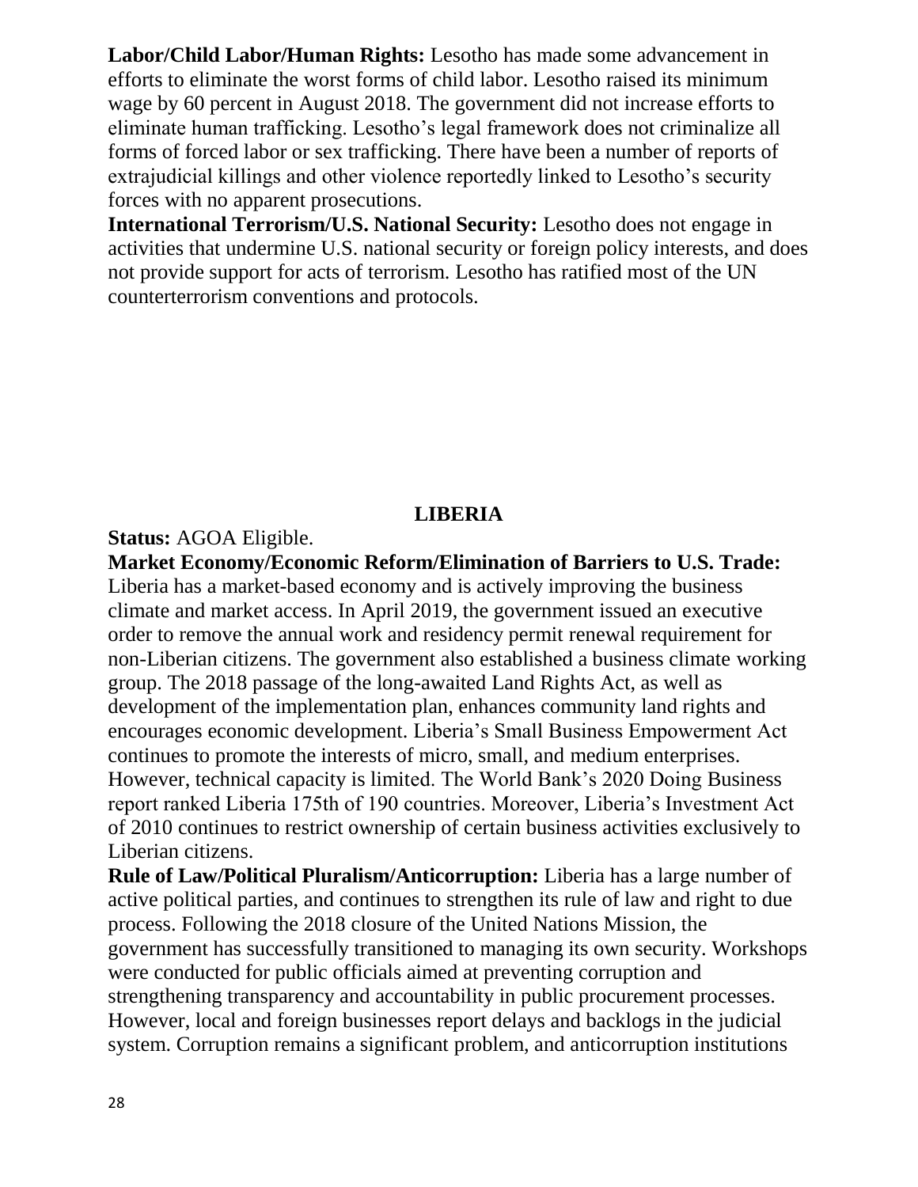**Labor/Child Labor/Human Rights:** Lesotho has made some advancement in efforts to eliminate the worst forms of child labor. Lesotho raised its minimum wage by 60 percent in August 2018. The government did not increase efforts to eliminate human trafficking. Lesotho's legal framework does not criminalize all forms of forced labor or sex trafficking. There have been a number of reports of extrajudicial killings and other violence reportedly linked to Lesotho's security forces with no apparent prosecutions.

**International Terrorism/U.S. National Security:** Lesotho does not engage in activities that undermine U.S. national security or foreign policy interests, and does not provide support for acts of terrorism. Lesotho has ratified most of the UN counterterrorism conventions and protocols.

## LIBERIA

**Status:** AGOA Eligible.

**Market Economy/Economic Reform/Elimination of Barriers to U.S. Trade:** Liberia has a market-based economy and is actively improving the business climate and market access. In April 2019, the government issued an executive order to remove the annual work and residency permit renewal requirement for non-Liberian citizens. The government also established a business climate working group. The 2018 passage of the long-awaited Land Rights Act, as well as development of the implementation plan, enhances community land rights and encourages economic development. Liberia's Small Business Empowerment Act continues to promote the interests of micro, small, and medium enterprises. However, technical capacity is limited. The World Bank's 2020 Doing Business report ranked Liberia 175th of 190 countries. Moreover, Liberia's Investment Act of 2010 continues to restrict ownership of certain business activities exclusively to Liberian citizens.

**Rule of Law/Political Pluralism/Anticorruption:** Liberia has a large number of active political parties, and continues to strengthen its rule of law and right to due process. Following the 2018 closure of the United Nations Mission, the government has successfully transitioned to managing its own security. Workshops were conducted for public officials aimed at preventing corruption and strengthening transparency and accountability in public procurement processes. However, local and foreign businesses report delays and backlogs in the judicial system. Corruption remains a significant problem, and anticorruption institutions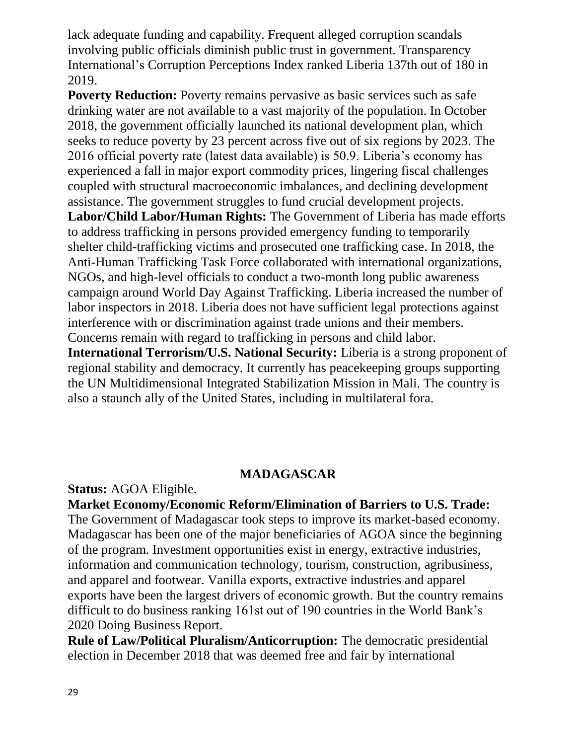lack adequate funding and capability. Frequent alleged corruption scandals involving public officials diminish public trust in government. Transparency International's Corruption Perceptions Index ranked Liberia 137th out of 180 in 2019.

**Poverty Reduction:** Poverty remains pervasive as basic services such as safe drinking water are not available to a vast majority of the population. In October 2018, the government officially launched its national development plan, which seeks to reduce poverty by 23 percent across five out of six regions by 2023. The 2016 official poverty rate (latest data available) is 50.9. Liberia's economy has experienced a fall in major export commodity prices, lingering fiscal challenges coupled with structural macroeconomic imbalances, and declining development assistance. The government struggles to fund crucial development projects.

**Labor/Child Labor/Human Rights:** The Government of Liberia has made efforts to address trafficking in persons provided emergency funding to temporarily shelter child-trafficking victims and prosecuted one trafficking case. In 2018, the Anti-Human Trafficking Task Force collaborated with international organizations, NGOs, and high-level officials to conduct a two-month long public awareness campaign around World Day Against Trafficking. Liberia increased the number of labor inspectors in 2018. Liberia does not have sufficient legal protections against interference with or discrimination against trade unions and their members. Concerns remain with regard to trafficking in persons and child labor.

**International Terrorism/U.S. National Security:** Liberia is a strong proponent of regional stability and democracy. It currently has peacekeeping groups supporting the UN Multidimensional Integrated Stabilization Mission in Mali. The country is also a staunch ally of the United States, including in multilateral fora.

## MADAGASCAR

**Status:** AGOA Eligible.

**Market Economy/Economic Reform/Elimination of Barriers to U.S. Trade:** The Government of Madagascar took steps to improve its market-based economy. Madagascar has been one of the major beneficiaries of AGOA since the beginning of the program. Investment opportunities exist in energy, extractive industries, information and communication technology, tourism, construction, agribusiness, and apparel and footwear. Vanilla exports, extractive industries and apparel exports have been the largest drivers of economic growth. But the country remains difficult to do business ranking 161st out of 190 countries in the World Bank's 2020 Doing Business Report.

**Rule of Law/Political Pluralism/Anticorruption:** The democratic presidential election in December 2018 that was deemed free and fair by international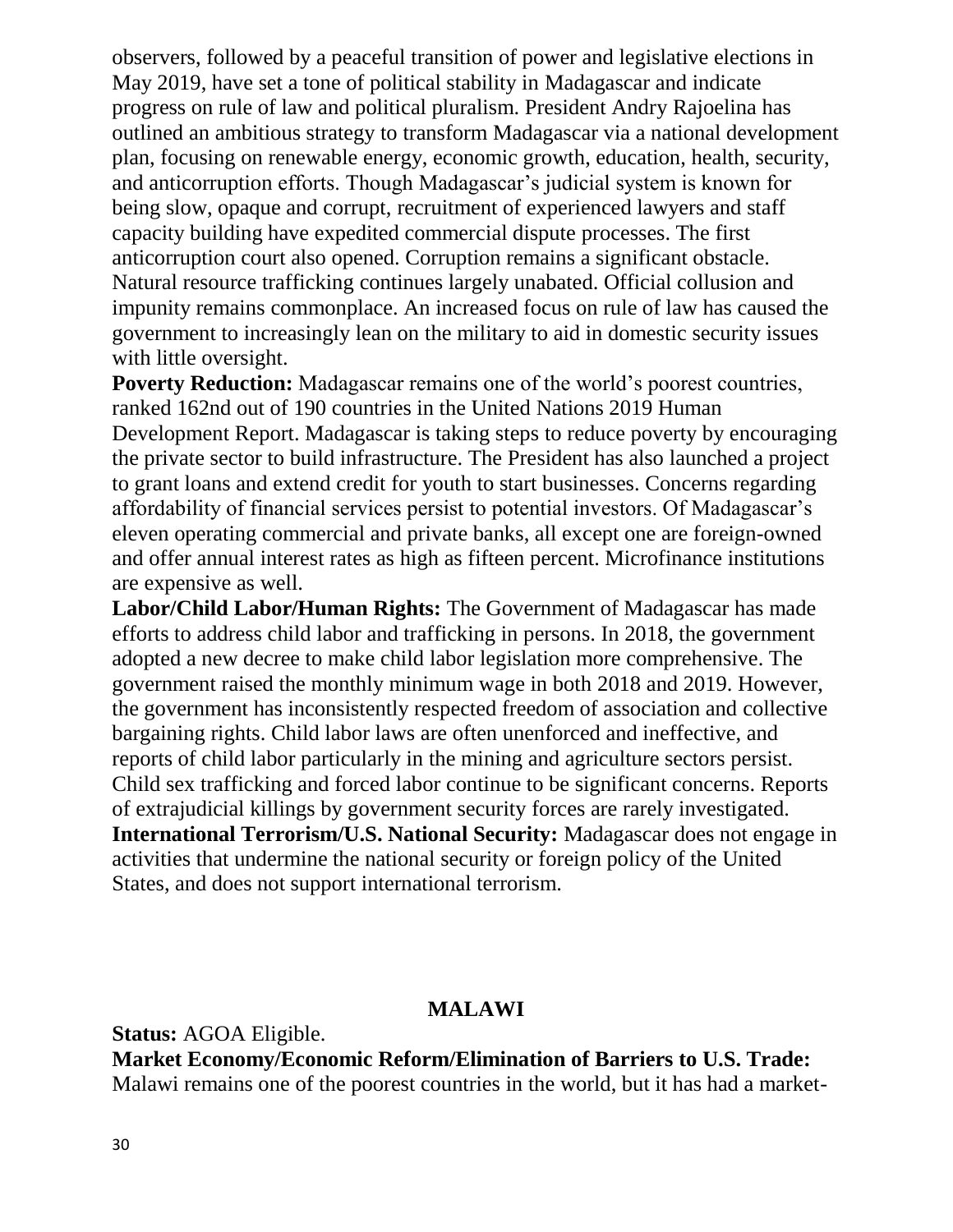observers, followed by a peaceful transition of power and legislative elections in May 2019, have set a tone of political stability in Madagascar and indicate progress on rule of law and political pluralism. President Andry Rajoelina has outlined an ambitious strategy to transform Madagascar via a national development plan, focusing on renewable energy, economic growth, education, health, security, and anticorruption efforts. Though Madagascar's judicial system is known for being slow, opaque and corrupt, recruitment of experienced lawyers and staff capacity building have expedited commercial dispute processes. The first anticorruption court also opened. Corruption remains a significant obstacle. Natural resource trafficking continues largely unabated. Official collusion and impunity remains commonplace. An increased focus on rule of law has caused the government to increasingly lean on the military to aid in domestic security issues with little oversight.

**Poverty Reduction:** Madagascar remains one of the world's poorest countries, ranked 162nd out of 190 countries in the United Nations 2019 Human Development Report. Madagascar is taking steps to reduce poverty by encouraging the private sector to build infrastructure. The President has also launched a project to grant loans and extend credit for youth to start businesses. Concerns regarding affordability of financial services persist to potential investors. Of Madagascar's eleven operating commercial and private banks, all except one are foreign-owned and offer annual interest rates as high as fifteen percent. Microfinance institutions are expensive as well.

**Labor/Child Labor/Human Rights:** The Government of Madagascar has made efforts to address child labor and trafficking in persons. In 2018, the government adopted a new decree to make child labor legislation more comprehensive. The government raised the monthly minimum wage in both 2018 and 2019. However, the government has inconsistently respected freedom of association and collective bargaining rights. Child labor laws are often unenforced and ineffective, and reports of child labor particularly in the mining and agriculture sectors persist. Child sex trafficking and forced labor continue to be significant concerns. Reports of extrajudicial killings by government security forces are rarely investigated.

**International Terrorism/U.S. National Security:** Madagascar does not engage in activities that undermine the national security or foreign policy of the United States, and does not support international terrorism.

## MALAWI

**Status:** AGOA Eligible.

**Market Economy/Economic Reform/Elimination of Barriers to U.S. Trade:** Malawi remains one of the poorest countries in the world, but it has had a market-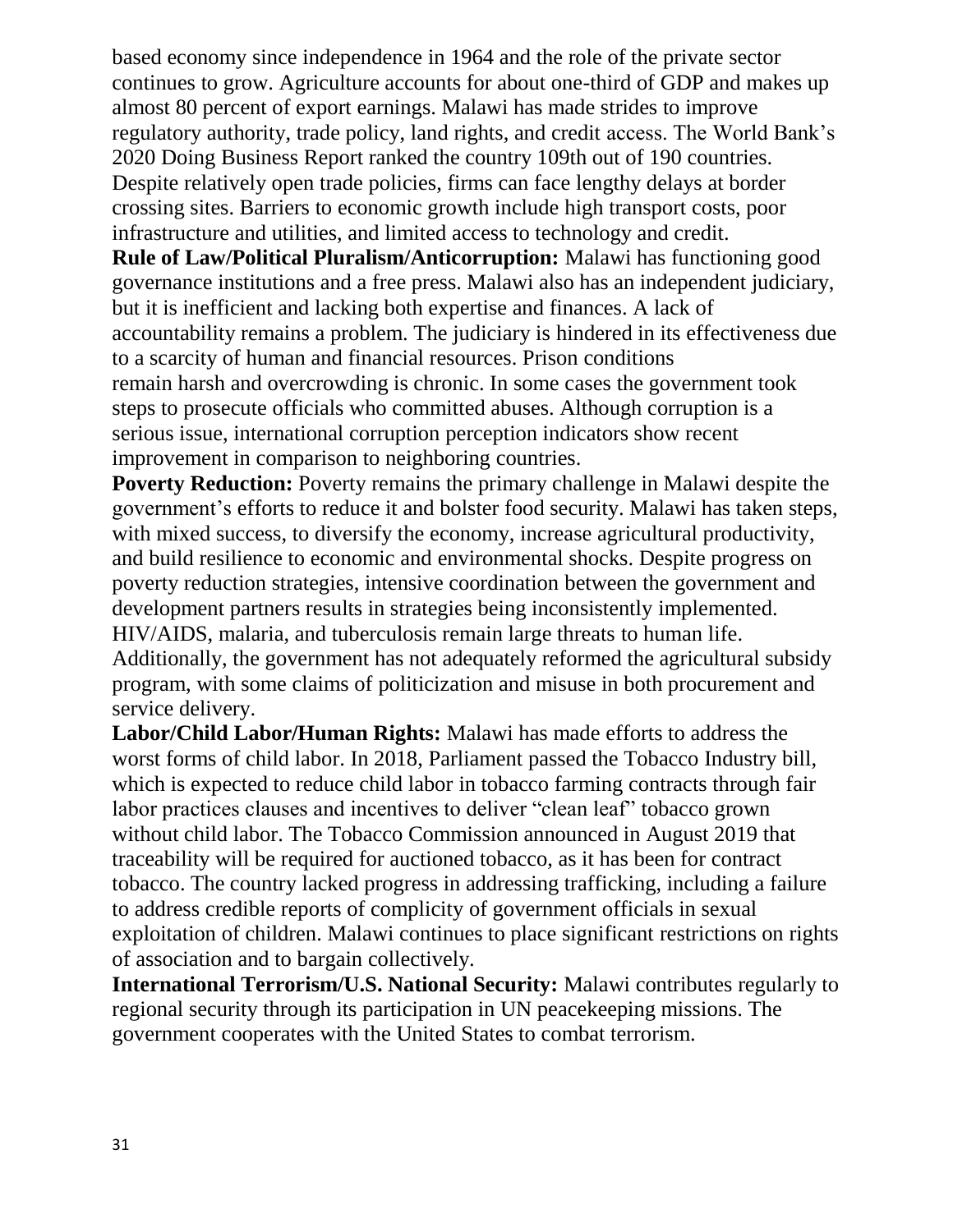based economy since independence in 1964 and the role of the private sector continues to grow. Agriculture accounts for about one-third of GDP and makes up almost 80 percent of export earnings. Malawi has made strides to improve regulatory authority, trade policy, land rights, and credit access. The World Bank's 2020 Doing Business Report ranked the country 109th out of 190 countries. Despite relatively open trade policies, firms can face lengthy delays at border crossing sites. Barriers to economic growth include high transport costs, poor infrastructure and utilities, and limited access to technology and credit.

**Rule of Law/Political Pluralism/Anticorruption:** Malawi has functioning good governance institutions and a free press. Malawi also has an independent judiciary, but it is inefficient and lacking both expertise and finances. A lack of accountability remains a problem. The judiciary is hindered in its effectiveness due to a scarcity of human and financial resources. Prison conditions remain harsh and overcrowding is chronic. In some cases the government took steps to prosecute officials who committed abuses. Although corruption is a serious issue, international corruption perception indicators show recent improvement in comparison to neighboring countries.

**Poverty Reduction:** Poverty remains the primary challenge in Malawi despite the government's efforts to reduce it and bolster food security. Malawi has taken steps, with mixed success, to diversify the economy, increase agricultural productivity, and build resilience to economic and environmental shocks. Despite progress on poverty reduction strategies, intensive coordination between the government and development partners results in strategies being inconsistently implemented. HIV/AIDS, malaria, and tuberculosis remain large threats to human life. Additionally, the government has not adequately reformed the agricultural subsidy program, with some claims of politicization and misuse in both procurement and service delivery.

**Labor/Child Labor/Human Rights:** Malawi has made efforts to address the worst forms of child labor. In 2018, Parliament passed the Tobacco Industry bill, which is expected to reduce child labor in tobacco farming contracts through fair labor practices clauses and incentives to deliver "clean leaf" tobacco grown without child labor. The Tobacco Commission announced in August 2019 that traceability will be required for auctioned tobacco, as it has been for contract tobacco. The country lacked progress in addressing trafficking, including a failure to address credible reports of complicity of government officials in sexual exploitation of children. Malawi continues to place significant restrictions on rights of association and to bargain collectively.

**International Terrorism/U.S. National Security:** Malawi contributes regularly to regional security through its participation in UN peacekeeping missions. The government cooperates with the United States to combat terrorism.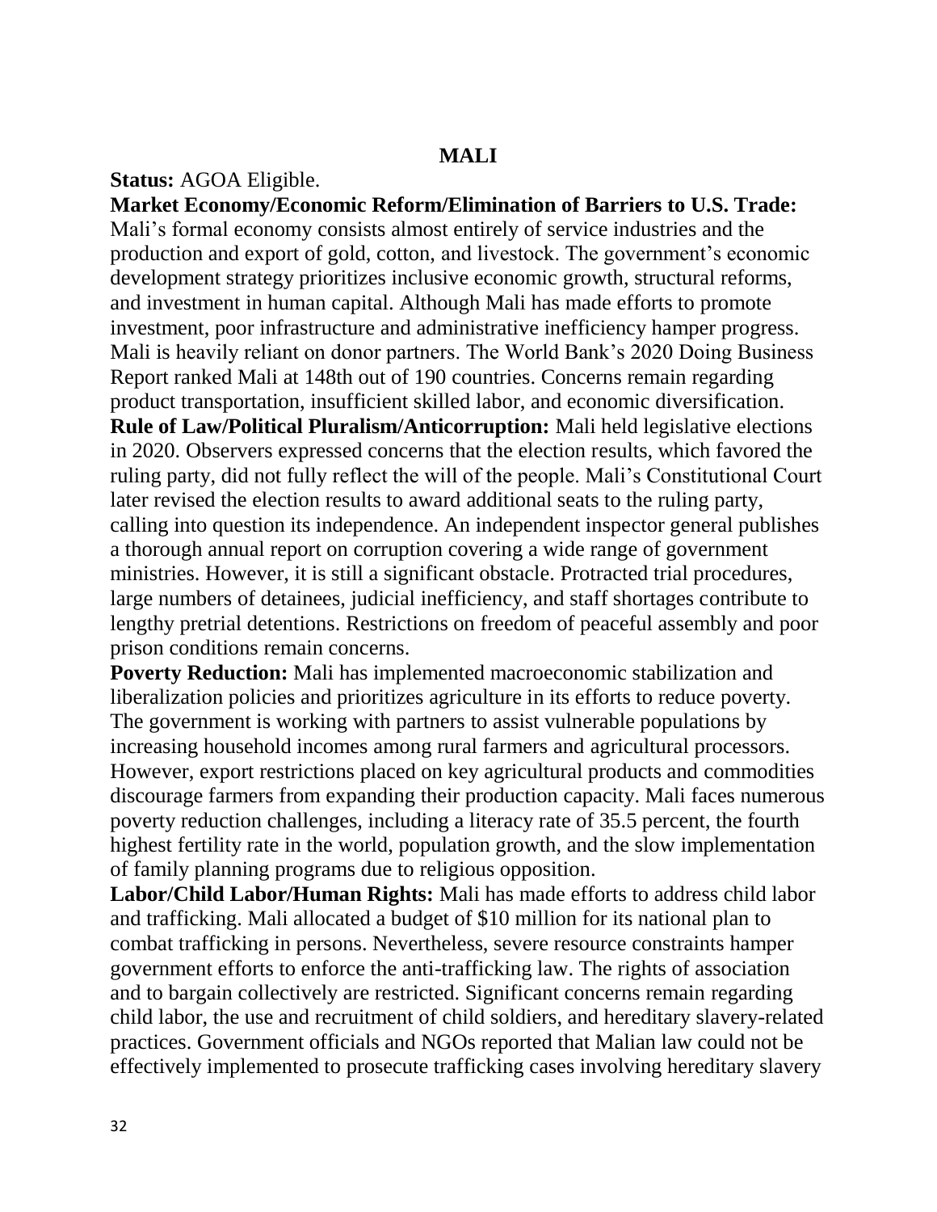## MALI

**Status:** AGOA Eligible.

**Market Economy/Economic Reform/Elimination of Barriers to U.S. Trade:** Mali's formal economy consists almost entirely of service industries and the production and export of gold, cotton, and livestock. The government's economic development strategy prioritizes inclusive economic growth, structural reforms, and investment in human capital. Although Mali has made efforts to promote investment, poor infrastructure and administrative inefficiency hamper progress. Mali is heavily reliant on donor partners. The World Bank's 2020 Doing Business Report ranked Mali at 148th out of 190 countries. Concerns remain regarding product transportation, insufficient skilled labor, and economic diversification.

**Rule of Law/Political Pluralism/Anticorruption:** Mali held legislative elections in 2020. Observers expressed concerns that the election results, which favored the ruling party, did not fully reflect the will of the people. Mali's Constitutional Court later revised the election results to award additional seats to the ruling party, calling into question its independence. An independent inspector general publishes a thorough annual report on corruption covering a wide range of government ministries. However, it is still a significant obstacle. Protracted trial procedures, large numbers of detainees, judicial inefficiency, and staff shortages contribute to lengthy pretrial detentions. Restrictions on freedom of peaceful assembly and poor prison conditions remain concerns.

**Poverty Reduction:** Mali has implemented macroeconomic stabilization and liberalization policies and prioritizes agriculture in its efforts to reduce poverty. The government is working with partners to assist vulnerable populations by increasing household incomes among rural farmers and agricultural processors. However, export restrictions placed on key agricultural products and commodities discourage farmers from expanding their production capacity. Mali faces numerous poverty reduction challenges, including a literacy rate of 35.5 percent, the fourth highest fertility rate in the world, population growth, and the slow implementation of family planning programs due to religious opposition.

**Labor/Child Labor/Human Rights:** Mali has made efforts to address child labor and trafficking. Mali allocated a budget of $10 million for its national plan to combat trafficking in persons. Nevertheless, severe resource constraints hamper government efforts to enforce the anti-trafficking law. The rights of association and to bargain collectively are restricted. Significant concerns remain regarding child labor, the use and recruitment of child soldiers, and hereditary slavery-related practices. Government officials and NGOs reported that Malian law could not be effectively implemented to prosecute trafficking cases involving hereditary slavery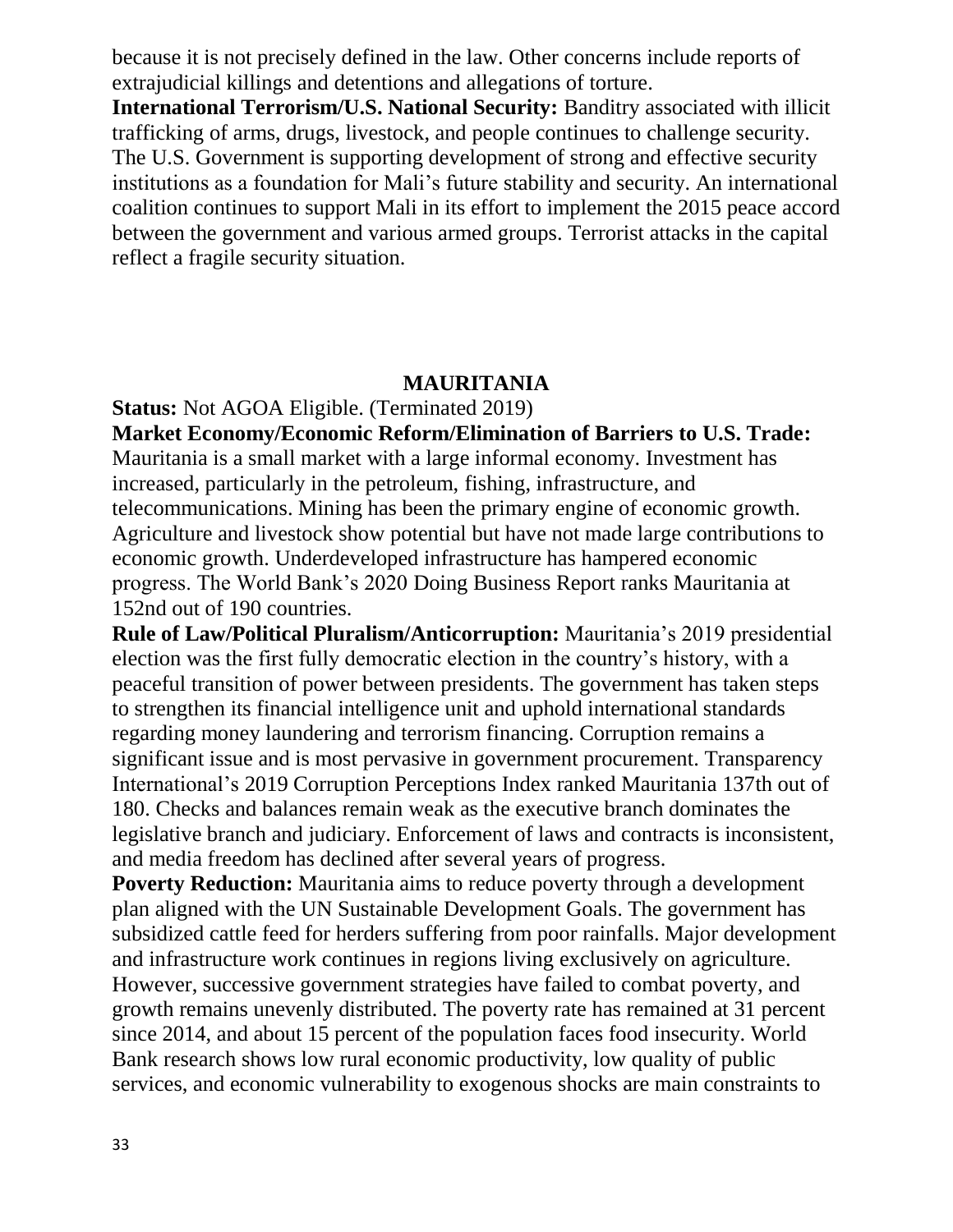because it is not precisely defined in the law. Other concerns include reports of extrajudicial killings and detentions and allegations of torture.

**International Terrorism/U.S. National Security:** Banditry associated with illicit trafficking of arms, drugs, livestock, and people continues to challenge security. The U.S. Government is supporting development of strong and effective security institutions as a foundation for Mali's future stability and security. An international coalition continues to support Mali in its effort to implement the 2015 peace accord between the government and various armed groups. Terrorist attacks in the capital reflect a fragile security situation.

## MAURITANIA

**Status:** Not AGOA Eligible. (Terminated 2019)

**Market Economy/Economic Reform/Elimination of Barriers to U.S. Trade:** Mauritania is a small market with a large informal economy. Investment has increased, particularly in the petroleum, fishing, infrastructure, and telecommunications. Mining has been the primary engine of economic growth. Agriculture and livestock show potential but have not made large contributions to economic growth. Underdeveloped infrastructure has hampered economic progress. The World Bank's 2020 Doing Business Report ranks Mauritania at 152nd out of 190 countries.

**Rule of Law/Political Pluralism/Anticorruption:** Mauritania's 2019 presidential election was the first fully democratic election in the country's history, with a peaceful transition of power between presidents. The government has taken steps to strengthen its financial intelligence unit and uphold international standards regarding money laundering and terrorism financing. Corruption remains a significant issue and is most pervasive in government procurement. Transparency International's 2019 Corruption Perceptions Index ranked Mauritania 137th out of 180. Checks and balances remain weak as the executive branch dominates the legislative branch and judiciary. Enforcement of laws and contracts is inconsistent, and media freedom has declined after several years of progress.

**Poverty Reduction:** Mauritania aims to reduce poverty through a development plan aligned with the UN Sustainable Development Goals. The government has subsidized cattle feed for herders suffering from poor rainfalls. Major development and infrastructure work continues in regions living exclusively on agriculture. However, successive government strategies have failed to combat poverty, and growth remains unevenly distributed. The poverty rate has remained at 31 percent since 2014, and about 15 percent of the population faces food insecurity. World Bank research shows low rural economic productivity, low quality of public services, and economic vulnerability to exogenous shocks are main constraints to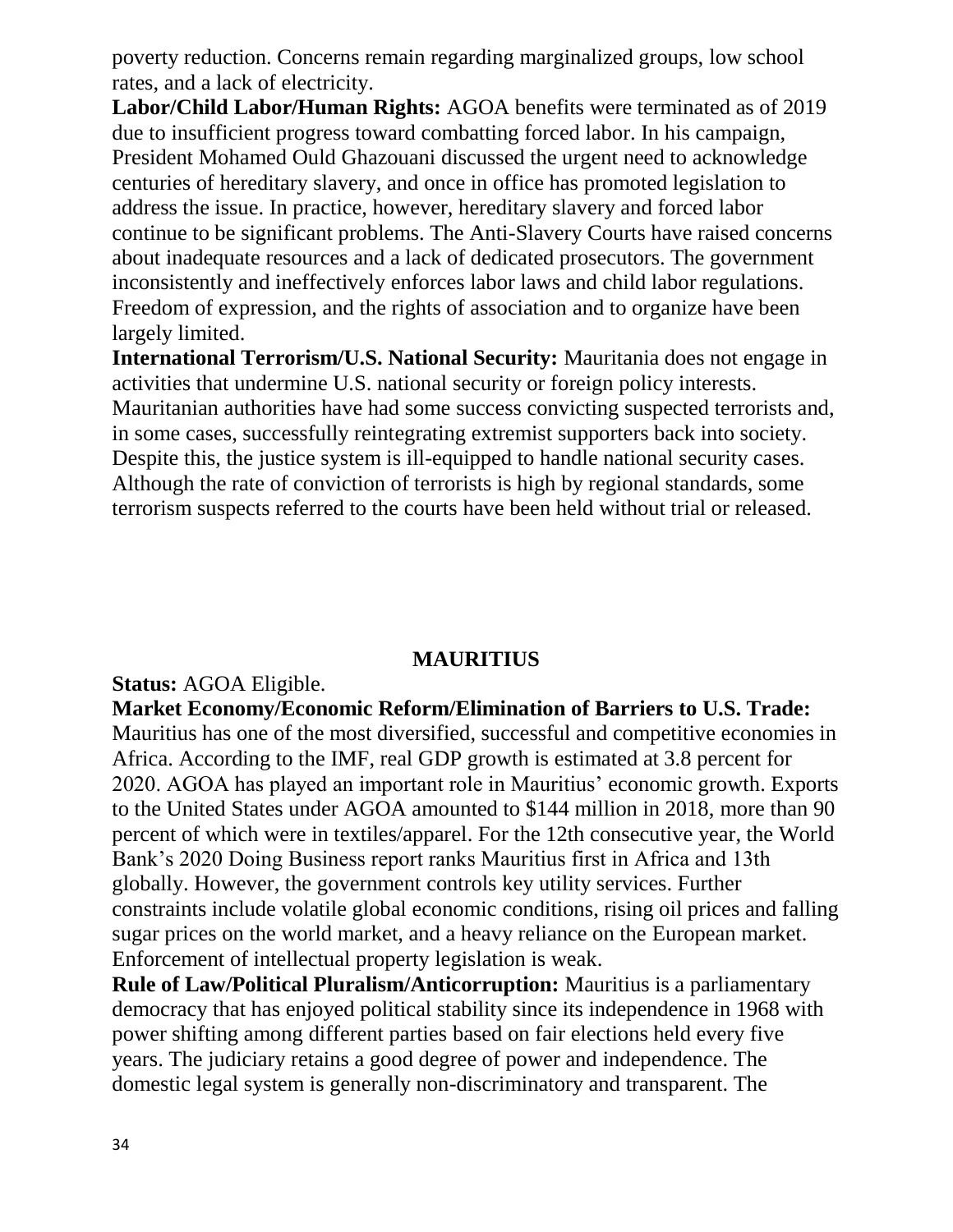poverty reduction. Concerns remain regarding marginalized groups, low school rates, and a lack of electricity.

**Labor/Child Labor/Human Rights:** AGOA benefits were terminated as of 2019 due to insufficient progress toward combatting forced labor. In his campaign, President Mohamed Ould Ghazouani discussed the urgent need to acknowledge centuries of hereditary slavery, and once in office has promoted legislation to address the issue. In practice, however, hereditary slavery and forced labor continue to be significant problems. The Anti-Slavery Courts have raised concerns about inadequate resources and a lack of dedicated prosecutors. The government inconsistently and ineffectively enforces labor laws and child labor regulations. Freedom of expression, and the rights of association and to organize have been largely limited.

**International Terrorism/U.S. National Security:** Mauritania does not engage in activities that undermine U.S. national security or foreign policy interests. Mauritanian authorities have had some success convicting suspected terrorists and, in some cases, successfully reintegrating extremist supporters back into society. Despite this, the justice system is ill-equipped to handle national security cases. Although the rate of conviction of terrorists is high by regional standards, some terrorism suspects referred to the courts have been held without trial or released.

## MAURITIUS

**Status:** AGOA Eligible.

**Market Economy/Economic Reform/Elimination of Barriers to U.S. Trade:** Mauritius has one of the most diversified, successful and competitive economies in Africa. According to the IMF, real GDP growth is estimated at 3.8 percent for 2020. AGOA has played an important role in Mauritius' economic growth. Exports to the United States under AGOA amounted to $144 million in 2018, more than 90 percent of which were in textiles/apparel. For the 12th consecutive year, the World Bank's 2020 Doing Business report ranks Mauritius first in Africa and 13th globally. However, the government controls key utility services. Further constraints include volatile global economic conditions, rising oil prices and falling sugar prices on the world market, and a heavy reliance on the European market. Enforcement of intellectual property legislation is weak.

**Rule of Law/Political Pluralism/Anticorruption:** Mauritius is a parliamentary democracy that has enjoyed political stability since its independence in 1968 with power shifting among different parties based on fair elections held every five years. The judiciary retains a good degree of power and independence. The domestic legal system is generally non-discriminatory and transparent. The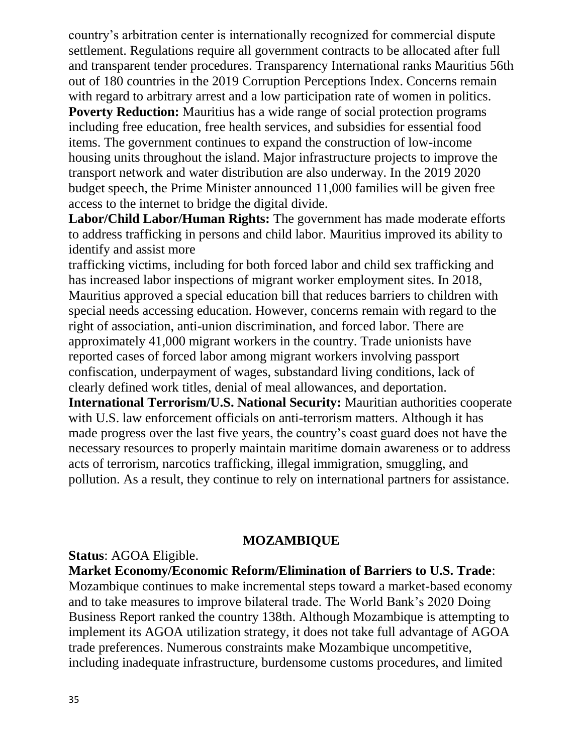country's arbitration center is internationally recognized for commercial dispute settlement. Regulations require all government contracts to be allocated after full and transparent tender procedures. Transparency International ranks Mauritius 56th out of 180 countries in the 2019 Corruption Perceptions Index. Concerns remain with regard to arbitrary arrest and a low participation rate of women in politics.

**Poverty Reduction:** Mauritius has a wide range of social protection programs including free education, free health services, and subsidies for essential food items. The government continues to expand the construction of low-income housing units throughout the island. Major infrastructure projects to improve the transport network and water distribution are also underway. In the 2019 2020 budget speech, the Prime Minister announced 11,000 families will be given free access to the internet to bridge the digital divide.

**Labor/Child Labor/Human Rights:** The government has made moderate efforts to address trafficking in persons and child labor. Mauritius improved its ability to identify and assist more trafficking victims, including for both forced labor and child sex trafficking and has increased labor inspections of migrant worker employment sites. In 2018, Mauritius approved a special education bill that reduces barriers to children with special needs accessing education. However, concerns remain with regard to the right of association, anti-union discrimination, and forced labor. There are approximately 41,000 migrant workers in the country. Trade unionists have reported cases of forced labor among migrant workers involving passport confiscation, underpayment of wages, substandard living conditions, lack of clearly defined work titles, denial of meal allowances, and deportation.

**International Terrorism/U.S. National Security:** Mauritian authorities cooperate with U.S. law enforcement officials on anti-terrorism matters. Although it has made progress over the last five years, the country's coast guard does not have the necessary resources to properly maintain maritime domain awareness or to address acts of terrorism, narcotics trafficking, illegal immigration, smuggling, and pollution. As a result, they continue to rely on international partners for assistance.

## MOZAMBIQUE

**Status**: AGOA Eligible.

**Market Economy/Economic Reform/Elimination of Barriers to U.S. Trade**: Mozambique continues to make incremental steps toward a market-based economy and to take measures to improve bilateral trade. The World Bank's 2020 Doing Business Report ranked the country 138th. Although Mozambique is attempting to implement its AGOA utilization strategy, it does not take full advantage of AGOA trade preferences. Numerous constraints make Mozambique uncompetitive, including inadequate infrastructure, burdensome customs procedures, and limited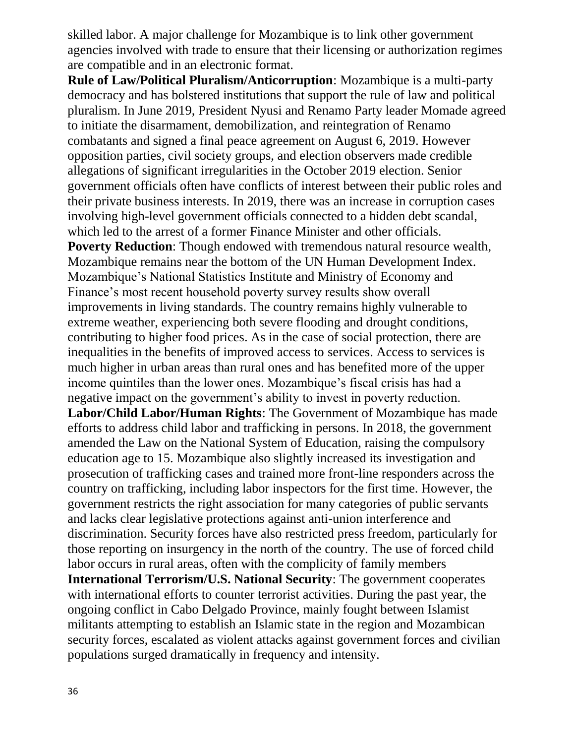skilled labor. A major challenge for Mozambique is to link other government agencies involved with trade to ensure that their licensing or authorization regimes are compatible and in an electronic format.

**Rule of Law/Political Pluralism/Anticorruption**: Mozambique is a multi-party democracy and has bolstered institutions that support the rule of law and political pluralism. In June 2019, President Nyusi and Renamo Party leader Momade agreed to initiate the disarmament, demobilization, and reintegration of Renamo combatants and signed a final peace agreement on August 6, 2019. However opposition parties, civil society groups, and election observers made credible allegations of significant irregularities in the October 2019 election. Senior government officials often have conflicts of interest between their public roles and their private business interests. In 2019, there was an increase in corruption cases involving high-level government officials connected to a hidden debt scandal, which led to the arrest of a former Finance Minister and other officials.

**Poverty Reduction**: Though endowed with tremendous natural resource wealth, Mozambique remains near the bottom of the UN Human Development Index. Mozambique's National Statistics Institute and Ministry of Economy and Finance's most recent household poverty survey results show overall improvements in living standards. The country remains highly vulnerable to extreme weather, experiencing both severe flooding and drought conditions, contributing to higher food prices. As in the case of social protection, there are inequalities in the benefits of improved access to services. Access to services is much higher in urban areas than rural ones and has benefited more of the upper income quintiles than the lower ones. Mozambique's fiscal crisis has had a negative impact on the government's ability to invest in poverty reduction.

**Labor/Child Labor/Human Rights**: The Government of Mozambique has made efforts to address child labor and trafficking in persons. In 2018, the government amended the Law on the National System of Education, raising the compulsory education age to 15. Mozambique also slightly increased its investigation and prosecution of trafficking cases and trained more front-line responders across the country on trafficking, including labor inspectors for the first time. However, the government restricts the right association for many categories of public servants and lacks clear legislative protections against anti-union interference and discrimination. Security forces have also restricted press freedom, particularly for those reporting on insurgency in the north of the country. The use of forced child labor occurs in rural areas, often with the complicity of family members

**International Terrorism/U.S. National Security**: The government cooperates with international efforts to counter terrorist activities. During the past year, the ongoing conflict in Cabo Delgado Province, mainly fought between Islamist militants attempting to establish an Islamic state in the region and Mozambican security forces, escalated as violent attacks against government forces and civilian populations surged dramatically in frequency and intensity.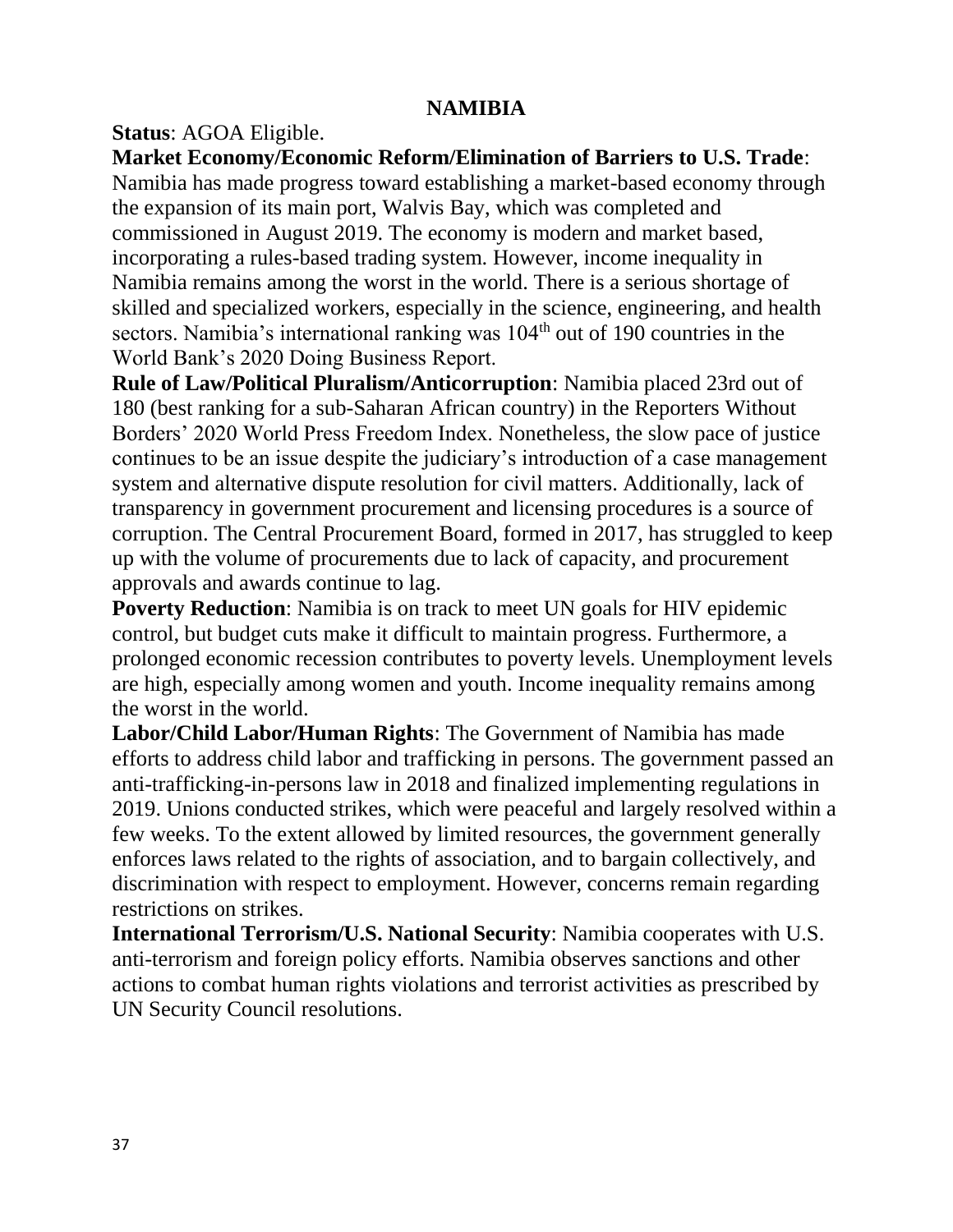## NAMIBIA

**Status**: AGOA Eligible.

**Market Economy/Economic Reform/Elimination of Barriers to U.S. Trade**: Namibia has made progress toward establishing a market-based economy through the expansion of its main port, Walvis Bay, which was completed and commissioned in August 2019. The economy is modern and market based, incorporating a rules-based trading system. However, income inequality in Namibia remains among the worst in the world. There is a serious shortage of skilled and specialized workers, especially in the science, engineering, and health sectors. Namibia's international ranking was 104th out of 190 countries in the World Bank's 2020 Doing Business Report.

**Rule of Law/Political Pluralism/Anticorruption**: Namibia placed 23rd out of 180 (best ranking for a sub-Saharan African country) in the Reporters Without Borders' 2020 World Press Freedom Index. Nonetheless, the slow pace of justice continues to be an issue despite the judiciary's introduction of a case management system and alternative dispute resolution for civil matters. Additionally, lack of transparency in government procurement and licensing procedures is a source of corruption. The Central Procurement Board, formed in 2017, has struggled to keep up with the volume of procurements due to lack of capacity, and procurement approvals and awards continue to lag.

**Poverty Reduction**: Namibia is on track to meet UN goals for HIV epidemic control, but budget cuts make it difficult to maintain progress. Furthermore, a prolonged economic recession contributes to poverty levels. Unemployment levels are high, especially among women and youth. Income inequality remains among the worst in the world.

**Labor/Child Labor/Human Rights**: The Government of Namibia has made efforts to address child labor and trafficking in persons. The government passed an anti-trafficking-in-persons law in 2018 and finalized implementing regulations in 2019. Unions conducted strikes, which were peaceful and largely resolved within a few weeks. To the extent allowed by limited resources, the government generally enforces laws related to the rights of association, and to bargain collectively, and discrimination with respect to employment. However, concerns remain regarding restrictions on strikes.

**International Terrorism/U.S. National Security**: Namibia cooperates with U.S. anti-terrorism and foreign policy efforts. Namibia observes sanctions and other actions to combat human rights violations and terrorist activities as prescribed by UN Security Council resolutions.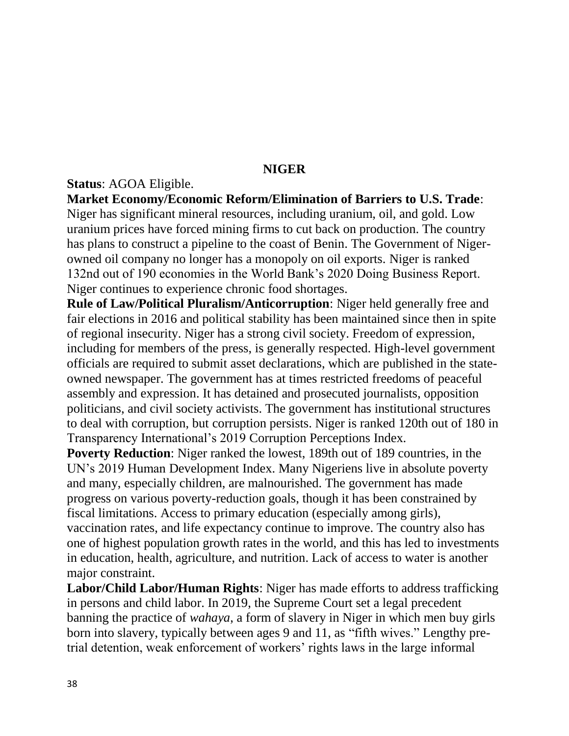## NIGER

**Status**: AGOA Eligible.

**Market Economy/Economic Reform/Elimination of Barriers to U.S. Trade**: Niger has significant mineral resources, including uranium, oil, and gold. Low uranium prices have forced mining firms to cut back on production. The country has plans to construct a pipeline to the coast of Benin. The Government of Niger-owned oil company no longer has a monopoly on oil exports. Niger is ranked 132nd out of 190 economies in the World Bank's 2020 Doing Business Report. Niger continues to experience chronic food shortages.

**Rule of Law/Political Pluralism/Anticorruption**: Niger held generally free and fair elections in 2016 and political stability has been maintained since then in spite of regional insecurity. Niger has a strong civil society. Freedom of expression, including for members of the press, is generally respected. High-level government officials are required to submit asset declarations, which are published in the state-owned newspaper. The government has at times restricted freedoms of peaceful assembly and expression. It has detained and prosecuted journalists, opposition politicians, and civil society activists. The government has institutional structures to deal with corruption, but corruption persists. Niger is ranked 120th out of 180 in Transparency International's 2019 Corruption Perceptions Index.

**Poverty Reduction**: Niger ranked the lowest, 189th out of 189 countries, in the UN's 2019 Human Development Index. Many Nigeriens live in absolute poverty and many, especially children, are malnourished. The government has made progress on various poverty-reduction goals, though it has been constrained by fiscal limitations. Access to primary education (especially among girls), vaccination rates, and life expectancy continue to improve. The country also has one of highest population growth rates in the world, and this has led to investments in education, health, agriculture, and nutrition. Lack of access to water is another major constraint.

**Labor/Child Labor/Human Rights**: Niger has made efforts to address trafficking in persons and child labor. In 2019, the Supreme Court set a legal precedent banning the practice of *wahaya*, a form of slavery in Niger in which men buy girls born into slavery, typically between ages 9 and 11, as "fifth wives." Lengthy pre-trial detention, weak enforcement of workers' rights laws in the large informal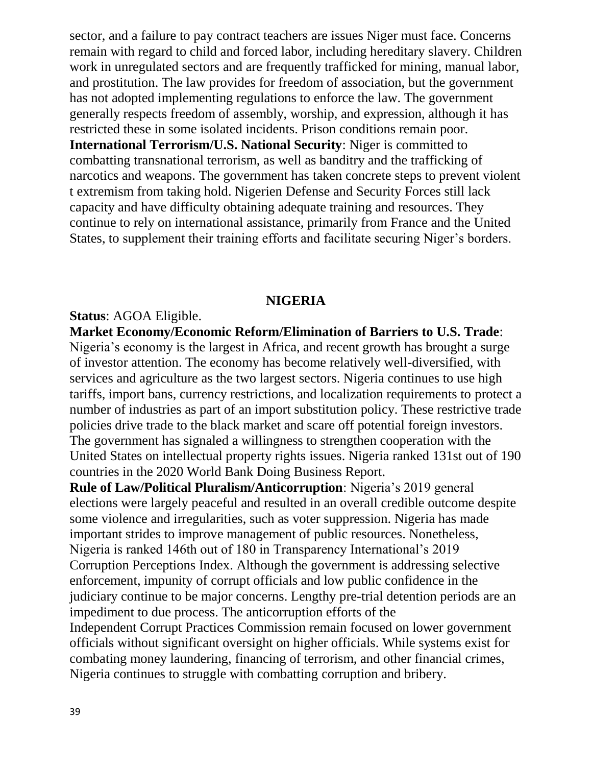sector, and a failure to pay contract teachers are issues Niger must face. Concerns remain with regard to child and forced labor, including hereditary slavery. Children work in unregulated sectors and are frequently trafficked for mining, manual labor, and prostitution. The law provides for freedom of association, but the government has not adopted implementing regulations to enforce the law. The government generally respects freedom of assembly, worship, and expression, although it has restricted these in some isolated incidents. Prison conditions remain poor.

**International Terrorism/U.S. National Security**: Niger is committed to combatting transnational terrorism, as well as banditry and the trafficking of narcotics and weapons. The government has taken concrete steps to prevent violent t extremism from taking hold. Nigerien Defense and Security Forces still lack capacity and have difficulty obtaining adequate training and resources. They continue to rely on international assistance, primarily from France and the United States, to supplement their training efforts and facilitate securing Niger's borders.

## NIGERIA

**Status**: AGOA Eligible.

**Market Economy/Economic Reform/Elimination of Barriers to U.S. Trade**: Nigeria's economy is the largest in Africa, and recent growth has brought a surge of investor attention. The economy has become relatively well-diversified, with services and agriculture as the two largest sectors. Nigeria continues to use high tariffs, import bans, currency restrictions, and localization requirements to protect a number of industries as part of an import substitution policy. These restrictive trade policies drive trade to the black market and scare off potential foreign investors. The government has signaled a willingness to strengthen cooperation with the United States on intellectual property rights issues. Nigeria ranked 131st out of 190 countries in the 2020 World Bank Doing Business Report.

**Rule of Law/Political Pluralism/Anticorruption**: Nigeria's 2019 general elections were largely peaceful and resulted in an overall credible outcome despite some violence and irregularities, such as voter suppression. Nigeria has made important strides to improve management of public resources. Nonetheless, Nigeria is ranked 146th out of 180 in Transparency International's 2019 Corruption Perceptions Index. Although the government is addressing selective enforcement, impunity of corrupt officials and low public confidence in the judiciary continue to be major concerns. Lengthy pre-trial detention periods are an impediment to due process. The anticorruption efforts of the Independent Corrupt Practices Commission remain focused on lower government officials without significant oversight on higher officials. While systems exist for combating money laundering, financing of terrorism, and other financial crimes, Nigeria continues to struggle with combatting corruption and bribery.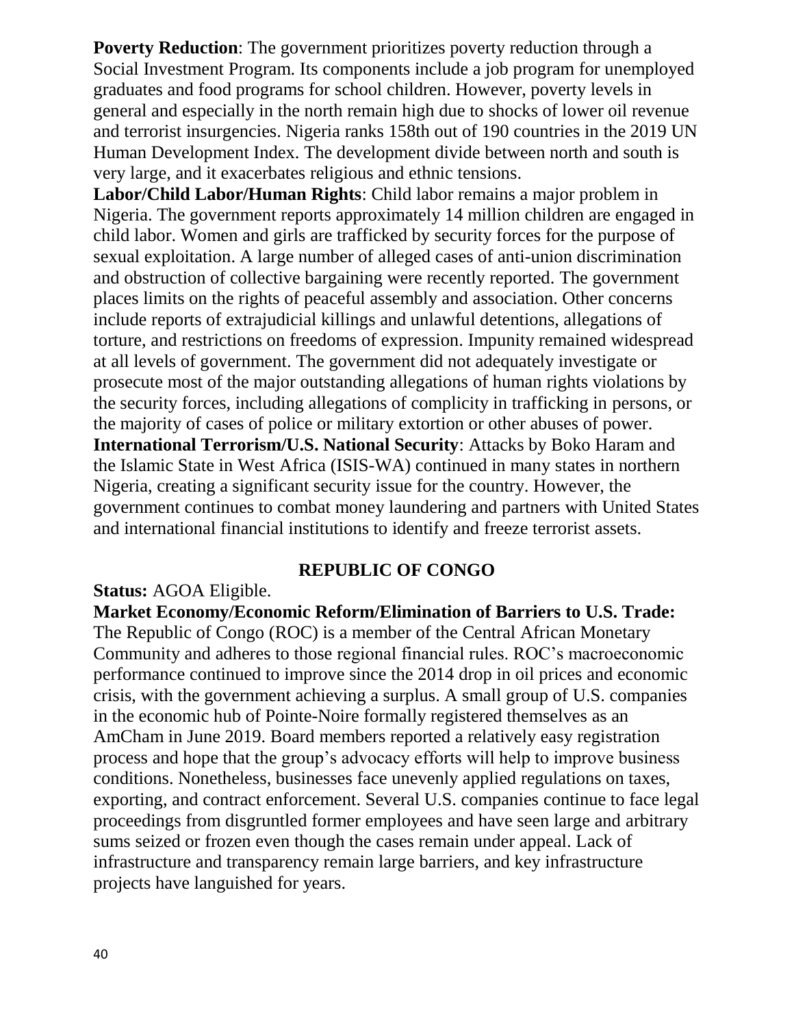**Poverty Reduction**: The government prioritizes poverty reduction through a Social Investment Program. Its components include a job program for unemployed graduates and food programs for school children. However, poverty levels in general and especially in the north remain high due to shocks of lower oil revenue and terrorist insurgencies. Nigeria ranks 158th out of 190 countries in the 2019 UN Human Development Index. The development divide between north and south is very large, and it exacerbates religious and ethnic tensions.

**Labor/Child Labor/Human Rights**: Child labor remains a major problem in Nigeria. The government reports approximately 14 million children are engaged in child labor. Women and girls are trafficked by security forces for the purpose of sexual exploitation. A large number of alleged cases of anti-union discrimination and obstruction of collective bargaining were recently reported. The government places limits on the rights of peaceful assembly and association. Other concerns include reports of extrajudicial killings and unlawful detentions, allegations of torture, and restrictions on freedoms of expression. Impunity remained widespread at all levels of government. The government did not adequately investigate or prosecute most of the major outstanding allegations of human rights violations by the security forces, including allegations of complicity in trafficking in persons, or the majority of cases of police or military extortion or other abuses of power.

**International Terrorism/U.S. National Security**: Attacks by Boko Haram and the Islamic State in West Africa (ISIS-WA) continued in many states in northern Nigeria, creating a significant security issue for the country. However, the government continues to combat money laundering and partners with United States and international financial institutions to identify and freeze terrorist assets.

## REPUBLIC OF CONGO

**Status:** AGOA Eligible.

**Market Economy/Economic Reform/Elimination of Barriers to U.S. Trade:** The Republic of Congo (ROC) is a member of the Central African Monetary Community and adheres to those regional financial rules. ROC's macroeconomic performance continued to improve since the 2014 drop in oil prices and economic crisis, with the government achieving a surplus. A small group of U.S. companies in the economic hub of Pointe-Noire formally registered themselves as an AmCham in June 2019. Board members reported a relatively easy registration process and hope that the group's advocacy efforts will help to improve business conditions. Nonetheless, businesses face unevenly applied regulations on taxes, exporting, and contract enforcement. Several U.S. companies continue to face legal proceedings from disgruntled former employees and have seen large and arbitrary sums seized or frozen even though the cases remain under appeal. Lack of infrastructure and transparency remain large barriers, and key infrastructure projects have languished for years.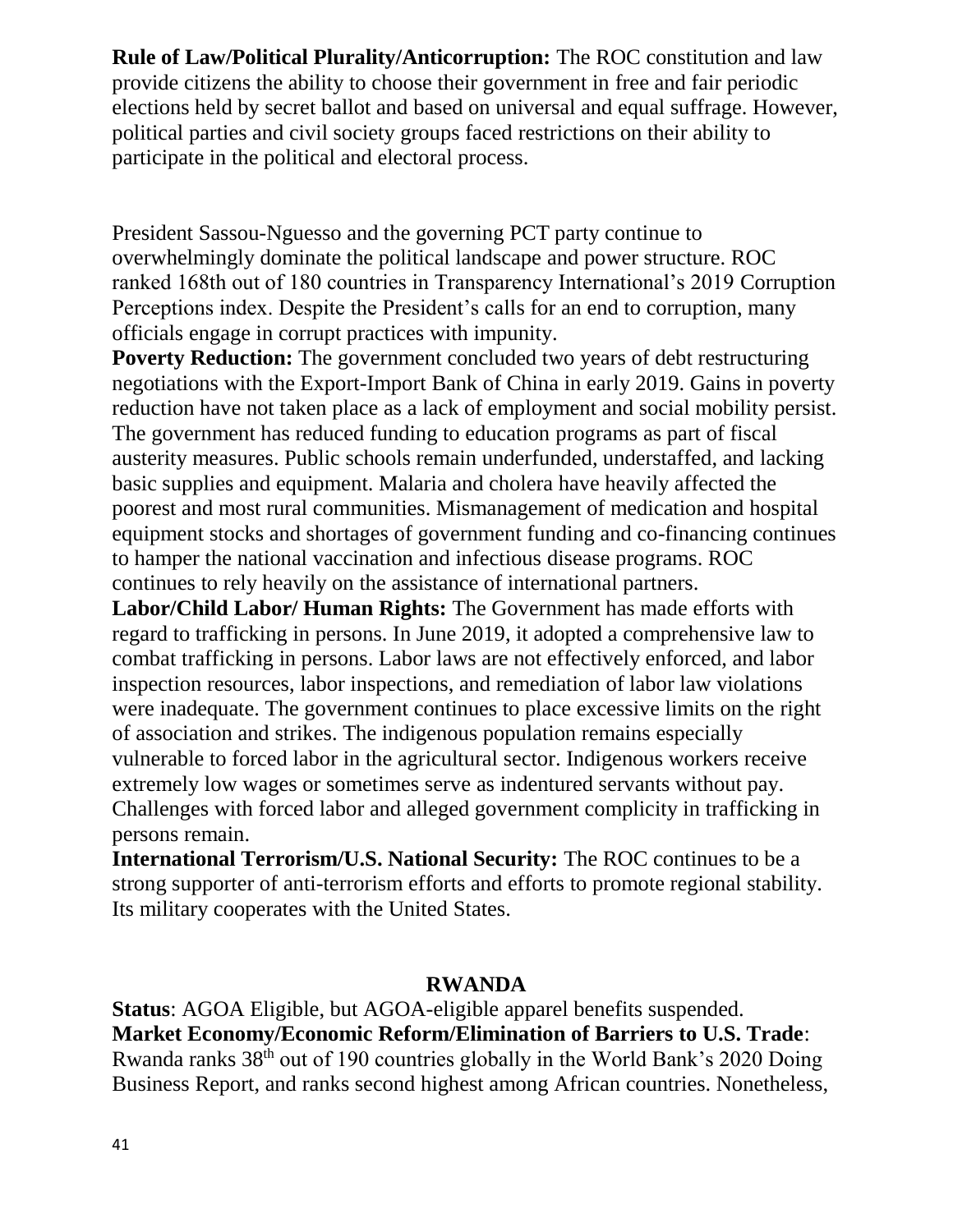**Rule of Law/Political Plurality/Anticorruption:** The ROC constitution and law provide citizens the ability to choose their government in free and fair periodic elections held by secret ballot and based on universal and equal suffrage. However, political parties and civil society groups faced restrictions on their ability to participate in the political and electoral process.

President Sassou-Nguesso and the governing PCT party continue to overwhelmingly dominate the political landscape and power structure. ROC ranked 168th out of 180 countries in Transparency International's 2019 Corruption Perceptions index. Despite the President's calls for an end to corruption, many officials engage in corrupt practices with impunity.

**Poverty Reduction:** The government concluded two years of debt restructuring negotiations with the Export-Import Bank of China in early 2019. Gains in poverty reduction have not taken place as a lack of employment and social mobility persist. The government has reduced funding to education programs as part of fiscal austerity measures. Public schools remain underfunded, understaffed, and lacking basic supplies and equipment. Malaria and cholera have heavily affected the poorest and most rural communities. Mismanagement of medication and hospital equipment stocks and shortages of government funding and co-financing continues to hamper the national vaccination and infectious disease programs. ROC continues to rely heavily on the assistance of international partners.

**Labor/Child Labor/ Human Rights:** The Government has made efforts with regard to trafficking in persons. In June 2019, it adopted a comprehensive law to combat trafficking in persons. Labor laws are not effectively enforced, and labor inspection resources, labor inspections, and remediation of labor law violations were inadequate. The government continues to place excessive limits on the right of association and strikes. The indigenous population remains especially vulnerable to forced labor in the agricultural sector. Indigenous workers receive extremely low wages or sometimes serve as indentured servants without pay. Challenges with forced labor and alleged government complicity in trafficking in persons remain.

**International Terrorism/U.S. National Security:** The ROC continues to be a strong supporter of anti-terrorism efforts and efforts to promote regional stability. Its military cooperates with the United States.

## RWANDA

**Status**: AGOA Eligible, but AGOA-eligible apparel benefits suspended.

**Market Economy/Economic Reform/Elimination of Barriers to U.S. Trade**: Rwanda ranks 38th out of 190 countries globally in the World Bank's 2020 Doing Business Report, and ranks second highest among African countries. Nonetheless,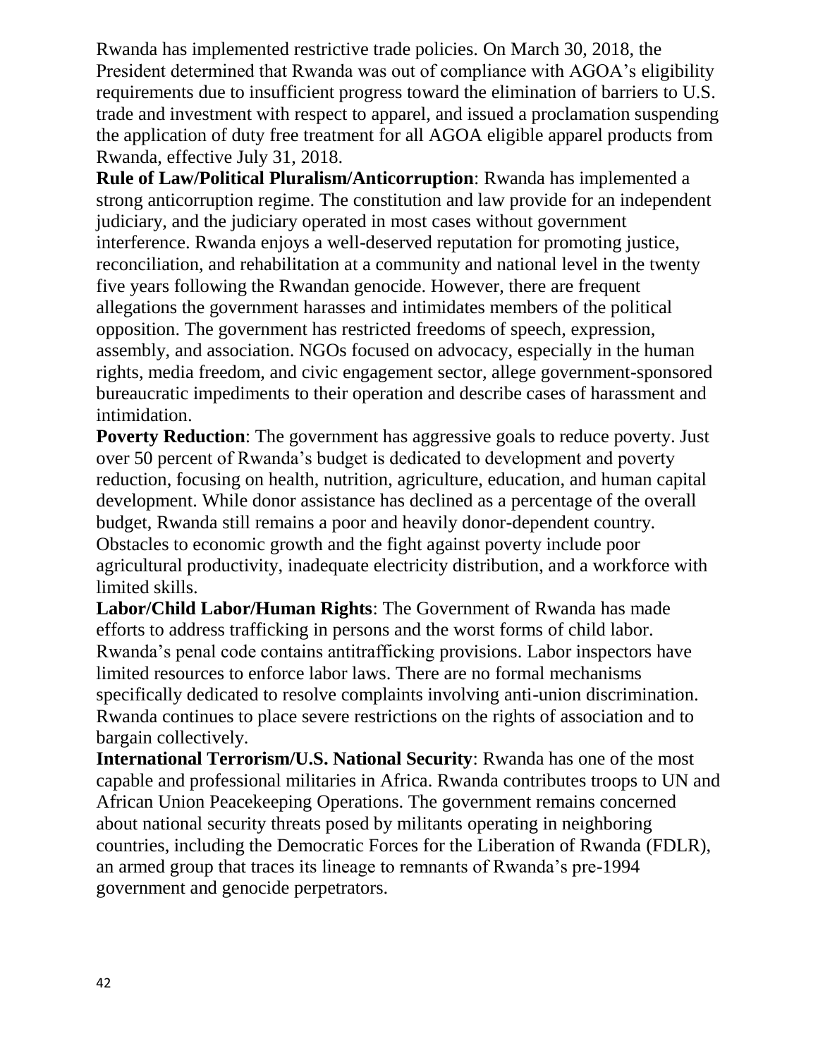Rwanda has implemented restrictive trade policies. On March 30, 2018, the President determined that Rwanda was out of compliance with AGOA's eligibility requirements due to insufficient progress toward the elimination of barriers to U.S. trade and investment with respect to apparel, and issued a proclamation suspending the application of duty free treatment for all AGOA eligible apparel products from Rwanda, effective July 31, 2018.

**Rule of Law/Political Pluralism/Anticorruption**: Rwanda has implemented a strong anticorruption regime. The constitution and law provide for an independent judiciary, and the judiciary operated in most cases without government interference. Rwanda enjoys a well-deserved reputation for promoting justice, reconciliation, and rehabilitation at a community and national level in the twenty five years following the Rwandan genocide. However, there are frequent allegations the government harasses and intimidates members of the political opposition. The government has restricted freedoms of speech, expression, assembly, and association. NGOs focused on advocacy, especially in the human rights, media freedom, and civic engagement sector, allege government-sponsored bureaucratic impediments to their operation and describe cases of harassment and intimidation.

**Poverty Reduction**: The government has aggressive goals to reduce poverty. Just over 50 percent of Rwanda's budget is dedicated to development and poverty reduction, focusing on health, nutrition, agriculture, education, and human capital development. While donor assistance has declined as a percentage of the overall budget, Rwanda still remains a poor and heavily donor-dependent country. Obstacles to economic growth and the fight against poverty include poor agricultural productivity, inadequate electricity distribution, and a workforce with limited skills.

**Labor/Child Labor/Human Rights**: The Government of Rwanda has made efforts to address trafficking in persons and the worst forms of child labor. Rwanda's penal code contains antitrafficking provisions. Labor inspectors have limited resources to enforce labor laws. There are no formal mechanisms specifically dedicated to resolve complaints involving anti-union discrimination. Rwanda continues to place severe restrictions on the rights of association and to bargain collectively.

**International Terrorism/U.S. National Security**: Rwanda has one of the most capable and professional militaries in Africa. Rwanda contributes troops to UN and African Union Peacekeeping Operations. The government remains concerned about national security threats posed by militants operating in neighboring countries, including the Democratic Forces for the Liberation of Rwanda (FDLR), an armed group that traces its lineage to remnants of Rwanda's pre-1994 government and genocide perpetrators.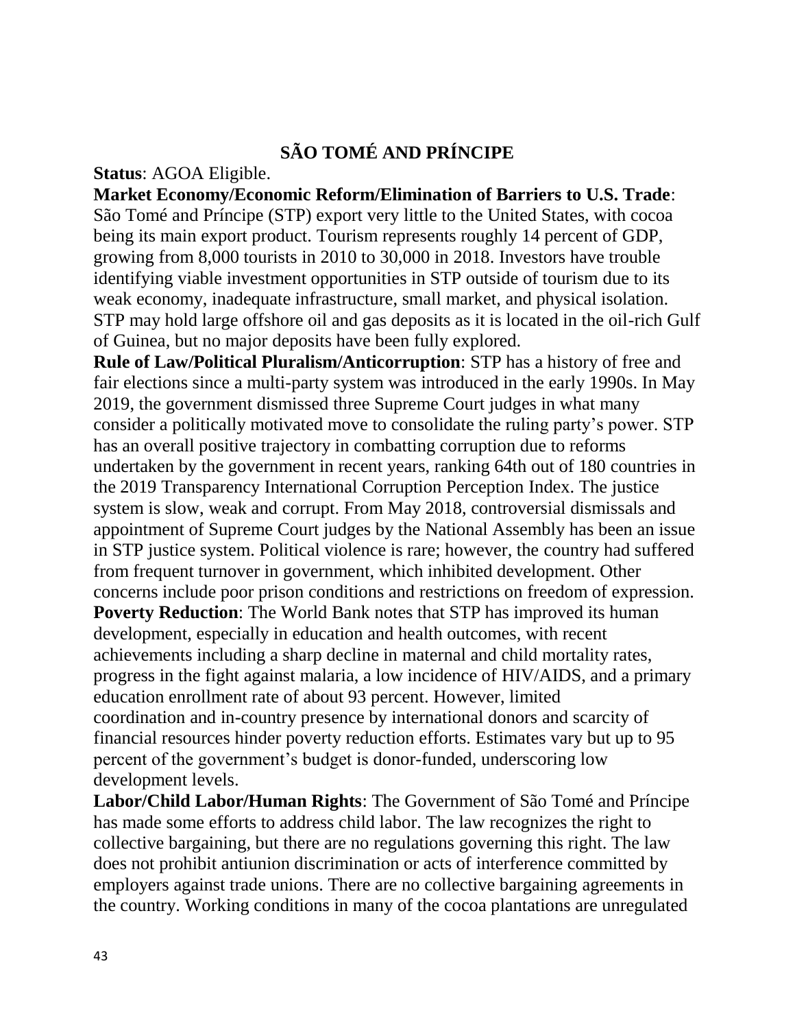# SÃO TOMÉ AND PRÍNCIPE

**Status**: AGOA Eligible.

**Market Economy/Economic Reform/Elimination of Barriers to U.S. Trade**: São Tomé and Príncipe (STP) export very little to the United States, with cocoa being its main export product. Tourism represents roughly 14 percent of GDP, growing from 8,000 tourists in 2010 to 30,000 in 2018. Investors have trouble identifying viable investment opportunities in STP outside of tourism due to its weak economy, inadequate infrastructure, small market, and physical isolation. STP may hold large offshore oil and gas deposits as it is located in the oil-rich Gulf of Guinea, but no major deposits have been fully explored.

**Rule of Law/Political Pluralism/Anticorruption**: STP has a history of free and fair elections since a multi-party system was introduced in the early 1990s. In May 2019, the government dismissed three Supreme Court judges in what many consider a politically motivated move to consolidate the ruling party's power. STP has an overall positive trajectory in combatting corruption due to reforms undertaken by the government in recent years, ranking 64th out of 180 countries in the 2019 Transparency International Corruption Perception Index. The justice system is slow, weak and corrupt. From May 2018, controversial dismissals and appointment of Supreme Court judges by the National Assembly has been an issue in STP justice system. Political violence is rare; however, the country had suffered from frequent turnover in government, which inhibited development. Other concerns include poor prison conditions and restrictions on freedom of expression.

**Poverty Reduction**: The World Bank notes that STP has improved its human development, especially in education and health outcomes, with recent achievements including a sharp decline in maternal and child mortality rates, progress in the fight against malaria, a low incidence of HIV/AIDS, and a primary education enrollment rate of about 93 percent. However, limited coordination and in-country presence by international donors and scarcity of financial resources hinder poverty reduction efforts. Estimates vary but up to 95 percent of the government's budget is donor-funded, underscoring low development levels.

**Labor/Child Labor/Human Rights**: The Government of São Tomé and Príncipe has made some efforts to address child labor. The law recognizes the right to collective bargaining, but there are no regulations governing this right. The law does not prohibit antiunion discrimination or acts of interference committed by employers against trade unions. There are no collective bargaining agreements in the country. Working conditions in many of the cocoa plantations are unregulated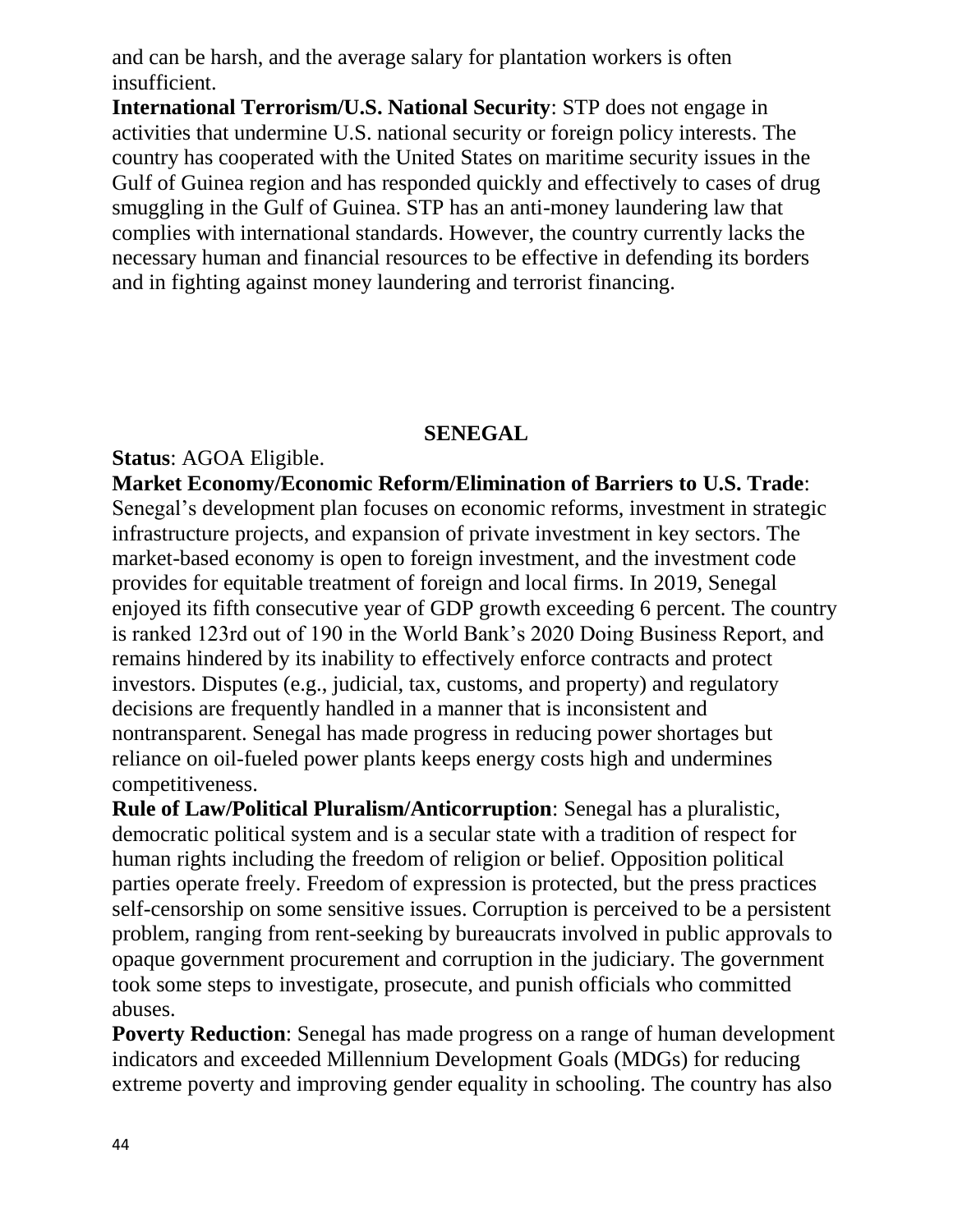and can be harsh, and the average salary for plantation workers is often insufficient.

**International Terrorism/U.S. National Security**: STP does not engage in activities that undermine U.S. national security or foreign policy interests. The country has cooperated with the United States on maritime security issues in the Gulf of Guinea region and has responded quickly and effectively to cases of drug smuggling in the Gulf of Guinea. STP has an anti-money laundering law that complies with international standards. However, the country currently lacks the necessary human and financial resources to be effective in defending its borders and in fighting against money laundering and terrorist financing.

## SENEGAL

**Status**: AGOA Eligible.

**Market Economy/Economic Reform/Elimination of Barriers to U.S. Trade**: Senegal's development plan focuses on economic reforms, investment in strategic infrastructure projects, and expansion of private investment in key sectors. The market-based economy is open to foreign investment, and the investment code provides for equitable treatment of foreign and local firms. In 2019, Senegal enjoyed its fifth consecutive year of GDP growth exceeding 6 percent. The country is ranked 123rd out of 190 in the World Bank's 2020 Doing Business Report, and remains hindered by its inability to effectively enforce contracts and protect investors. Disputes (e.g., judicial, tax, customs, and property) and regulatory decisions are frequently handled in a manner that is inconsistent and nontransparent. Senegal has made progress in reducing power shortages but reliance on oil-fueled power plants keeps energy costs high and undermines competitiveness.

**Rule of Law/Political Pluralism/Anticorruption**: Senegal has a pluralistic, democratic political system and is a secular state with a tradition of respect for human rights including the freedom of religion or belief. Opposition political parties operate freely. Freedom of expression is protected, but the press practices self-censorship on some sensitive issues. Corruption is perceived to be a persistent problem, ranging from rent-seeking by bureaucrats involved in public approvals to opaque government procurement and corruption in the judiciary. The government took some steps to investigate, prosecute, and punish officials who committed abuses.

**Poverty Reduction**: Senegal has made progress on a range of human development indicators and exceeded Millennium Development Goals (MDGs) for reducing extreme poverty and improving gender equality in schooling. The country has also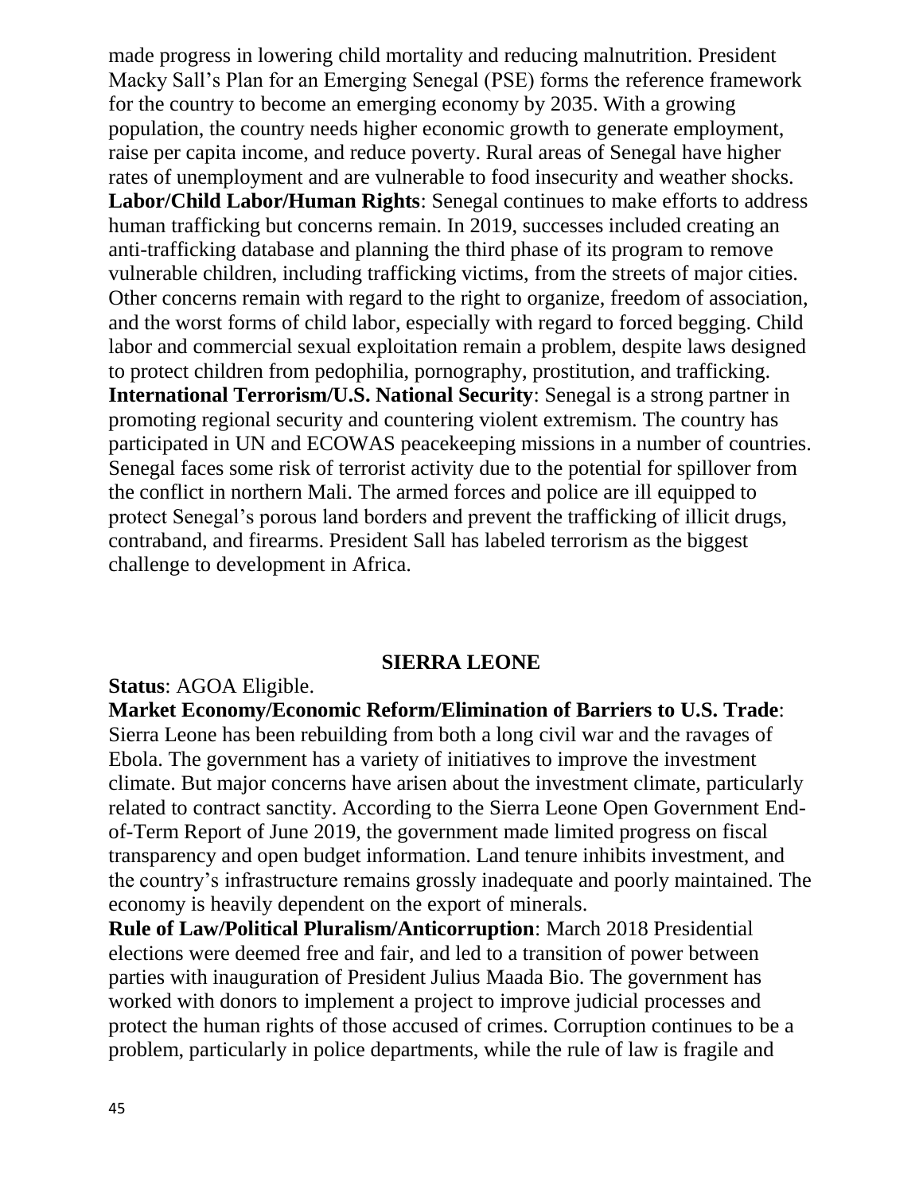made progress in lowering child mortality and reducing malnutrition. President Macky Sall's Plan for an Emerging Senegal (PSE) forms the reference framework for the country to become an emerging economy by 2035. With a growing population, the country needs higher economic growth to generate employment, raise per capita income, and reduce poverty. Rural areas of Senegal have higher rates of unemployment and are vulnerable to food insecurity and weather shocks.

**Labor/Child Labor/Human Rights**: Senegal continues to make efforts to address human trafficking but concerns remain. In 2019, successes included creating an anti-trafficking database and planning the third phase of its program to remove vulnerable children, including trafficking victims, from the streets of major cities. Other concerns remain with regard to the right to organize, freedom of association, and the worst forms of child labor, especially with regard to forced begging. Child labor and commercial sexual exploitation remain a problem, despite laws designed to protect children from pedophilia, pornography, prostitution, and trafficking.

**International Terrorism/U.S. National Security**: Senegal is a strong partner in promoting regional security and countering violent extremism. The country has participated in UN and ECOWAS peacekeeping missions in a number of countries. Senegal faces some risk of terrorist activity due to the potential for spillover from the conflict in northern Mali. The armed forces and police are ill equipped to protect Senegal's porous land borders and prevent the trafficking of illicit drugs, contraband, and firearms. President Sall has labeled terrorism as the biggest challenge to development in Africa.

## SIERRA LEONE

**Status**: AGOA Eligible.

**Market Economy/Economic Reform/Elimination of Barriers to U.S. Trade**: Sierra Leone has been rebuilding from both a long civil war and the ravages of Ebola. The government has a variety of initiatives to improve the investment climate. But major concerns have arisen about the investment climate, particularly related to contract sanctity. According to the Sierra Leone Open Government End-of-Term Report of June 2019, the government made limited progress on fiscal transparency and open budget information. Land tenure inhibits investment, and the country's infrastructure remains grossly inadequate and poorly maintained. The economy is heavily dependent on the export of minerals.

**Rule of Law/Political Pluralism/Anticorruption**: March 2018 Presidential elections were deemed free and fair, and led to a transition of power between parties with inauguration of President Julius Maada Bio. The government has worked with donors to implement a project to improve judicial processes and protect the human rights of those accused of crimes. Corruption continues to be a problem, particularly in police departments, while the rule of law is fragile and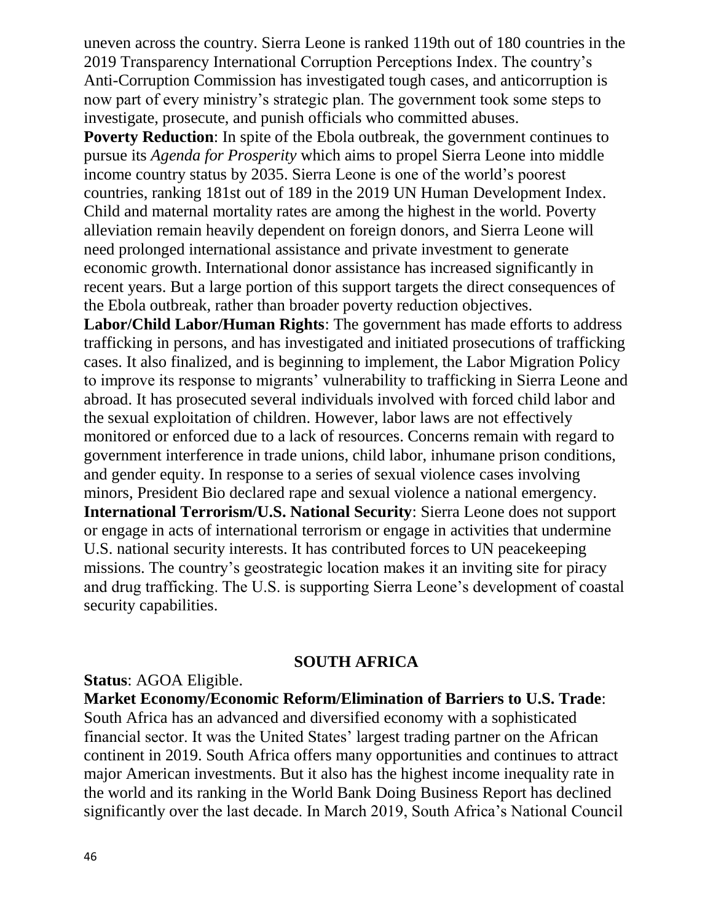uneven across the country. Sierra Leone is ranked 119th out of 180 countries in the 2019 Transparency International Corruption Perceptions Index. The country's Anti-Corruption Commission has investigated tough cases, and anticorruption is now part of every ministry's strategic plan. The government took some steps to investigate, prosecute, and punish officials who committed abuses.

**Poverty Reduction**: In spite of the Ebola outbreak, the government continues to pursue its *Agenda for Prosperity* which aims to propel Sierra Leone into middle income country status by 2035. Sierra Leone is one of the world's poorest countries, ranking 181st out of 189 in the 2019 UN Human Development Index. Child and maternal mortality rates are among the highest in the world. Poverty alleviation remain heavily dependent on foreign donors, and Sierra Leone will need prolonged international assistance and private investment to generate economic growth. International donor assistance has increased significantly in recent years. But a large portion of this support targets the direct consequences of the Ebola outbreak, rather than broader poverty reduction objectives.

**Labor/Child Labor/Human Rights**: The government has made efforts to address trafficking in persons, and has investigated and initiated prosecutions of trafficking cases. It also finalized, and is beginning to implement, the Labor Migration Policy to improve its response to migrants' vulnerability to trafficking in Sierra Leone and abroad. It has prosecuted several individuals involved with forced child labor and the sexual exploitation of children. However, labor laws are not effectively monitored or enforced due to a lack of resources. Concerns remain with regard to government interference in trade unions, child labor, inhumane prison conditions, and gender equity. In response to a series of sexual violence cases involving minors, President Bio declared rape and sexual violence a national emergency.

**International Terrorism/U.S. National Security**: Sierra Leone does not support or engage in acts of international terrorism or engage in activities that undermine U.S. national security interests. It has contributed forces to UN peacekeeping missions. The country's geostrategic location makes it an inviting site for piracy and drug trafficking. The U.S. is supporting Sierra Leone's development of coastal security capabilities.

## SOUTH AFRICA

**Status**: AGOA Eligible.

**Market Economy/Economic Reform/Elimination of Barriers to U.S. Trade**: South Africa has an advanced and diversified economy with a sophisticated financial sector. It was the United States' largest trading partner on the African continent in 2019. South Africa offers many opportunities and continues to attract major American investments. But it also has the highest income inequality rate in the world and its ranking in the World Bank Doing Business Report has declined significantly over the last decade. In March 2019, South Africa's National Council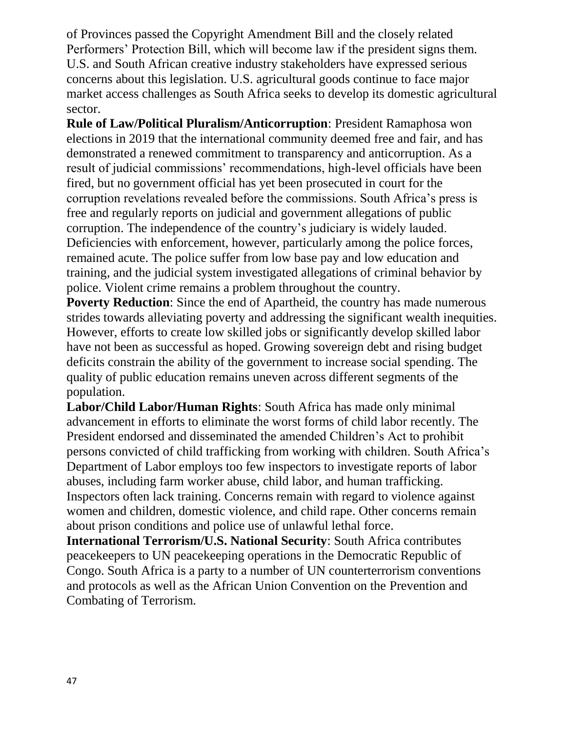of Provinces passed the Copyright Amendment Bill and the closely related Performers' Protection Bill, which will become law if the president signs them. U.S. and South African creative industry stakeholders have expressed serious concerns about this legislation. U.S. agricultural goods continue to face major market access challenges as South Africa seeks to develop its domestic agricultural sector.

**Rule of Law/Political Pluralism/Anticorruption**: President Ramaphosa won elections in 2019 that the international community deemed free and fair, and has demonstrated a renewed commitment to transparency and anticorruption. As a result of judicial commissions' recommendations, high-level officials have been fired, but no government official has yet been prosecuted in court for the corruption revelations revealed before the commissions. South Africa's press is free and regularly reports on judicial and government allegations of public corruption. The independence of the country's judiciary is widely lauded. Deficiencies with enforcement, however, particularly among the police forces, remained acute. The police suffer from low base pay and low education and training, and the judicial system investigated allegations of criminal behavior by police. Violent crime remains a problem throughout the country.

**Poverty Reduction**: Since the end of Apartheid, the country has made numerous strides towards alleviating poverty and addressing the significant wealth inequities. However, efforts to create low skilled jobs or significantly develop skilled labor have not been as successful as hoped. Growing sovereign debt and rising budget deficits constrain the ability of the government to increase social spending. The quality of public education remains uneven across different segments of the population.

**Labor/Child Labor/Human Rights**: South Africa has made only minimal advancement in efforts to eliminate the worst forms of child labor recently. The President endorsed and disseminated the amended Children's Act to prohibit persons convicted of child trafficking from working with children. South Africa's Department of Labor employs too few inspectors to investigate reports of labor abuses, including farm worker abuse, child labor, and human trafficking. Inspectors often lack training. Concerns remain with regard to violence against women and children, domestic violence, and child rape. Other concerns remain about prison conditions and police use of unlawful lethal force.

**International Terrorism/U.S. National Security**: South Africa contributes peacekeepers to UN peacekeeping operations in the Democratic Republic of Congo. South Africa is a party to a number of UN counterterrorism conventions and protocols as well as the African Union Convention on the Prevention and Combating of Terrorism.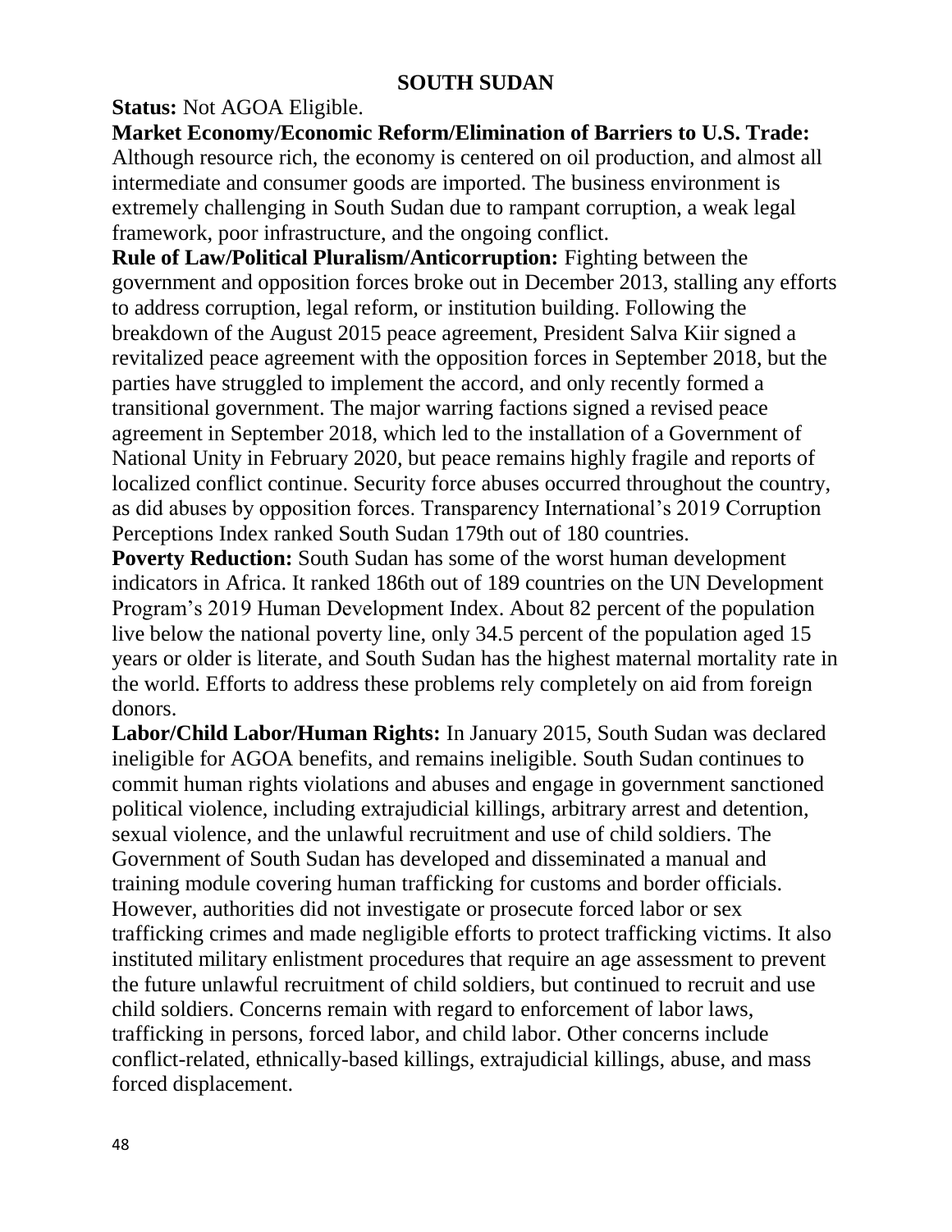## SOUTH SUDAN

**Status:** Not AGOA Eligible.

**Market Economy/Economic Reform/Elimination of Barriers to U.S. Trade:** Although resource rich, the economy is centered on oil production, and almost all intermediate and consumer goods are imported. The business environment is extremely challenging in South Sudan due to rampant corruption, a weak legal framework, poor infrastructure, and the ongoing conflict.

**Rule of Law/Political Pluralism/Anticorruption:** Fighting between the government and opposition forces broke out in December 2013, stalling any efforts to address corruption, legal reform, or institution building. Following the breakdown of the August 2015 peace agreement, President Salva Kiir signed a revitalized peace agreement with the opposition forces in September 2018, but the parties have struggled to implement the accord, and only recently formed a transitional government. The major warring factions signed a revised peace agreement in September 2018, which led to the installation of a Government of National Unity in February 2020, but peace remains highly fragile and reports of localized conflict continue. Security force abuses occurred throughout the country, as did abuses by opposition forces. Transparency International's 2019 Corruption Perceptions Index ranked South Sudan 179th out of 180 countries.

**Poverty Reduction:** South Sudan has some of the worst human development indicators in Africa. It ranked 186th out of 189 countries on the UN Development Program's 2019 Human Development Index. About 82 percent of the population live below the national poverty line, only 34.5 percent of the population aged 15 years or older is literate, and South Sudan has the highest maternal mortality rate in the world. Efforts to address these problems rely completely on aid from foreign donors.

**Labor/Child Labor/Human Rights:** In January 2015, South Sudan was declared ineligible for AGOA benefits, and remains ineligible. South Sudan continues to commit human rights violations and abuses and engage in government sanctioned political violence, including extrajudicial killings, arbitrary arrest and detention, sexual violence, and the unlawful recruitment and use of child soldiers. The Government of South Sudan has developed and disseminated a manual and training module covering human trafficking for customs and border officials. However, authorities did not investigate or prosecute forced labor or sex trafficking crimes and made negligible efforts to protect trafficking victims. It also instituted military enlistment procedures that require an age assessment to prevent the future unlawful recruitment of child soldiers, but continued to recruit and use child soldiers. Concerns remain with regard to enforcement of labor laws, trafficking in persons, forced labor, and child labor. Other concerns include conflict-related, ethnically-based killings, extrajudicial killings, abuse, and mass forced displacement.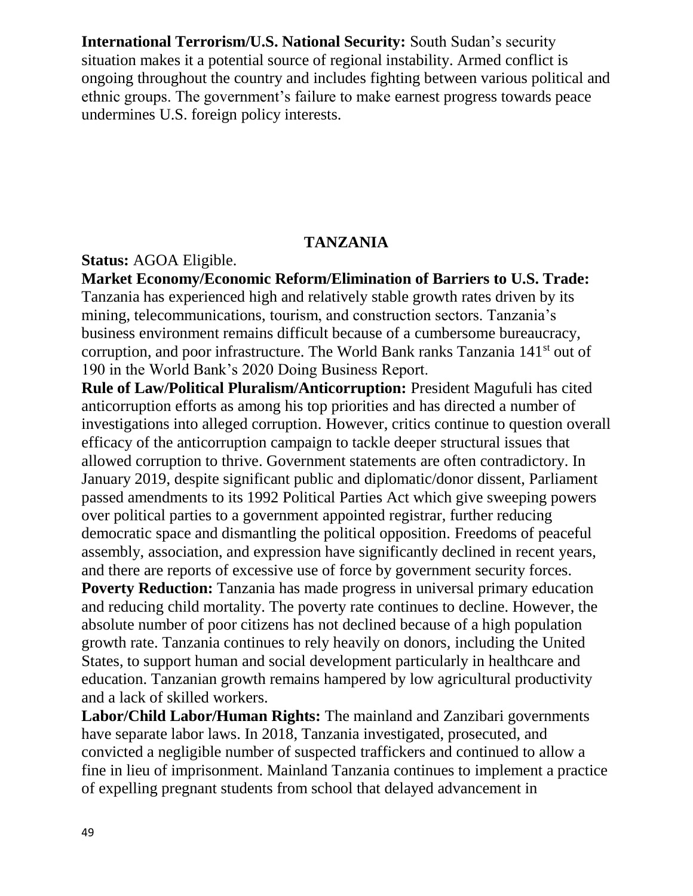**International Terrorism/U.S. National Security:** South Sudan's security situation makes it a potential source of regional instability. Armed conflict is ongoing throughout the country and includes fighting between various political and ethnic groups. The government's failure to make earnest progress towards peace undermines U.S. foreign policy interests.

## TANZANIA

**Status:** AGOA Eligible.

**Market Economy/Economic Reform/Elimination of Barriers to U.S. Trade:** Tanzania has experienced high and relatively stable growth rates driven by its mining, telecommunications, tourism, and construction sectors. Tanzania's business environment remains difficult because of a cumbersome bureaucracy, corruption, and poor infrastructure. The World Bank ranks Tanzania 141st out of 190 in the World Bank's 2020 Doing Business Report.

**Rule of Law/Political Pluralism/Anticorruption:** President Magufuli has cited anticorruption efforts as among his top priorities and has directed a number of investigations into alleged corruption. However, critics continue to question overall efficacy of the anticorruption campaign to tackle deeper structural issues that allowed corruption to thrive. Government statements are often contradictory. In January 2019, despite significant public and diplomatic/donor dissent, Parliament passed amendments to its 1992 Political Parties Act which give sweeping powers over political parties to a government appointed registrar, further reducing democratic space and dismantling the political opposition. Freedoms of peaceful assembly, association, and expression have significantly declined in recent years, and there are reports of excessive use of force by government security forces.

**Poverty Reduction:** Tanzania has made progress in universal primary education and reducing child mortality. The poverty rate continues to decline. However, the absolute number of poor citizens has not declined because of a high population growth rate. Tanzania continues to rely heavily on donors, including the United States, to support human and social development particularly in healthcare and education. Tanzanian growth remains hampered by low agricultural productivity and a lack of skilled workers.

**Labor/Child Labor/Human Rights:** The mainland and Zanzibari governments have separate labor laws. In 2018, Tanzania investigated, prosecuted, and convicted a negligible number of suspected traffickers and continued to allow a fine in lieu of imprisonment. Mainland Tanzania continues to implement a practice of expelling pregnant students from school that delayed advancement in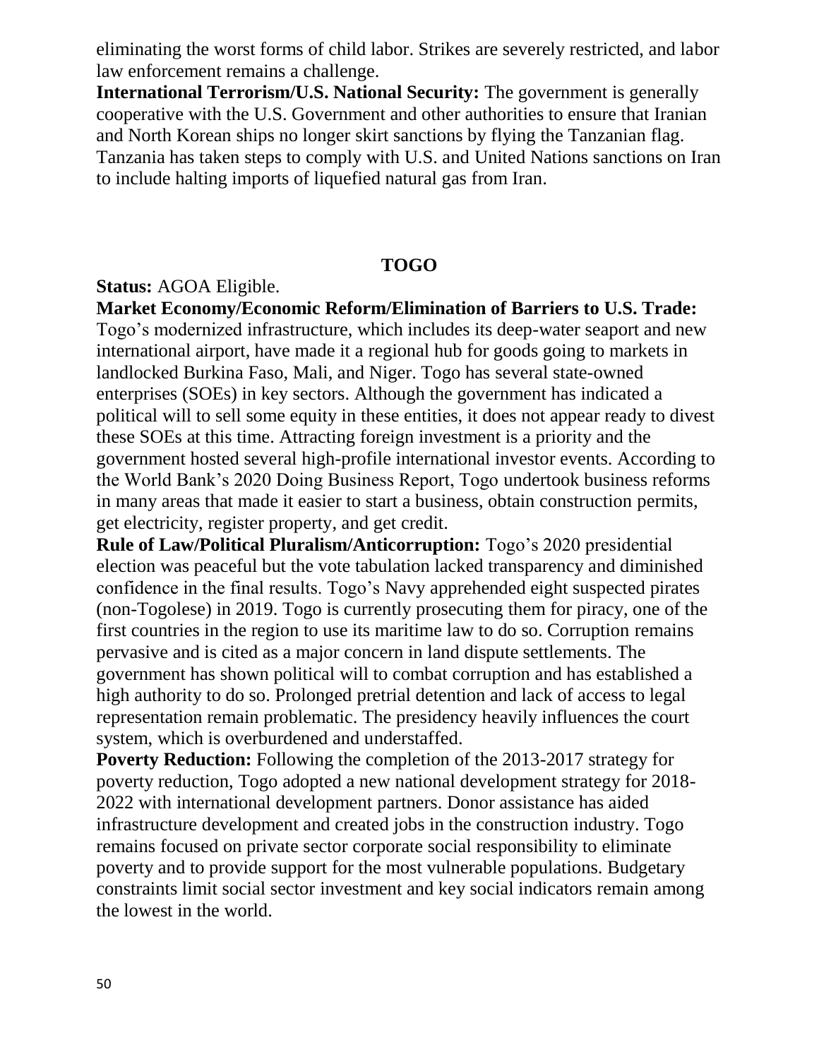eliminating the worst forms of child labor. Strikes are severely restricted, and labor law enforcement remains a challenge.

**International Terrorism/U.S. National Security:** The government is generally cooperative with the U.S. Government and other authorities to ensure that Iranian and North Korean ships no longer skirt sanctions by flying the Tanzanian flag. Tanzania has taken steps to comply with U.S. and United Nations sanctions on Iran to include halting imports of liquefied natural gas from Iran.

## TOGO

**Status:** AGOA Eligible.

**Market Economy/Economic Reform/Elimination of Barriers to U.S. Trade:** Togo's modernized infrastructure, which includes its deep-water seaport and new international airport, have made it a regional hub for goods going to markets in landlocked Burkina Faso, Mali, and Niger. Togo has several state-owned enterprises (SOEs) in key sectors. Although the government has indicated a political will to sell some equity in these entities, it does not appear ready to divest these SOEs at this time. Attracting foreign investment is a priority and the government hosted several high-profile international investor events. According to the World Bank's 2020 Doing Business Report, Togo undertook business reforms in many areas that made it easier to start a business, obtain construction permits, get electricity, register property, and get credit.

**Rule of Law/Political Pluralism/Anticorruption:** Togo's 2020 presidential election was peaceful but the vote tabulation lacked transparency and diminished confidence in the final results. Togo's Navy apprehended eight suspected pirates (non-Togolese) in 2019. Togo is currently prosecuting them for piracy, one of the first countries in the region to use its maritime law to do so. Corruption remains pervasive and is cited as a major concern in land dispute settlements. The government has shown political will to combat corruption and has established a high authority to do so. Prolonged pretrial detention and lack of access to legal representation remain problematic. The presidency heavily influences the court system, which is overburdened and understaffed.

**Poverty Reduction:** Following the completion of the 2013-2017 strategy for poverty reduction, Togo adopted a new national development strategy for 2018-2022 with international development partners. Donor assistance has aided infrastructure development and created jobs in the construction industry. Togo remains focused on private sector corporate social responsibility to eliminate poverty and to provide support for the most vulnerable populations. Budgetary constraints limit social sector investment and key social indicators remain among the lowest in the world.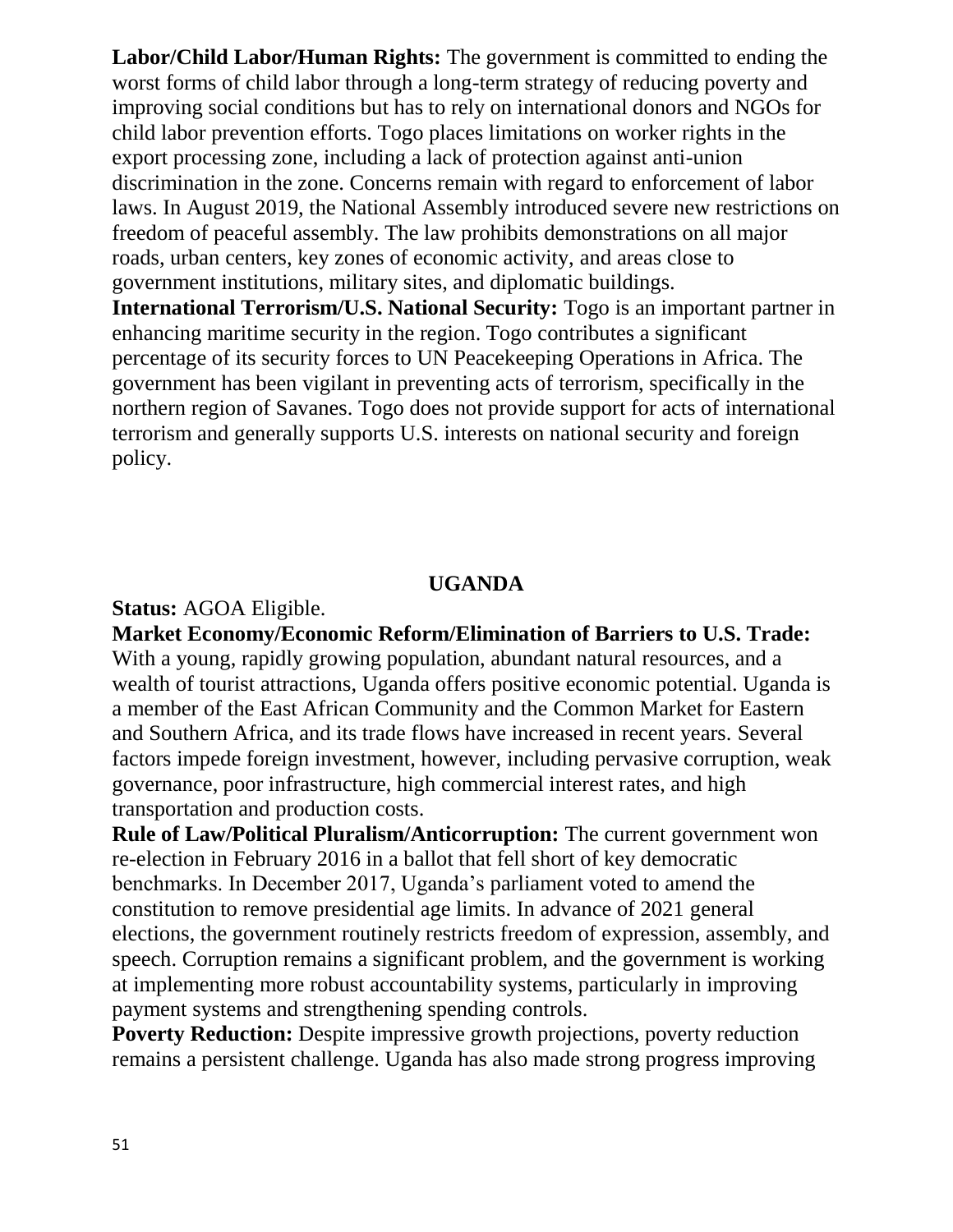**Labor/Child Labor/Human Rights:** The government is committed to ending the worst forms of child labor through a long-term strategy of reducing poverty and improving social conditions but has to rely on international donors and NGOs for child labor prevention efforts. Togo places limitations on worker rights in the export processing zone, including a lack of protection against anti-union discrimination in the zone. Concerns remain with regard to enforcement of labor laws. In August 2019, the National Assembly introduced severe new restrictions on freedom of peaceful assembly. The law prohibits demonstrations on all major roads, urban centers, key zones of economic activity, and areas close to government institutions, military sites, and diplomatic buildings.

**International Terrorism/U.S. National Security:** Togo is an important partner in enhancing maritime security in the region. Togo contributes a significant percentage of its security forces to UN Peacekeeping Operations in Africa. The government has been vigilant in preventing acts of terrorism, specifically in the northern region of Savanes. Togo does not provide support for acts of international terrorism and generally supports U.S. interests on national security and foreign policy.

## UGANDA

**Status:** AGOA Eligible.

**Market Economy/Economic Reform/Elimination of Barriers to U.S. Trade:** With a young, rapidly growing population, abundant natural resources, and a wealth of tourist attractions, Uganda offers positive economic potential. Uganda is a member of the East African Community and the Common Market for Eastern and Southern Africa, and its trade flows have increased in recent years. Several factors impede foreign investment, however, including pervasive corruption, weak governance, poor infrastructure, high commercial interest rates, and high transportation and production costs.

**Rule of Law/Political Pluralism/Anticorruption:** The current government won re-election in February 2016 in a ballot that fell short of key democratic benchmarks. In December 2017, Uganda's parliament voted to amend the constitution to remove presidential age limits. In advance of 2021 general elections, the government routinely restricts freedom of expression, assembly, and speech. Corruption remains a significant problem, and the government is working at implementing more robust accountability systems, particularly in improving payment systems and strengthening spending controls.

**Poverty Reduction:** Despite impressive growth projections, poverty reduction remains a persistent challenge. Uganda has also made strong progress improving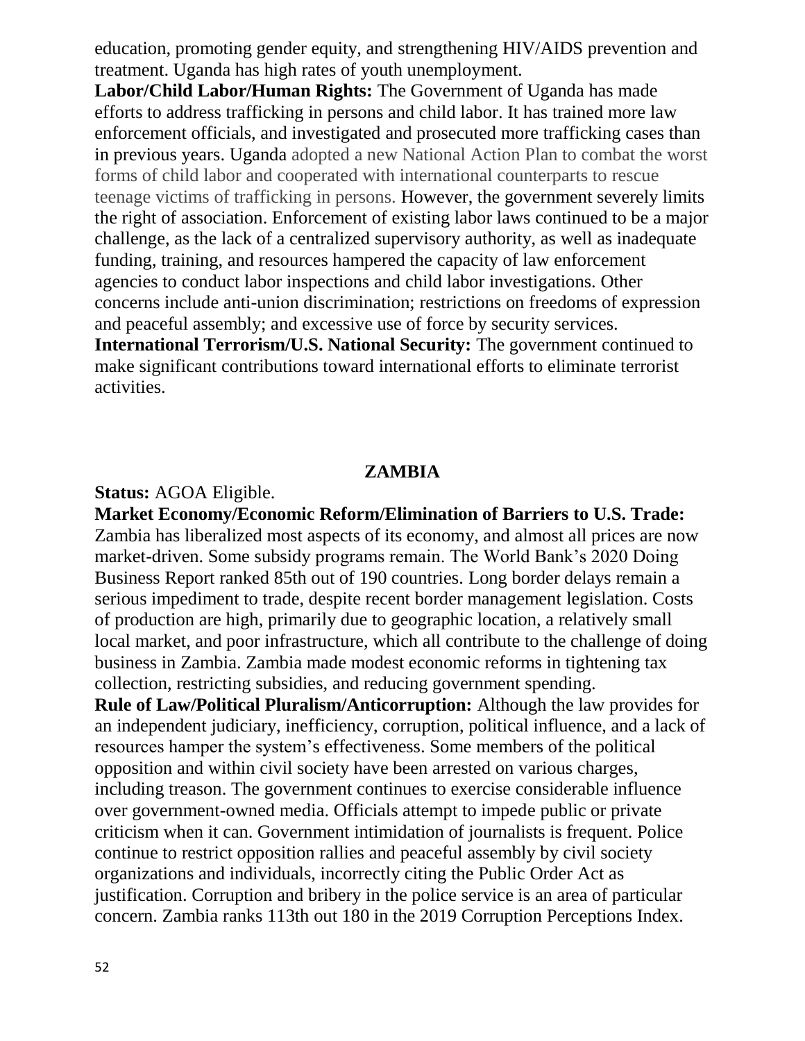education, promoting gender equity, and strengthening HIV/AIDS prevention and treatment. Uganda has high rates of youth unemployment.

**Labor/Child Labor/Human Rights:** The Government of Uganda has made efforts to address trafficking in persons and child labor. It has trained more law enforcement officials, and investigated and prosecuted more trafficking cases than in previous years. Uganda adopted a new National Action Plan to combat the worst forms of child labor and cooperated with international counterparts to rescue teenage victims of trafficking in persons. However, the government severely limits the right of association. Enforcement of existing labor laws continued to be a major challenge, as the lack of a centralized supervisory authority, as well as inadequate funding, training, and resources hampered the capacity of law enforcement agencies to conduct labor inspections and child labor investigations. Other concerns include anti-union discrimination; restrictions on freedoms of expression and peaceful assembly; and excessive use of force by security services.

**International Terrorism/U.S. National Security:** The government continued to make significant contributions toward international efforts to eliminate terrorist activities.

## ZAMBIA

**Status:** AGOA Eligible.

**Market Economy/Economic Reform/Elimination of Barriers to U.S. Trade:** Zambia has liberalized most aspects of its economy, and almost all prices are now market-driven. Some subsidy programs remain. The World Bank's 2020 Doing Business Report ranked 85th out of 190 countries. Long border delays remain a serious impediment to trade, despite recent border management legislation. Costs of production are high, primarily due to geographic location, a relatively small local market, and poor infrastructure, which all contribute to the challenge of doing business in Zambia. Zambia made modest economic reforms in tightening tax collection, restricting subsidies, and reducing government spending.

**Rule of Law/Political Pluralism/Anticorruption:** Although the law provides for an independent judiciary, inefficiency, corruption, political influence, and a lack of resources hamper the system's effectiveness. Some members of the political opposition and within civil society have been arrested on various charges, including treason. The government continues to exercise considerable influence over government-owned media. Officials attempt to impede public or private criticism when it can. Government intimidation of journalists is frequent. Police continue to restrict opposition rallies and peaceful assembly by civil society organizations and individuals, incorrectly citing the Public Order Act as justification. Corruption and bribery in the police service is an area of particular concern. Zambia ranks 113th out 180 in the 2019 Corruption Perceptions Index.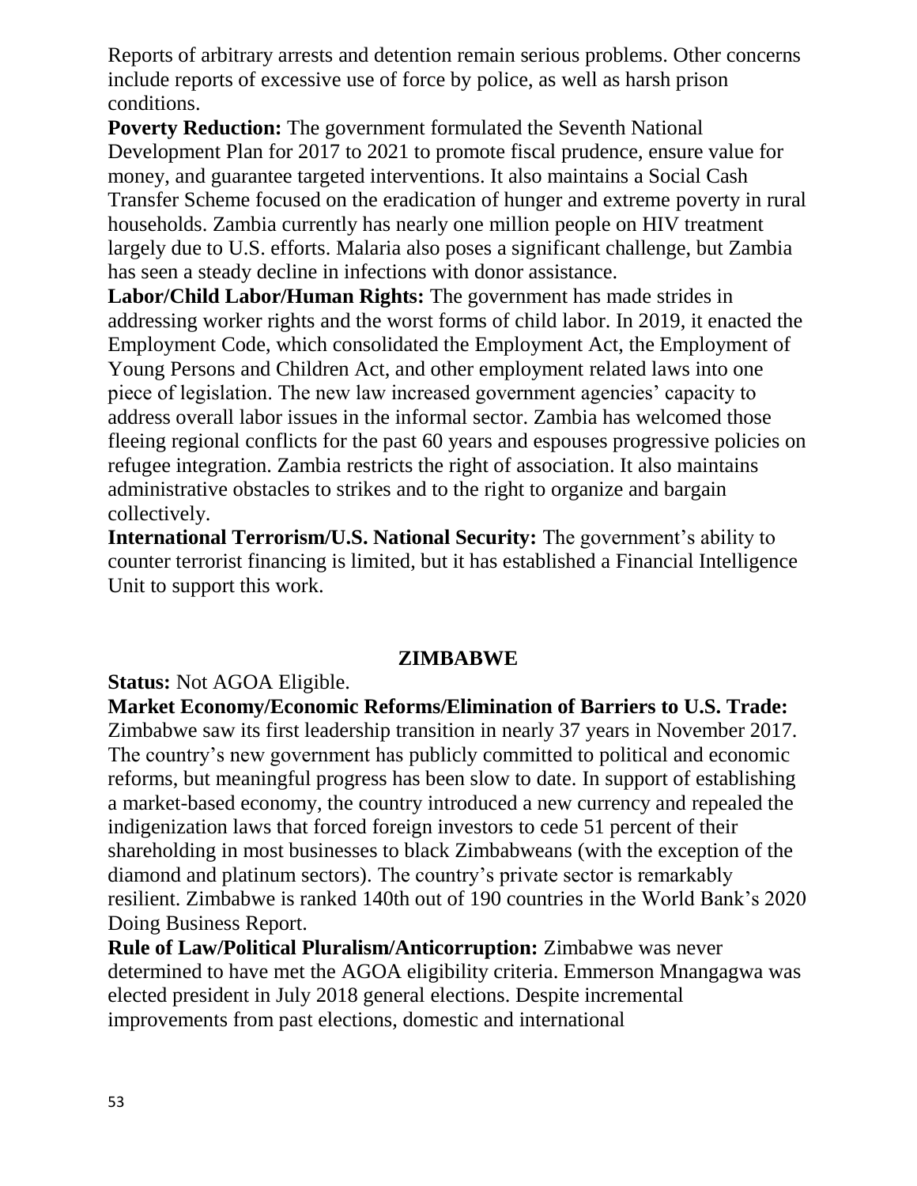Reports of arbitrary arrests and detention remain serious problems. Other concerns include reports of excessive use of force by police, as well as harsh prison conditions.

**Poverty Reduction:** The government formulated the Seventh National Development Plan for 2017 to 2021 to promote fiscal prudence, ensure value for money, and guarantee targeted interventions. It also maintains a Social Cash Transfer Scheme focused on the eradication of hunger and extreme poverty in rural households. Zambia currently has nearly one million people on HIV treatment largely due to U.S. efforts. Malaria also poses a significant challenge, but Zambia has seen a steady decline in infections with donor assistance.

**Labor/Child Labor/Human Rights:** The government has made strides in addressing worker rights and the worst forms of child labor. In 2019, it enacted the Employment Code, which consolidated the Employment Act, the Employment of Young Persons and Children Act, and other employment related laws into one piece of legislation. The new law increased government agencies' capacity to address overall labor issues in the informal sector. Zambia has welcomed those fleeing regional conflicts for the past 60 years and espouses progressive policies on refugee integration. Zambia restricts the right of association. It also maintains administrative obstacles to strikes and to the right to organize and bargain collectively.

**International Terrorism/U.S. National Security:** The government's ability to counter terrorist financing is limited, but it has established a Financial Intelligence Unit to support this work.

## ZIMBABWE

**Status:** Not AGOA Eligible.

**Market Economy/Economic Reforms/Elimination of Barriers to U.S. Trade:** Zimbabwe saw its first leadership transition in nearly 37 years in November 2017. The country's new government has publicly committed to political and economic reforms, but meaningful progress has been slow to date. In support of establishing a market-based economy, the country introduced a new currency and repealed the indigenization laws that forced foreign investors to cede 51 percent of their shareholding in most businesses to black Zimbabweans (with the exception of the diamond and platinum sectors). The country's private sector is remarkably resilient. Zimbabwe is ranked 140th out of 190 countries in the World Bank's 2020 Doing Business Report.

**Rule of Law/Political Pluralism/Anticorruption:** Zimbabwe was never determined to have met the AGOA eligibility criteria. Emmerson Mnangagwa was elected president in July 2018 general elections. Despite incremental improvements from past elections, domestic and international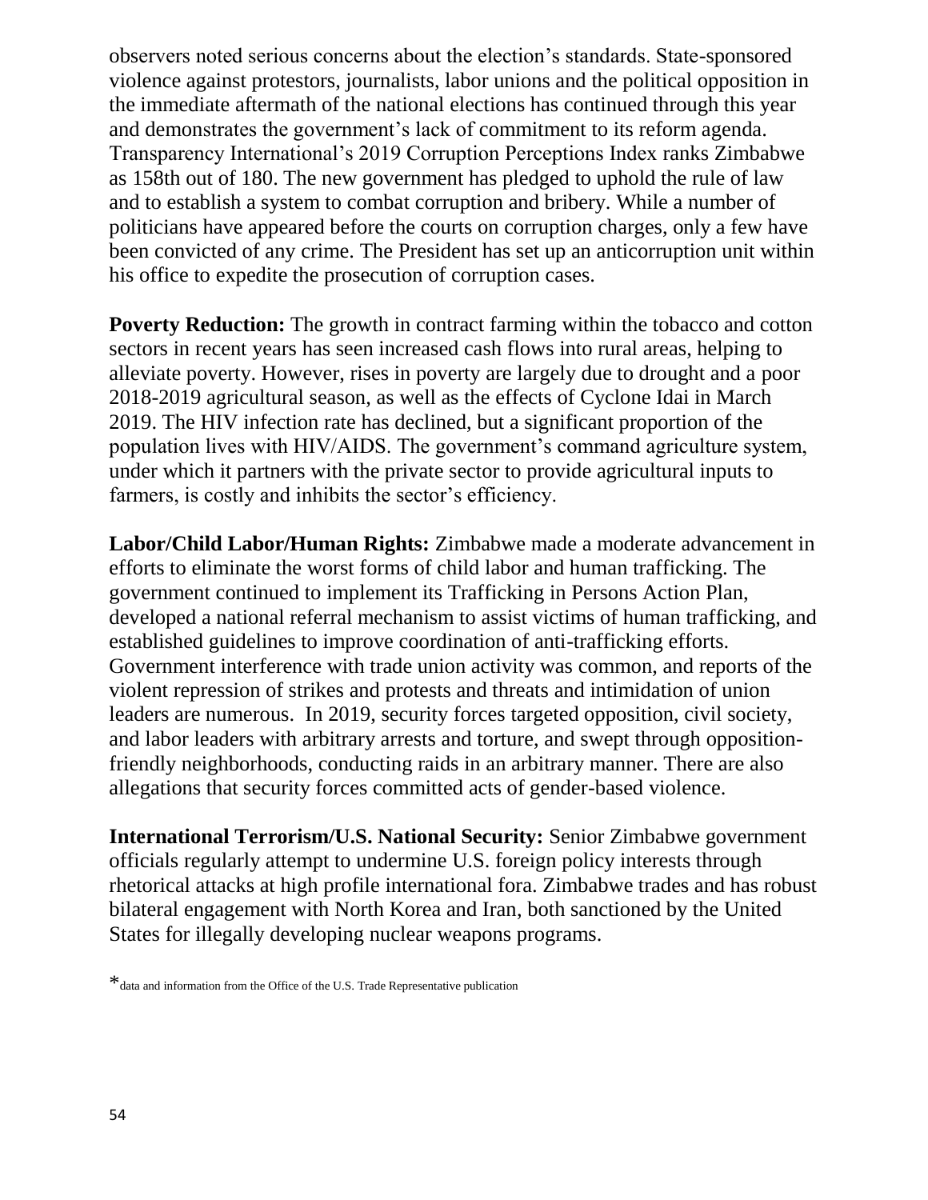observers noted serious concerns about the election's standards. State-sponsored violence against protestors, journalists, labor unions and the political opposition in the immediate aftermath of the national elections has continued through this year and demonstrates the government's lack of commitment to its reform agenda. Transparency International's 2019 Corruption Perceptions Index ranks Zimbabwe as 158th out of 180. The new government has pledged to uphold the rule of law and to establish a system to combat corruption and bribery. While a number of politicians have appeared before the courts on corruption charges, only a few have been convicted of any crime. The President has set up an anticorruption unit within his office to expedite the prosecution of corruption cases.

**Poverty Reduction:** The growth in contract farming within the tobacco and cotton sectors in recent years has seen increased cash flows into rural areas, helping to alleviate poverty. However, rises in poverty are largely due to drought and a poor 2018-2019 agricultural season, as well as the effects of Cyclone Idai in March 2019. The HIV infection rate has declined, but a significant proportion of the population lives with HIV/AIDS. The government's command agriculture system, under which it partners with the private sector to provide agricultural inputs to farmers, is costly and inhibits the sector's efficiency.

**Labor/Child Labor/Human Rights:** Zimbabwe made a moderate advancement in efforts to eliminate the worst forms of child labor and human trafficking. The government continued to implement its Trafficking in Persons Action Plan, developed a national referral mechanism to assist victims of human trafficking, and established guidelines to improve coordination of anti-trafficking efforts. Government interference with trade union activity was common, and reports of the violent repression of strikes and protests and threats and intimidation of union leaders are numerous. In 2019, security forces targeted opposition, civil society, and labor leaders with arbitrary arrests and torture, and swept through opposition-friendly neighborhoods, conducting raids in an arbitrary manner. There are also allegations that security forces committed acts of gender-based violence.

**International Terrorism/U.S. National Security:** Senior Zimbabwe government officials regularly attempt to undermine U.S. foreign policy interests through rhetorical attacks at high profile international fora. Zimbabwe trades and has robust bilateral engagement with North Korea and Iran, both sanctioned by the United States for illegally developing nuclear weapons programs.

*data and information from the Office of the U.S. Trade Representative publication